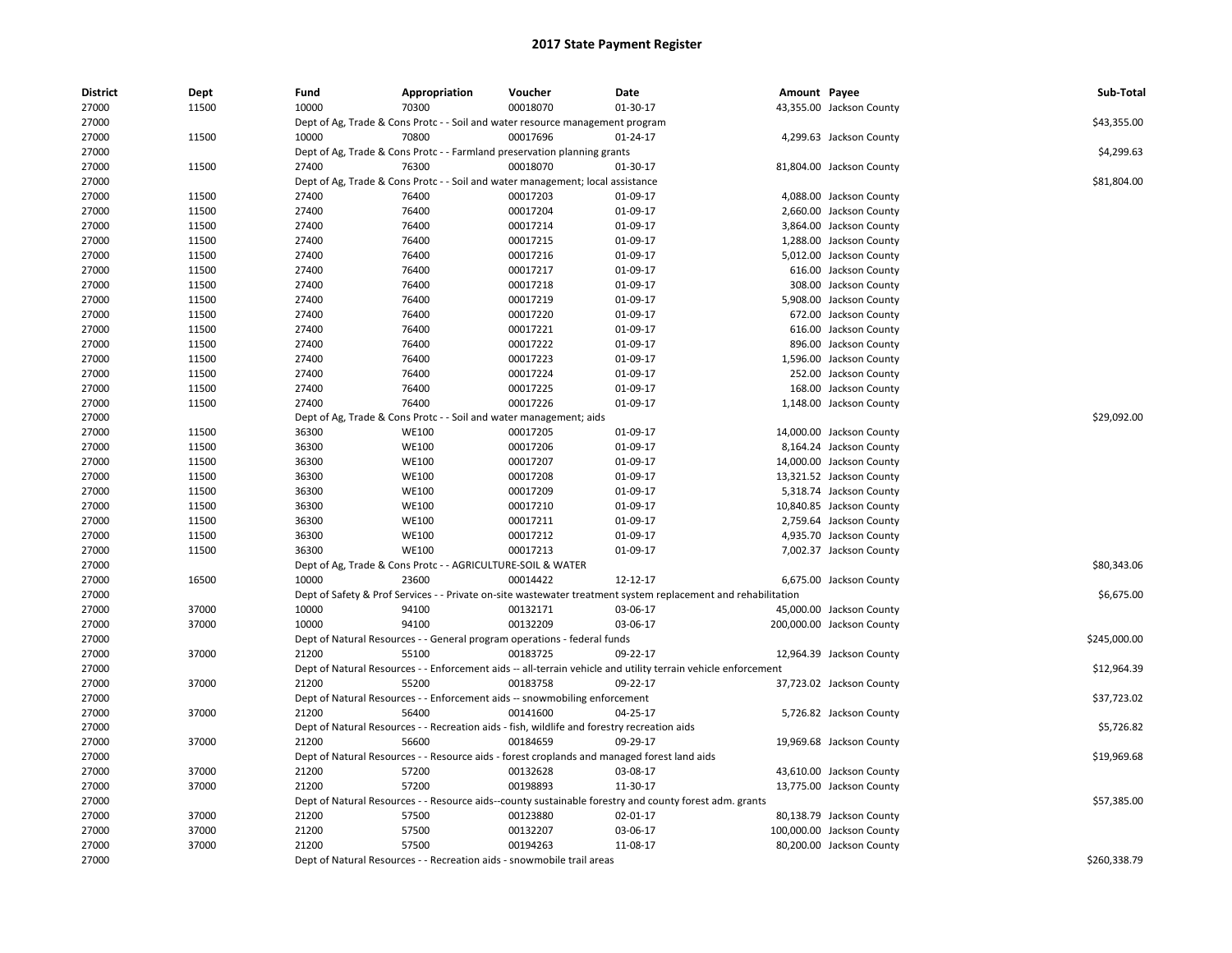# 2017 State Payment Register

| District | Dept | Fund | Appropriation | Voucher | Date | Amount | Payee | Sub-Total |
|---|---|---|---|---|---|---|---|---|
| 27000 | 11500 | 10000 | 70300 | 00018070 | 01-30-17 | 43,355.00 | Jackson County | |
| 27000 | | Dept of Ag, Trade & Cons Protc - - Soil and water resource management program | | | | | | $43,355.00 |
| 27000 | 11500 | 10000 | 70800 | 00017696 | 01-24-17 | 4,299.63 | Jackson County | |
| 27000 | | Dept of Ag, Trade & Cons Protc - - Farmland preservation planning grants | | | | | | $4,299.63 |
| 27000 | 11500 | 27400 | 76300 | 00018070 | 01-30-17 | 81,804.00 | Jackson County | |
| 27000 | | Dept of Ag, Trade & Cons Protc - - Soil and water management; local assistance | | | | | | $81,804.00 |
| 27000 | 11500 | 27400 | 76400 | 00017203 | 01-09-17 | 4,088.00 | Jackson County | |
| 27000 | 11500 | 27400 | 76400 | 00017204 | 01-09-17 | 2,660.00 | Jackson County | |
| 27000 | 11500 | 27400 | 76400 | 00017214 | 01-09-17 | 3,864.00 | Jackson County | |
| 27000 | 11500 | 27400 | 76400 | 00017215 | 01-09-17 | 1,288.00 | Jackson County | |
| 27000 | 11500 | 27400 | 76400 | 00017216 | 01-09-17 | 5,012.00 | Jackson County | |
| 27000 | 11500 | 27400 | 76400 | 00017217 | 01-09-17 | 616.00 | Jackson County | |
| 27000 | 11500 | 27400 | 76400 | 00017218 | 01-09-17 | 308.00 | Jackson County | |
| 27000 | 11500 | 27400 | 76400 | 00017219 | 01-09-17 | 5,908.00 | Jackson County | |
| 27000 | 11500 | 27400 | 76400 | 00017220 | 01-09-17 | 672.00 | Jackson County | |
| 27000 | 11500 | 27400 | 76400 | 00017221 | 01-09-17 | 616.00 | Jackson County | |
| 27000 | 11500 | 27400 | 76400 | 00017222 | 01-09-17 | 896.00 | Jackson County | |
| 27000 | 11500 | 27400 | 76400 | 00017223 | 01-09-17 | 1,596.00 | Jackson County | |
| 27000 | 11500 | 27400 | 76400 | 00017224 | 01-09-17 | 252.00 | Jackson County | |
| 27000 | 11500 | 27400 | 76400 | 00017225 | 01-09-17 | 168.00 | Jackson County | |
| 27000 | 11500 | 27400 | 76400 | 00017226 | 01-09-17 | 1,148.00 | Jackson County | |
| 27000 | | Dept of Ag, Trade & Cons Protc - - Soil and water management; aids | | | | | | $29,092.00 |
| 27000 | 11500 | 36300 | WE100 | 00017205 | 01-09-17 | 14,000.00 | Jackson County | |
| 27000 | 11500 | 36300 | WE100 | 00017206 | 01-09-17 | 8,164.24 | Jackson County | |
| 27000 | 11500 | 36300 | WE100 | 00017207 | 01-09-17 | 14,000.00 | Jackson County | |
| 27000 | 11500 | 36300 | WE100 | 00017208 | 01-09-17 | 13,321.52 | Jackson County | |
| 27000 | 11500 | 36300 | WE100 | 00017209 | 01-09-17 | 5,318.74 | Jackson County | |
| 27000 | 11500 | 36300 | WE100 | 00017210 | 01-09-17 | 10,840.85 | Jackson County | |
| 27000 | 11500 | 36300 | WE100 | 00017211 | 01-09-17 | 2,759.64 | Jackson County | |
| 27000 | 11500 | 36300 | WE100 | 00017212 | 01-09-17 | 4,935.70 | Jackson County | |
| 27000 | 11500 | 36300 | WE100 | 00017213 | 01-09-17 | 7,002.37 | Jackson County | |
| 27000 | | Dept of Ag, Trade & Cons Protc - - AGRICULTURE-SOIL & WATER | | | | | | $80,343.06 |
| 27000 | 16500 | 10000 | 23600 | 00014422 | 12-12-17 | 6,675.00 | Jackson County | |
| 27000 | | Dept of Safety & Prof Services - - Private on-site wastewater treatment system replacement and rehabilitation | | | | | | $6,675.00 |
| 27000 | 37000 | 10000 | 94100 | 00132171 | 03-06-17 | 45,000.00 | Jackson County | |
| 27000 | 37000 | 10000 | 94100 | 00132209 | 03-06-17 | 200,000.00 | Jackson County | |
| 27000 | | Dept of Natural Resources - - General program operations - federal funds | | | | | | $245,000.00 |
| 27000 | 37000 | 21200 | 55100 | 00183725 | 09-22-17 | 12,964.39 | Jackson County | |
| 27000 | | Dept of Natural Resources - - Enforcement aids -- all-terrain vehicle and utility terrain vehicle enforcement | | | | | | $12,964.39 |
| 27000 | 37000 | 21200 | 55200 | 00183758 | 09-22-17 | 37,723.02 | Jackson County | |
| 27000 | | Dept of Natural Resources - - Enforcement aids -- snowmobiling enforcement | | | | | | $37,723.02 |
| 27000 | 37000 | 21200 | 56400 | 00141600 | 04-25-17 | 5,726.82 | Jackson County | |
| 27000 | | Dept of Natural Resources - - Recreation aids - fish, wildlife and forestry recreation aids | | | | | | $5,726.82 |
| 27000 | 37000 | 21200 | 56600 | 00184659 | 09-29-17 | 19,969.68 | Jackson County | |
| 27000 | | Dept of Natural Resources - - Resource aids - forest croplands and managed forest land aids | | | | | | $19,969.68 |
| 27000 | 37000 | 21200 | 57200 | 00132628 | 03-08-17 | 43,610.00 | Jackson County | |
| 27000 | 37000 | 21200 | 57200 | 00198893 | 11-30-17 | 13,775.00 | Jackson County | |
| 27000 | | Dept of Natural Resources - - Resource aids--county sustainable forestry and county forest adm. grants | | | | | | $57,385.00 |
| 27000 | 37000 | 21200 | 57500 | 00123880 | 02-01-17 | 80,138.79 | Jackson County | |
| 27000 | 37000 | 21200 | 57500 | 00132207 | 03-06-17 | 100,000.00 | Jackson County | |
| 27000 | 37000 | 21200 | 57500 | 00194263 | 11-08-17 | 80,200.00 | Jackson County | |
| 27000 | | Dept of Natural Resources - - Recreation aids - snowmobile trail areas | | | | | | $260,338.79 |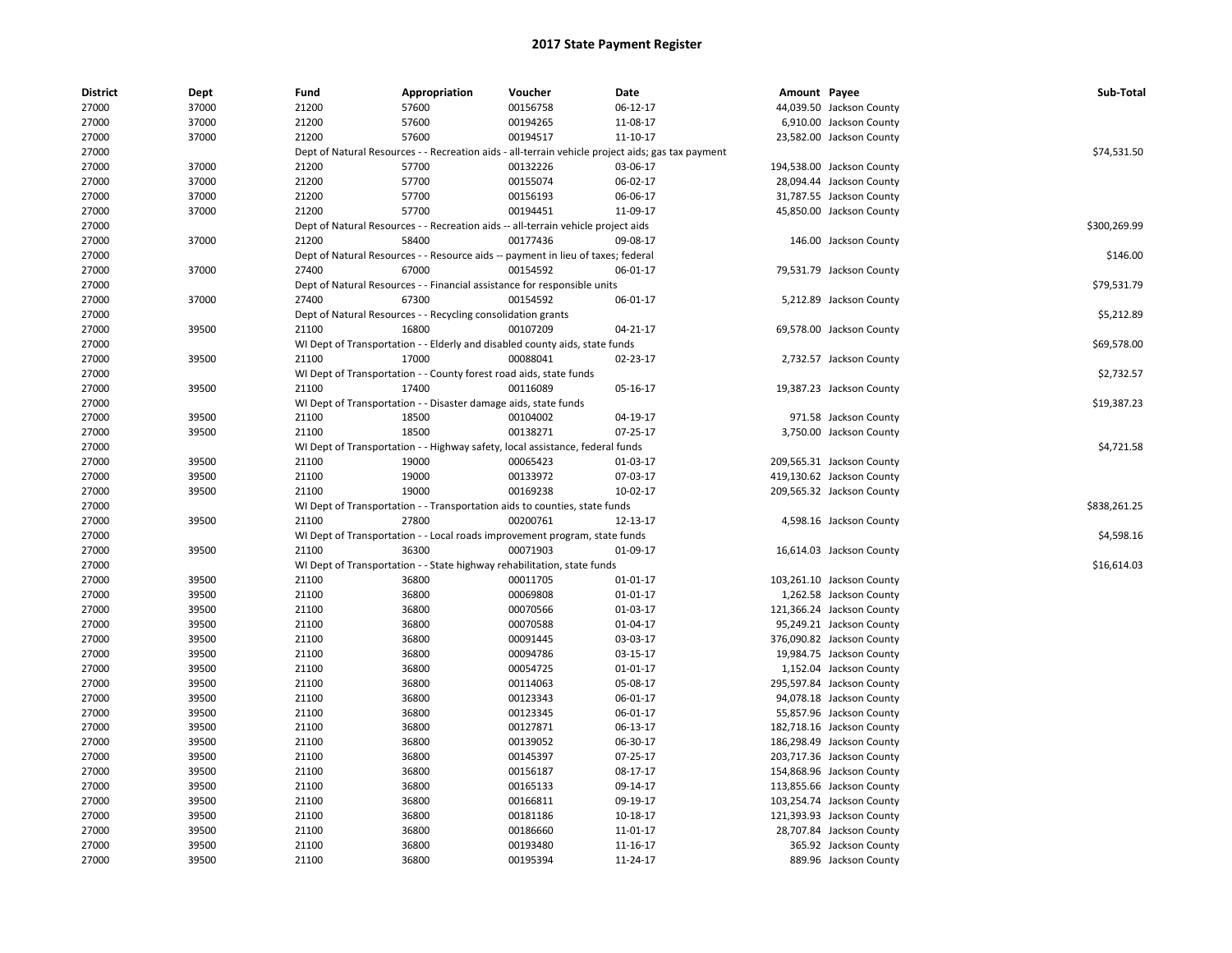# 2017 State Payment Register

| District | Dept | Fund | Appropriation | Voucher | Date | Amount | Payee | Sub-Total |
|---|---|---|---|---|---|---|---|---|
| 27000 | 37000 | 21200 | 57600 | 00156758 | 06-12-17 | 44,039.50 | Jackson County | |
| 27000 | 37000 | 21200 | 57600 | 00194265 | 11-08-17 | 6,910.00 | Jackson County | |
| 27000 | 37000 | 21200 | 57600 | 00194517 | 11-10-17 | 23,582.00 | Jackson County | |
| 27000 | | Dept of Natural Resources - - Recreation aids - all-terrain vehicle project aids; gas tax payment | | | | | | $74,531.50 |
| 27000 | 37000 | 21200 | 57700 | 00132226 | 03-06-17 | 194,538.00 | Jackson County | |
| 27000 | 37000 | 21200 | 57700 | 00155074 | 06-02-17 | 28,094.44 | Jackson County | |
| 27000 | 37000 | 21200 | 57700 | 00156193 | 06-06-17 | 31,787.55 | Jackson County | |
| 27000 | 37000 | 21200 | 57700 | 00194451 | 11-09-17 | 45,850.00 | Jackson County | |
| 27000 | | Dept of Natural Resources - - Recreation aids -- all-terrain vehicle project aids | | | | | | $300,269.99 |
| 27000 | 37000 | 21200 | 58400 | 00177436 | 09-08-17 | 146.00 | Jackson County | |
| 27000 | | Dept of Natural Resources - - Resource aids -- payment in lieu of taxes; federal | | | | | | $146.00 |
| 27000 | 37000 | 27400 | 67000 | 00154592 | 06-01-17 | 79,531.79 | Jackson County | |
| 27000 | | Dept of Natural Resources - - Financial assistance for responsible units | | | | | | $79,531.79 |
| 27000 | 37000 | 27400 | 67300 | 00154592 | 06-01-17 | 5,212.89 | Jackson County | |
| 27000 | | Dept of Natural Resources - - Recycling consolidation grants | | | | | | $5,212.89 |
| 27000 | 39500 | 21100 | 16800 | 00107209 | 04-21-17 | 69,578.00 | Jackson County | |
| 27000 | | WI Dept of Transportation - - Elderly and disabled county aids, state funds | | | | | | $69,578.00 |
| 27000 | 39500 | 21100 | 17000 | 00088041 | 02-23-17 | 2,732.57 | Jackson County | |
| 27000 | | WI Dept of Transportation - - County forest road aids, state funds | | | | | | $2,732.57 |
| 27000 | 39500 | 21100 | 17400 | 00116089 | 05-16-17 | 19,387.23 | Jackson County | |
| 27000 | | WI Dept of Transportation - - Disaster damage aids, state funds | | | | | | $19,387.23 |
| 27000 | 39500 | 21100 | 18500 | 00104002 | 04-19-17 | 971.58 | Jackson County | |
| 27000 | 39500 | 21100 | 18500 | 00138271 | 07-25-17 | 3,750.00 | Jackson County | |
| 27000 | | WI Dept of Transportation - - Highway safety, local assistance, federal funds | | | | | | $4,721.58 |
| 27000 | 39500 | 21100 | 19000 | 00065423 | 01-03-17 | 209,565.31 | Jackson County | |
| 27000 | 39500 | 21100 | 19000 | 00133972 | 07-03-17 | 419,130.62 | Jackson County | |
| 27000 | 39500 | 21100 | 19000 | 00169238 | 10-02-17 | 209,565.32 | Jackson County | |
| 27000 | | WI Dept of Transportation - - Transportation aids to counties, state funds | | | | | | $838,261.25 |
| 27000 | 39500 | 21100 | 27800 | 00200761 | 12-13-17 | 4,598.16 | Jackson County | |
| 27000 | | WI Dept of Transportation - - Local roads improvement program, state funds | | | | | | $4,598.16 |
| 27000 | 39500 | 21100 | 36300 | 00071903 | 01-09-17 | 16,614.03 | Jackson County | |
| 27000 | | WI Dept of Transportation - - State highway rehabilitation, state funds | | | | | | $16,614.03 |
| 27000 | 39500 | 21100 | 36800 | 00011705 | 01-01-17 | 103,261.10 | Jackson County | |
| 27000 | 39500 | 21100 | 36800 | 00069808 | 01-01-17 | 1,262.58 | Jackson County | |
| 27000 | 39500 | 21100 | 36800 | 00070566 | 01-03-17 | 121,366.24 | Jackson County | |
| 27000 | 39500 | 21100 | 36800 | 00070588 | 01-04-17 | 95,249.21 | Jackson County | |
| 27000 | 39500 | 21100 | 36800 | 00091445 | 03-03-17 | 376,090.82 | Jackson County | |
| 27000 | 39500 | 21100 | 36800 | 00094786 | 03-15-17 | 19,984.75 | Jackson County | |
| 27000 | 39500 | 21100 | 36800 | 00054725 | 01-01-17 | 1,152.04 | Jackson County | |
| 27000 | 39500 | 21100 | 36800 | 00114063 | 05-08-17 | 295,597.84 | Jackson County | |
| 27000 | 39500 | 21100 | 36800 | 00123343 | 06-01-17 | 94,078.18 | Jackson County | |
| 27000 | 39500 | 21100 | 36800 | 00123345 | 06-01-17 | 55,857.96 | Jackson County | |
| 27000 | 39500 | 21100 | 36800 | 00127871 | 06-13-17 | 182,718.16 | Jackson County | |
| 27000 | 39500 | 21100 | 36800 | 00139052 | 06-30-17 | 186,298.49 | Jackson County | |
| 27000 | 39500 | 21100 | 36800 | 00145397 | 07-25-17 | 203,717.36 | Jackson County | |
| 27000 | 39500 | 21100 | 36800 | 00156187 | 08-17-17 | 154,868.96 | Jackson County | |
| 27000 | 39500 | 21100 | 36800 | 00165133 | 09-14-17 | 113,855.66 | Jackson County | |
| 27000 | 39500 | 21100 | 36800 | 00166811 | 09-19-17 | 103,254.74 | Jackson County | |
| 27000 | 39500 | 21100 | 36800 | 00181186 | 10-18-17 | 121,393.93 | Jackson County | |
| 27000 | 39500 | 21100 | 36800 | 00186660 | 11-01-17 | 28,707.84 | Jackson County | |
| 27000 | 39500 | 21100 | 36800 | 00193480 | 11-16-17 | 365.92 | Jackson County | |
| 27000 | 39500 | 21100 | 36800 | 00195394 | 11-24-17 | 889.96 | Jackson County | |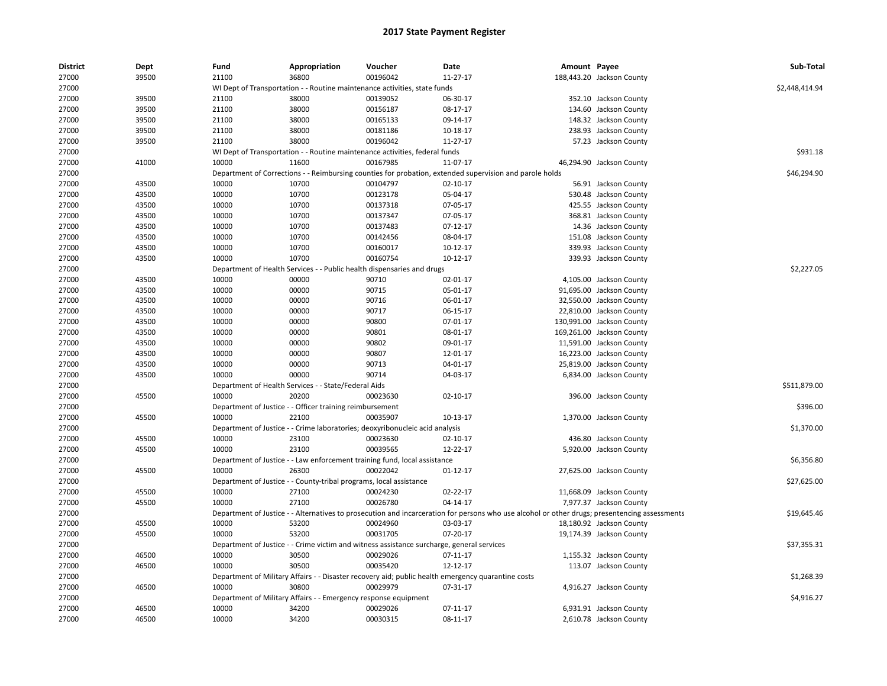## 2017 State Payment Register

| District | Dept | Fund | Appropriation | Voucher | Date | Amount | Payee | Sub-Total |
|---|---|---|---|---|---|---|---|---|
| 27000 | 39500 | 21100 | 36800 | 00196042 | 11-27-17 | 188,443.20 | Jackson County | |
| 27000 | | WI Dept of Transportation - - Routine maintenance activities, state funds | | | | | | $2,448,414.94 |
| 27000 | 39500 | 21100 | 38000 | 00139052 | 06-30-17 | 352.10 | Jackson County | |
| 27000 | 39500 | 21100 | 38000 | 00156187 | 08-17-17 | 134.60 | Jackson County | |
| 27000 | 39500 | 21100 | 38000 | 00165133 | 09-14-17 | 148.32 | Jackson County | |
| 27000 | 39500 | 21100 | 38000 | 00181186 | 10-18-17 | 238.93 | Jackson County | |
| 27000 | 39500 | 21100 | 38000 | 00196042 | 11-27-17 | 57.23 | Jackson County | |
| 27000 | | WI Dept of Transportation - - Routine maintenance activities, federal funds | | | | | | $931.18 |
| 27000 | 41000 | 10000 | 11600 | 00167985 | 11-07-17 | 46,294.90 | Jackson County | |
| 27000 | | Department of Corrections - - Reimbursing counties for probation, extended supervision and parole holds | | | | | | $46,294.90 |
| 27000 | 43500 | 10000 | 10700 | 00104797 | 02-10-17 | 56.91 | Jackson County | |
| 27000 | 43500 | 10000 | 10700 | 00123178 | 05-04-17 | 530.48 | Jackson County | |
| 27000 | 43500 | 10000 | 10700 | 00137318 | 07-05-17 | 425.55 | Jackson County | |
| 27000 | 43500 | 10000 | 10700 | 00137347 | 07-05-17 | 368.81 | Jackson County | |
| 27000 | 43500 | 10000 | 10700 | 00137483 | 07-12-17 | 14.36 | Jackson County | |
| 27000 | 43500 | 10000 | 10700 | 00142456 | 08-04-17 | 151.08 | Jackson County | |
| 27000 | 43500 | 10000 | 10700 | 00160017 | 10-12-17 | 339.93 | Jackson County | |
| 27000 | 43500 | 10000 | 10700 | 00160754 | 10-12-17 | 339.93 | Jackson County | |
| 27000 | | Department of Health Services - - Public health dispensaries and drugs | | | | | | $2,227.05 |
| 27000 | 43500 | 10000 | 00000 | 90710 | 02-01-17 | 4,105.00 | Jackson County | |
| 27000 | 43500 | 10000 | 00000 | 90715 | 05-01-17 | 91,695.00 | Jackson County | |
| 27000 | 43500 | 10000 | 00000 | 90716 | 06-01-17 | 32,550.00 | Jackson County | |
| 27000 | 43500 | 10000 | 00000 | 90717 | 06-15-17 | 22,810.00 | Jackson County | |
| 27000 | 43500 | 10000 | 00000 | 90800 | 07-01-17 | 130,991.00 | Jackson County | |
| 27000 | 43500 | 10000 | 00000 | 90801 | 08-01-17 | 169,261.00 | Jackson County | |
| 27000 | 43500 | 10000 | 00000 | 90802 | 09-01-17 | 11,591.00 | Jackson County | |
| 27000 | 43500 | 10000 | 00000 | 90807 | 12-01-17 | 16,223.00 | Jackson County | |
| 27000 | 43500 | 10000 | 00000 | 90713 | 04-01-17 | 25,819.00 | Jackson County | |
| 27000 | 43500 | 10000 | 00000 | 90714 | 04-03-17 | 6,834.00 | Jackson County | |
| 27000 | | Department of Health Services - - State/Federal Aids | | | | | | $511,879.00 |
| 27000 | 45500 | 10000 | 20200 | 00023630 | 02-10-17 | 396.00 | Jackson County | |
| 27000 | | Department of Justice - - Officer training reimbursement | | | | | | $396.00 |
| 27000 | 45500 | 10000 | 22100 | 00035907 | 10-13-17 | 1,370.00 | Jackson County | |
| 27000 | | Department of Justice - - Crime laboratories; deoxyribonucleic acid analysis | | | | | | $1,370.00 |
| 27000 | 45500 | 10000 | 23100 | 00023630 | 02-10-17 | 436.80 | Jackson County | |
| 27000 | 45500 | 10000 | 23100 | 00039565 | 12-22-17 | 5,920.00 | Jackson County | |
| 27000 | | Department of Justice - - Law enforcement training fund, local assistance | | | | | | $6,356.80 |
| 27000 | 45500 | 10000 | 26300 | 00022042 | 01-12-17 | 27,625.00 | Jackson County | |
| 27000 | | Department of Justice - - County-tribal programs, local assistance | | | | | | $27,625.00 |
| 27000 | 45500 | 10000 | 27100 | 00024230 | 02-22-17 | 11,668.09 | Jackson County | |
| 27000 | 45500 | 10000 | 27100 | 00026780 | 04-14-17 | 7,977.37 | Jackson County | |
| 27000 | | Department of Justice - - Alternatives to prosecution and incarceration for persons who use alcohol or other drugs; presentencing assessments | | | | | | $19,645.46 |
| 27000 | 45500 | 10000 | 53200 | 00024960 | 03-03-17 | 18,180.92 | Jackson County | |
| 27000 | 45500 | 10000 | 53200 | 00031705 | 07-20-17 | 19,174.39 | Jackson County | |
| 27000 | | Department of Justice - - Crime victim and witness assistance surcharge, general services | | | | | | $37,355.31 |
| 27000 | 46500 | 10000 | 30500 | 00029026 | 07-11-17 | 1,155.32 | Jackson County | |
| 27000 | 46500 | 10000 | 30500 | 00035420 | 12-12-17 | 113.07 | Jackson County | |
| 27000 | | Department of Military Affairs - - Disaster recovery aid; public health emergency quarantine costs | | | | | | $1,268.39 |
| 27000 | 46500 | 10000 | 30800 | 00029979 | 07-31-17 | 4,916.27 | Jackson County | |
| 27000 | | Department of Military Affairs - - Emergency response equipment | | | | | | $4,916.27 |
| 27000 | 46500 | 10000 | 34200 | 00029026 | 07-11-17 | 6,931.91 | Jackson County | |
| 27000 | 46500 | 10000 | 34200 | 00030315 | 08-11-17 | 2,610.78 | Jackson County | |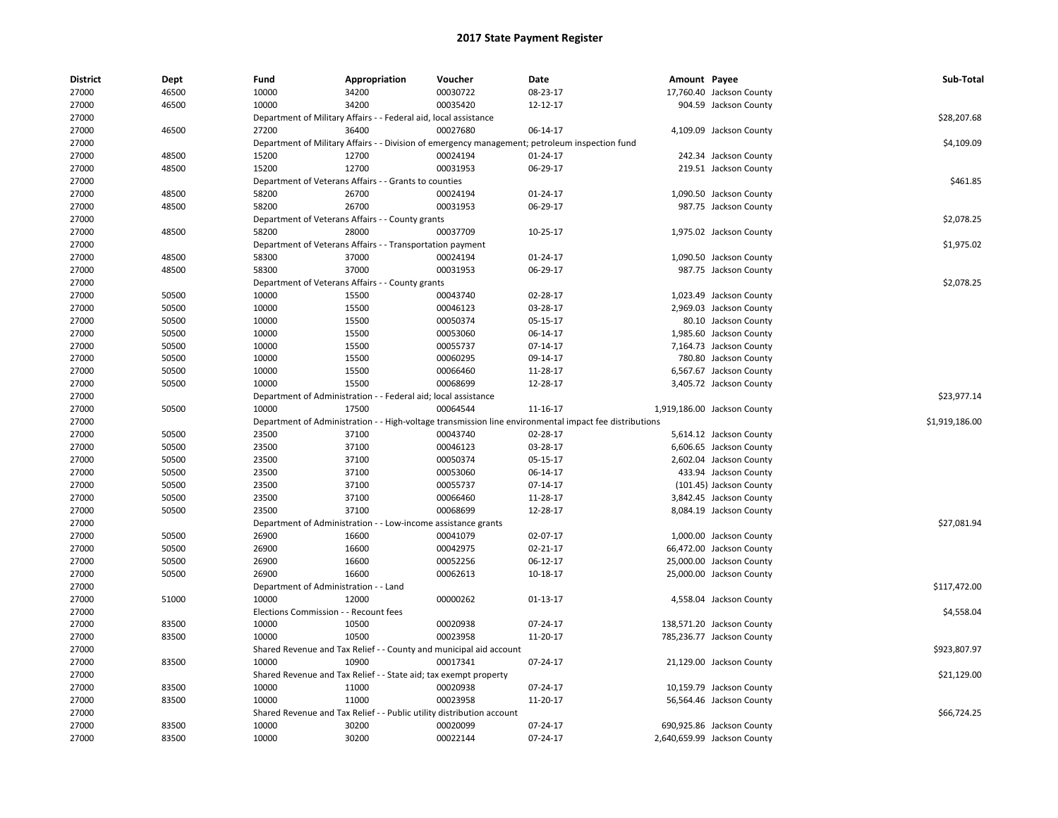# 2017 State Payment Register

| District | Dept | Fund | Appropriation | Voucher | Date | Amount | Payee | Sub-Total |
|---|---|---|---|---|---|---|---|---|
| 27000 | 46500 | 10000 | 34200 | 00030722 | 08-23-17 | 17,760.40 | Jackson County | |
| 27000 | 46500 | 10000 | 34200 | 00035420 | 12-12-17 | 904.59 | Jackson County | |
| 27000 | | Department of Military Affairs - - Federal aid, local assistance | | | | | | $28,207.68 |
| 27000 | 46500 | 27200 | 36400 | 00027680 | 06-14-17 | 4,109.09 | Jackson County | |
| 27000 | | Department of Military Affairs - - Division of emergency management; petroleum inspection fund | | | | | | $4,109.09 |
| 27000 | 48500 | 15200 | 12700 | 00024194 | 01-24-17 | 242.34 | Jackson County | |
| 27000 | 48500 | 15200 | 12700 | 00031953 | 06-29-17 | 219.51 | Jackson County | |
| 27000 | | Department of Veterans Affairs - - Grants to counties | | | | | | $461.85 |
| 27000 | 48500 | 58200 | 26700 | 00024194 | 01-24-17 | 1,090.50 | Jackson County | |
| 27000 | 48500 | 58200 | 26700 | 00031953 | 06-29-17 | 987.75 | Jackson County | |
| 27000 | | Department of Veterans Affairs - - County grants | | | | | | $2,078.25 |
| 27000 | 48500 | 58200 | 28000 | 00037709 | 10-25-17 | 1,975.02 | Jackson County | |
| 27000 | | Department of Veterans Affairs - - Transportation payment | | | | | | $1,975.02 |
| 27000 | 48500 | 58300 | 37000 | 00024194 | 01-24-17 | 1,090.50 | Jackson County | |
| 27000 | 48500 | 58300 | 37000 | 00031953 | 06-29-17 | 987.75 | Jackson County | |
| 27000 | | Department of Veterans Affairs - - County grants | | | | | | $2,078.25 |
| 27000 | 50500 | 10000 | 15500 | 00043740 | 02-28-17 | 1,023.49 | Jackson County | |
| 27000 | 50500 | 10000 | 15500 | 00046123 | 03-28-17 | 2,969.03 | Jackson County | |
| 27000 | 50500 | 10000 | 15500 | 00050374 | 05-15-17 | 80.10 | Jackson County | |
| 27000 | 50500 | 10000 | 15500 | 00053060 | 06-14-17 | 1,985.60 | Jackson County | |
| 27000 | 50500 | 10000 | 15500 | 00055737 | 07-14-17 | 7,164.73 | Jackson County | |
| 27000 | 50500 | 10000 | 15500 | 00060295 | 09-14-17 | 780.80 | Jackson County | |
| 27000 | 50500 | 10000 | 15500 | 00066460 | 11-28-17 | 6,567.67 | Jackson County | |
| 27000 | 50500 | 10000 | 15500 | 00068699 | 12-28-17 | 3,405.72 | Jackson County | |
| 27000 | | Department of Administration - - Federal aid; local assistance | | | | | | $23,977.14 |
| 27000 | 50500 | 10000 | 17500 | 00064544 | 11-16-17 | 1,919,186.00 | Jackson County | |
| 27000 | | Department of Administration - - High-voltage transmission line environmental impact fee distributions | | | | | | $1,919,186.00 |
| 27000 | 50500 | 23500 | 37100 | 00043740 | 02-28-17 | 5,614.12 | Jackson County | |
| 27000 | 50500 | 23500 | 37100 | 00046123 | 03-28-17 | 6,606.65 | Jackson County | |
| 27000 | 50500 | 23500 | 37100 | 00050374 | 05-15-17 | 2,602.04 | Jackson County | |
| 27000 | 50500 | 23500 | 37100 | 00053060 | 06-14-17 | 433.94 | Jackson County | |
| 27000 | 50500 | 23500 | 37100 | 00055737 | 07-14-17 | (101.45) | Jackson County | |
| 27000 | 50500 | 23500 | 37100 | 00066460 | 11-28-17 | 3,842.45 | Jackson County | |
| 27000 | 50500 | 23500 | 37100 | 00068699 | 12-28-17 | 8,084.19 | Jackson County | |
| 27000 | | Department of Administration - - Low-income assistance grants | | | | | | $27,081.94 |
| 27000 | 50500 | 26900 | 16600 | 00041079 | 02-07-17 | 1,000.00 | Jackson County | |
| 27000 | 50500 | 26900 | 16600 | 00042975 | 02-21-17 | 66,472.00 | Jackson County | |
| 27000 | 50500 | 26900 | 16600 | 00052256 | 06-12-17 | 25,000.00 | Jackson County | |
| 27000 | 50500 | 26900 | 16600 | 00062613 | 10-18-17 | 25,000.00 | Jackson County | |
| 27000 | | Department of Administration - - Land | | | | | | $117,472.00 |
| 27000 | 51000 | 10000 | 12000 | 00000262 | 01-13-17 | 4,558.04 | Jackson County | |
| 27000 | | Elections Commission - - Recount fees | | | | | | $4,558.04 |
| 27000 | 83500 | 10000 | 10500 | 00020938 | 07-24-17 | 138,571.20 | Jackson County | |
| 27000 | 83500 | 10000 | 10500 | 00023958 | 11-20-17 | 785,236.77 | Jackson County | |
| 27000 | | Shared Revenue and Tax Relief - - County and municipal aid account | | | | | | $923,807.97 |
| 27000 | 83500 | 10000 | 10900 | 00017341 | 07-24-17 | 21,129.00 | Jackson County | |
| 27000 | | Shared Revenue and Tax Relief - - State aid; tax exempt property | | | | | | $21,129.00 |
| 27000 | 83500 | 10000 | 11000 | 00020938 | 07-24-17 | 10,159.79 | Jackson County | |
| 27000 | 83500 | 10000 | 11000 | 00023958 | 11-20-17 | 56,564.46 | Jackson County | |
| 27000 | | Shared Revenue and Tax Relief - - Public utility distribution account | | | | | | $66,724.25 |
| 27000 | 83500 | 10000 | 30200 | 00020099 | 07-24-17 | 690,925.86 | Jackson County | |
| 27000 | 83500 | 10000 | 30200 | 00022144 | 07-24-17 | 2,640,659.99 | Jackson County | |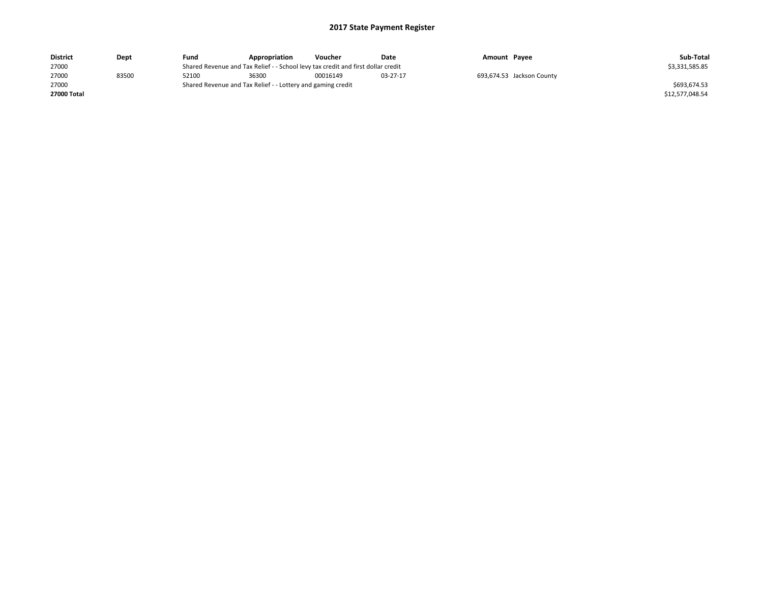# 2017 State Payment Register

| District | Dept | Fund | Appropriation | Voucher | Date | Amount | Payee | Sub-Total |
|---|---|---|---|---|---|---|---|---|
| 27000 | | Shared Revenue and Tax Relief - - School levy tax credit and first dollar credit | | | | | | $3,331,585.85 |
| 27000 | 83500 | 52100 | 36300 | 00016149 | 03-27-17 | 693,674.53 | Jackson County | |
| 27000 | | Shared Revenue and Tax Relief - - Lottery and gaming credit | | | | | | $693,674.53 |
| **27000 Total** | | | | | | | | $12,577,048.54 |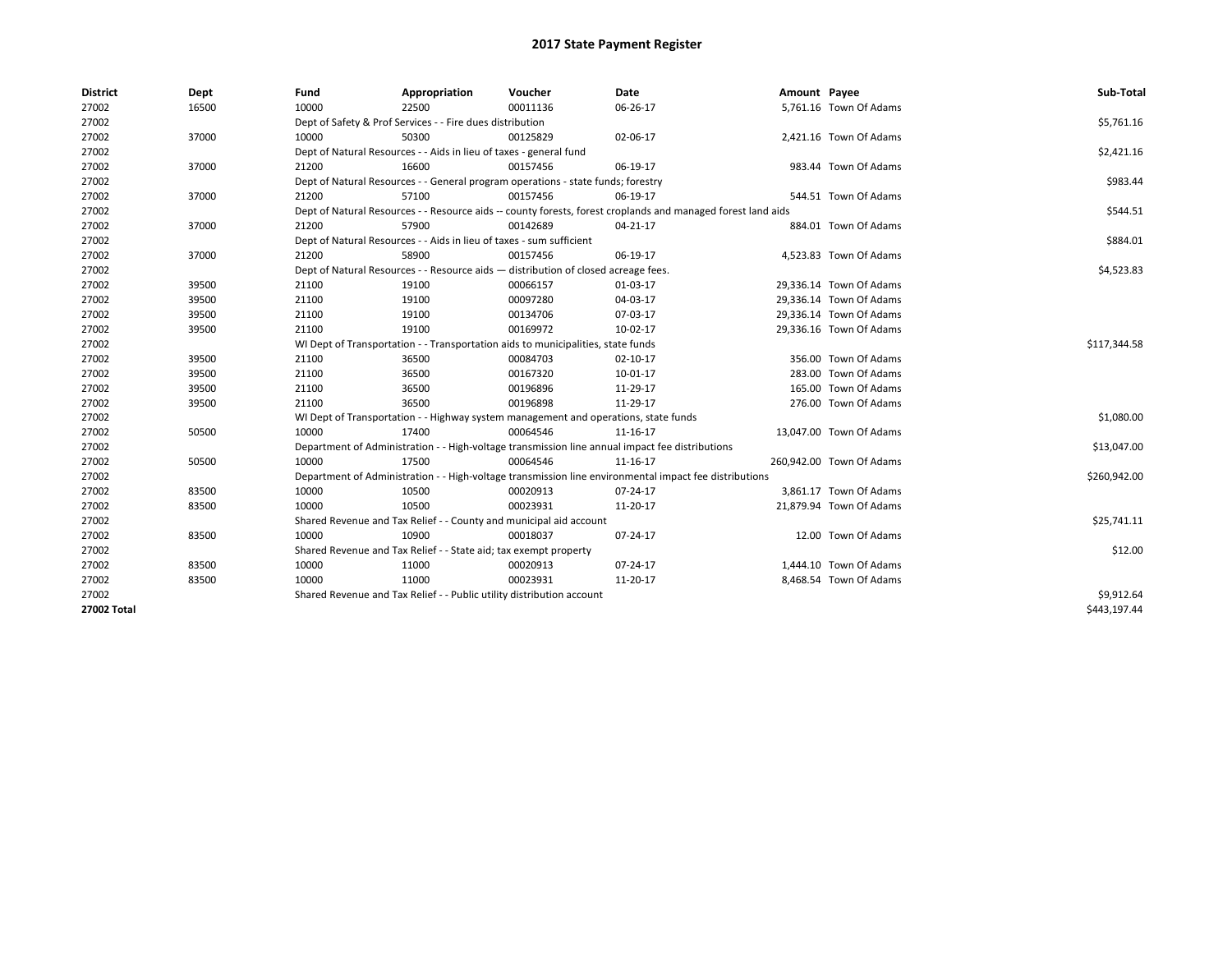# 2017 State Payment Register

| District | Dept | Fund | Appropriation | Voucher | Date | Amount | Payee | Sub-Total |
|---|---|---|---|---|---|---|---|---|
| 27002 | 16500 | 10000 | 22500 | 00011136 | 06-26-17 | 5,761.16 | Town Of Adams | |
| 27002 | | Dept of Safety & Prof Services - - Fire dues distribution | | | | | | $5,761.16 |
| 27002 | 37000 | 10000 | 50300 | 00125829 | 02-06-17 | 2,421.16 | Town Of Adams | |
| 27002 | | Dept of Natural Resources - - Aids in lieu of taxes - general fund | | | | | | $2,421.16 |
| 27002 | 37000 | 21200 | 16600 | 00157456 | 06-19-17 | 983.44 | Town Of Adams | |
| 27002 | | Dept of Natural Resources - - General program operations - state funds; forestry | | | | | | $983.44 |
| 27002 | 37000 | 21200 | 57100 | 00157456 | 06-19-17 | 544.51 | Town Of Adams | |
| 27002 | | Dept of Natural Resources - - Resource aids -- county forests, forest croplands and managed forest land aids | | | | | | $544.51 |
| 27002 | 37000 | 21200 | 57900 | 00142689 | 04-21-17 | 884.01 | Town Of Adams | |
| 27002 | | Dept of Natural Resources - - Aids in lieu of taxes - sum sufficient | | | | | | $884.01 |
| 27002 | 37000 | 21200 | 58900 | 00157456 | 06-19-17 | 4,523.83 | Town Of Adams | |
| 27002 | | Dept of Natural Resources - - Resource aids — distribution of closed acreage fees. | | | | | | $4,523.83 |
| 27002 | 39500 | 21100 | 19100 | 00066157 | 01-03-17 | 29,336.14 | Town Of Adams | |
| 27002 | 39500 | 21100 | 19100 | 00097280 | 04-03-17 | 29,336.14 | Town Of Adams | |
| 27002 | 39500 | 21100 | 19100 | 00134706 | 07-03-17 | 29,336.14 | Town Of Adams | |
| 27002 | 39500 | 21100 | 19100 | 00169972 | 10-02-17 | 29,336.16 | Town Of Adams | |
| 27002 | | WI Dept of Transportation - - Transportation aids to municipalities, state funds | | | | | | $117,344.58 |
| 27002 | 39500 | 21100 | 36500 | 00084703 | 02-10-17 | 356.00 | Town Of Adams | |
| 27002 | 39500 | 21100 | 36500 | 00167320 | 10-01-17 | 283.00 | Town Of Adams | |
| 27002 | 39500 | 21100 | 36500 | 00196896 | 11-29-17 | 165.00 | Town Of Adams | |
| 27002 | 39500 | 21100 | 36500 | 00196898 | 11-29-17 | 276.00 | Town Of Adams | |
| 27002 | | WI Dept of Transportation - - Highway system management and operations, state funds | | | | | | $1,080.00 |
| 27002 | 50500 | 10000 | 17400 | 00064546 | 11-16-17 | 13,047.00 | Town Of Adams | |
| 27002 | | Department of Administration - - High-voltage transmission line annual impact fee distributions | | | | | | $13,047.00 |
| 27002 | 50500 | 10000 | 17500 | 00064546 | 11-16-17 | 260,942.00 | Town Of Adams | |
| 27002 | | Department of Administration - - High-voltage transmission line environmental impact fee distributions | | | | | | $260,942.00 |
| 27002 | 83500 | 10000 | 10500 | 00020913 | 07-24-17 | 3,861.17 | Town Of Adams | |
| 27002 | 83500 | 10000 | 10500 | 00023931 | 11-20-17 | 21,879.94 | Town Of Adams | |
| 27002 | | Shared Revenue and Tax Relief - - County and municipal aid account | | | | | | $25,741.11 |
| 27002 | 83500 | 10000 | 10900 | 00018037 | 07-24-17 | 12.00 | Town Of Adams | |
| 27002 | | Shared Revenue and Tax Relief - - State aid; tax exempt property | | | | | | $12.00 |
| 27002 | 83500 | 10000 | 11000 | 00020913 | 07-24-17 | 1,444.10 | Town Of Adams | |
| 27002 | 83500 | 10000 | 11000 | 00023931 | 11-20-17 | 8,468.54 | Town Of Adams | |
| 27002 | | Shared Revenue and Tax Relief - - Public utility distribution account | | | | | | $9,912.64 |
| **27002 Total** | | | | | | | | $443,197.44 |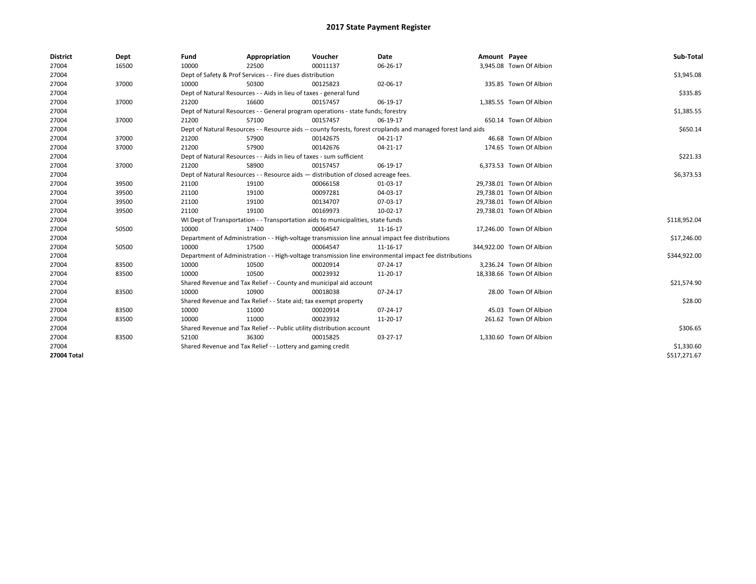# 2017 State Payment Register

| District | Dept | Fund | Appropriation | Voucher | Date | Amount | Payee | Sub-Total |
|---|---|---|---|---|---|---|---|---|
| 27004 | 16500 | 10000 | 22500 | 00011137 | 06-26-17 | 3,945.08 | Town Of Albion | |
| 27004 | | Dept of Safety & Prof Services - - Fire dues distribution | | | | | | $3,945.08 |
| 27004 | 37000 | 10000 | 50300 | 00125823 | 02-06-17 | 335.85 | Town Of Albion | |
| 27004 | | Dept of Natural Resources - - Aids in lieu of taxes - general fund | | | | | | $335.85 |
| 27004 | 37000 | 21200 | 16600 | 00157457 | 06-19-17 | 1,385.55 | Town Of Albion | |
| 27004 | | Dept of Natural Resources - - General program operations - state funds; forestry | | | | | | $1,385.55 |
| 27004 | 37000 | 21200 | 57100 | 00157457 | 06-19-17 | 650.14 | Town Of Albion | |
| 27004 | | Dept of Natural Resources - - Resource aids -- county forests, forest croplands and managed forest land aids | | | | | | $650.14 |
| 27004 | 37000 | 21200 | 57900 | 00142675 | 04-21-17 | 46.68 | Town Of Albion | |
| 27004 | 37000 | 21200 | 57900 | 00142676 | 04-21-17 | 174.65 | Town Of Albion | |
| 27004 | | Dept of Natural Resources - - Aids in lieu of taxes - sum sufficient | | | | | | $221.33 |
| 27004 | 37000 | 21200 | 58900 | 00157457 | 06-19-17 | 6,373.53 | Town Of Albion | |
| 27004 | | Dept of Natural Resources - - Resource aids — distribution of closed acreage fees. | | | | | | $6,373.53 |
| 27004 | 39500 | 21100 | 19100 | 00066158 | 01-03-17 | 29,738.01 | Town Of Albion | |
| 27004 | 39500 | 21100 | 19100 | 00097281 | 04-03-17 | 29,738.01 | Town Of Albion | |
| 27004 | 39500 | 21100 | 19100 | 00134707 | 07-03-17 | 29,738.01 | Town Of Albion | |
| 27004 | 39500 | 21100 | 19100 | 00169973 | 10-02-17 | 29,738.01 | Town Of Albion | |
| 27004 | | WI Dept of Transportation - - Transportation aids to municipalities, state funds | | | | | | $118,952.04 |
| 27004 | 50500 | 10000 | 17400 | 00064547 | 11-16-17 | 17,246.00 | Town Of Albion | |
| 27004 | | Department of Administration - - High-voltage transmission line annual impact fee distributions | | | | | | $17,246.00 |
| 27004 | 50500 | 10000 | 17500 | 00064547 | 11-16-17 | 344,922.00 | Town Of Albion | |
| 27004 | | Department of Administration - - High-voltage transmission line environmental impact fee distributions | | | | | | $344,922.00 |
| 27004 | 83500 | 10000 | 10500 | 00020914 | 07-24-17 | 3,236.24 | Town Of Albion | |
| 27004 | 83500 | 10000 | 10500 | 00023932 | 11-20-17 | 18,338.66 | Town Of Albion | |
| 27004 | | Shared Revenue and Tax Relief - - County and municipal aid account | | | | | | $21,574.90 |
| 27004 | 83500 | 10000 | 10900 | 00018038 | 07-24-17 | 28.00 | Town Of Albion | |
| 27004 | | Shared Revenue and Tax Relief - - State aid; tax exempt property | | | | | | $28.00 |
| 27004 | 83500 | 10000 | 11000 | 00020914 | 07-24-17 | 45.03 | Town Of Albion | |
| 27004 | 83500 | 10000 | 11000 | 00023932 | 11-20-17 | 261.62 | Town Of Albion | |
| 27004 | | Shared Revenue and Tax Relief - - Public utility distribution account | | | | | | $306.65 |
| 27004 | 83500 | 52100 | 36300 | 00015825 | 03-27-17 | 1,330.60 | Town Of Albion | |
| 27004 | | Shared Revenue and Tax Relief - - Lottery and gaming credit | | | | | | $1,330.60 |
| **27004 Total** | | | | | | | | $517,271.67 |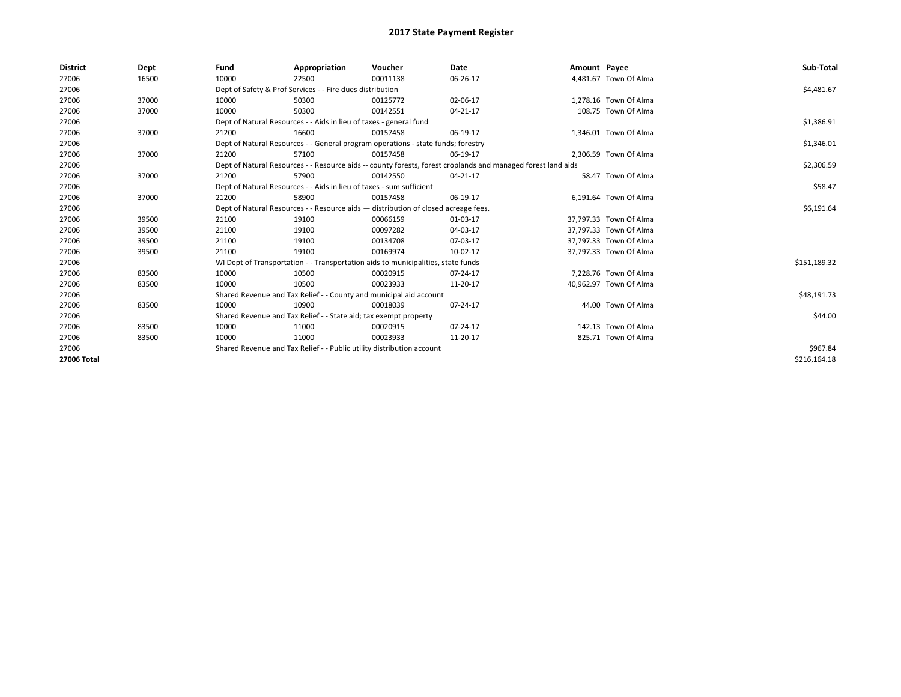# 2017 State Payment Register

| District | Dept | Fund | Appropriation | Voucher | Date | Amount | Payee | Sub-Total |
|---|---|---|---|---|---|---|---|---|
| 27006 | 16500 | 10000 | 22500 | 00011138 | 06-26-17 | 4,481.67 | Town Of Alma | |
| 27006 | | Dept of Safety & Prof Services - - Fire dues distribution | | | | | | $4,481.67 |
| 27006 | 37000 | 10000 | 50300 | 00125772 | 02-06-17 | 1,278.16 | Town Of Alma | |
| 27006 | 37000 | 10000 | 50300 | 00142551 | 04-21-17 | 108.75 | Town Of Alma | |
| 27006 | | Dept of Natural Resources - - Aids in lieu of taxes - general fund | | | | | | $1,386.91 |
| 27006 | 37000 | 21200 | 16600 | 00157458 | 06-19-17 | 1,346.01 | Town Of Alma | |
| 27006 | | Dept of Natural Resources - - General program operations - state funds; forestry | | | | | | $1,346.01 |
| 27006 | 37000 | 21200 | 57100 | 00157458 | 06-19-17 | 2,306.59 | Town Of Alma | |
| 27006 | | Dept of Natural Resources - - Resource aids -- county forests, forest croplands and managed forest land aids | | | | | | $2,306.59 |
| 27006 | 37000 | 21200 | 57900 | 00142550 | 04-21-17 | 58.47 | Town Of Alma | |
| 27006 | | Dept of Natural Resources - - Aids in lieu of taxes - sum sufficient | | | | | | $58.47 |
| 27006 | 37000 | 21200 | 58900 | 00157458 | 06-19-17 | 6,191.64 | Town Of Alma | |
| 27006 | | Dept of Natural Resources - - Resource aids — distribution of closed acreage fees. | | | | | | $6,191.64 |
| 27006 | 39500 | 21100 | 19100 | 00066159 | 01-03-17 | 37,797.33 | Town Of Alma | |
| 27006 | 39500 | 21100 | 19100 | 00097282 | 04-03-17 | 37,797.33 | Town Of Alma | |
| 27006 | 39500 | 21100 | 19100 | 00134708 | 07-03-17 | 37,797.33 | Town Of Alma | |
| 27006 | 39500 | 21100 | 19100 | 00169974 | 10-02-17 | 37,797.33 | Town Of Alma | |
| 27006 | | WI Dept of Transportation - - Transportation aids to municipalities, state funds | | | | | | $151,189.32 |
| 27006 | 83500 | 10000 | 10500 | 00020915 | 07-24-17 | 7,228.76 | Town Of Alma | |
| 27006 | 83500 | 10000 | 10500 | 00023933 | 11-20-17 | 40,962.97 | Town Of Alma | |
| 27006 | | Shared Revenue and Tax Relief - - County and municipal aid account | | | | | | $48,191.73 |
| 27006 | 83500 | 10000 | 10900 | 00018039 | 07-24-17 | 44.00 | Town Of Alma | |
| 27006 | | Shared Revenue and Tax Relief - - State aid; tax exempt property | | | | | | $44.00 |
| 27006 | 83500 | 10000 | 11000 | 00020915 | 07-24-17 | 142.13 | Town Of Alma | |
| 27006 | 83500 | 10000 | 11000 | 00023933 | 11-20-17 | 825.71 | Town Of Alma | |
| 27006 | | Shared Revenue and Tax Relief - - Public utility distribution account | | | | | | $967.84 |
| **27006 Total** | | | | | | | | $216,164.18 |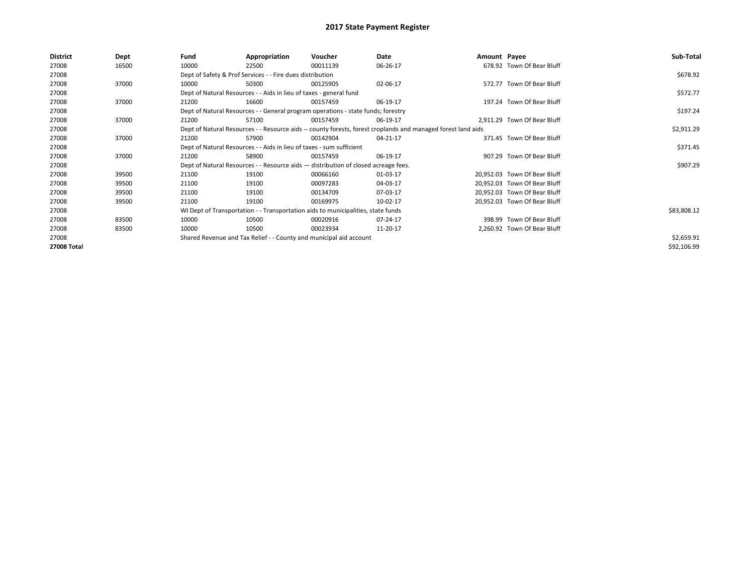# 2017 State Payment Register

| District | Dept | Fund | Appropriation | Voucher | Date | Amount | Payee | Sub-Total |
|---|---|---|---|---|---|---|---|---|
| 27008 | 16500 | 10000 | 22500 | 00011139 | 06-26-17 | 678.92 | Town Of Bear Bluff | |
| 27008 | | Dept of Safety & Prof Services - - Fire dues distribution | | | | | | $678.92 |
| 27008 | 37000 | 10000 | 50300 | 00125905 | 02-06-17 | 572.77 | Town Of Bear Bluff | |
| 27008 | | Dept of Natural Resources - - Aids in lieu of taxes - general fund | | | | | | $572.77 |
| 27008 | 37000 | 21200 | 16600 | 00157459 | 06-19-17 | 197.24 | Town Of Bear Bluff | |
| 27008 | | Dept of Natural Resources - - General program operations - state funds; forestry | | | | | | $197.24 |
| 27008 | 37000 | 21200 | 57100 | 00157459 | 06-19-17 | 2,911.29 | Town Of Bear Bluff | |
| 27008 | | Dept of Natural Resources - - Resource aids -- county forests, forest croplands and managed forest land aids | | | | | | $2,911.29 |
| 27008 | 37000 | 21200 | 57900 | 00142904 | 04-21-17 | 371.45 | Town Of Bear Bluff | |
| 27008 | | Dept of Natural Resources - - Aids in lieu of taxes - sum sufficient | | | | | | $371.45 |
| 27008 | 37000 | 21200 | 58900 | 00157459 | 06-19-17 | 907.29 | Town Of Bear Bluff | |
| 27008 | | Dept of Natural Resources - - Resource aids — distribution of closed acreage fees. | | | | | | $907.29 |
| 27008 | 39500 | 21100 | 19100 | 00066160 | 01-03-17 | 20,952.03 | Town Of Bear Bluff | |
| 27008 | 39500 | 21100 | 19100 | 00097283 | 04-03-17 | 20,952.03 | Town Of Bear Bluff | |
| 27008 | 39500 | 21100 | 19100 | 00134709 | 07-03-17 | 20,952.03 | Town Of Bear Bluff | |
| 27008 | 39500 | 21100 | 19100 | 00169975 | 10-02-17 | 20,952.03 | Town Of Bear Bluff | |
| 27008 | | WI Dept of Transportation - - Transportation aids to municipalities, state funds | | | | | | $83,808.12 |
| 27008 | 83500 | 10000 | 10500 | 00020916 | 07-24-17 | 398.99 | Town Of Bear Bluff | |
| 27008 | 83500 | 10000 | 10500 | 00023934 | 11-20-17 | 2,260.92 | Town Of Bear Bluff | |
| 27008 | | Shared Revenue and Tax Relief - - County and municipal aid account | | | | | | $2,659.91 |
| **27008 Total** | | | | | | | | $92,106.99 |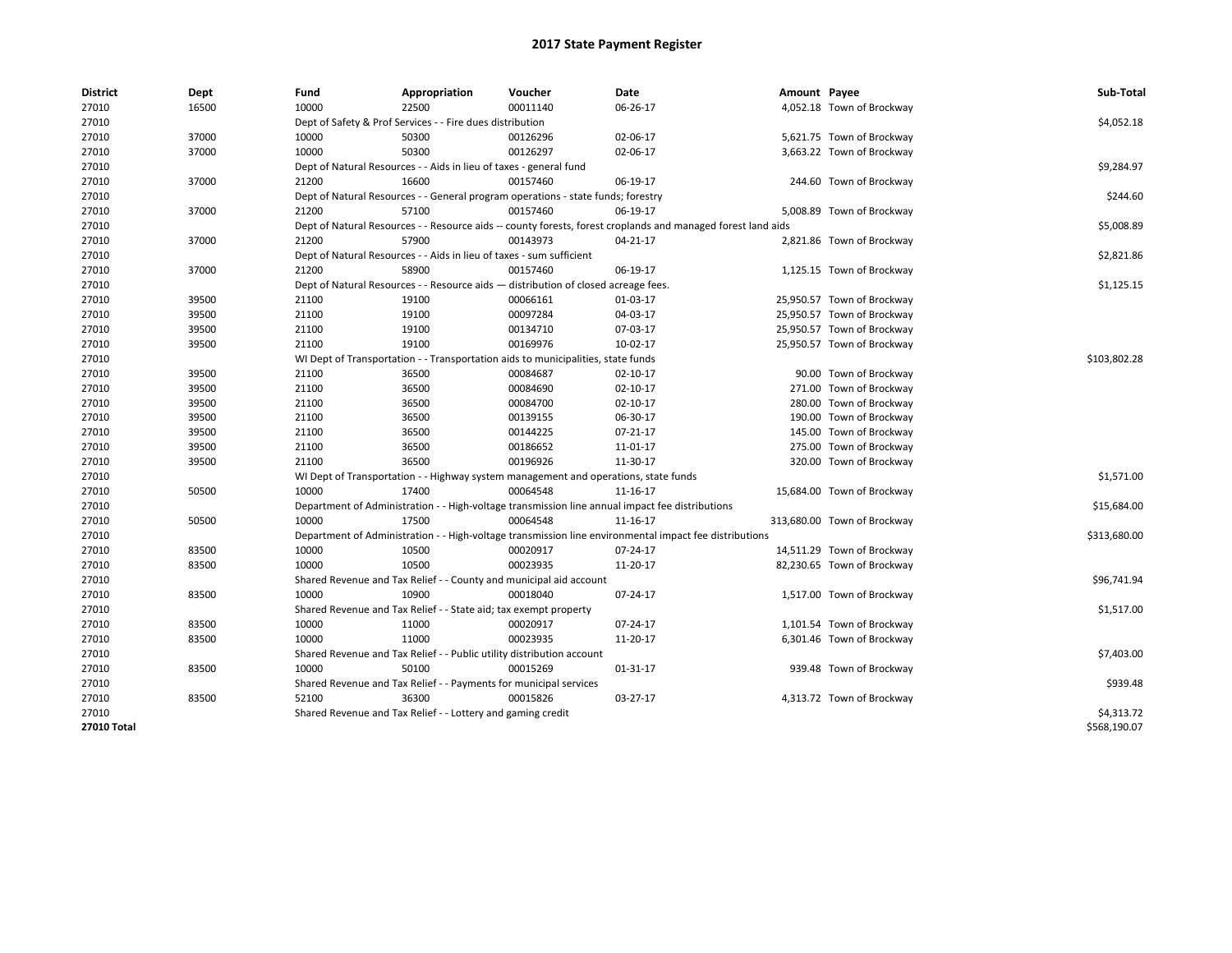# 2017 State Payment Register

| District | Dept | Fund | Appropriation | Voucher | Date | Amount | Payee | Sub-Total |
|---|---|---|---|---|---|---|---|---|
| 27010 | 16500 | 10000 | 22500 | 00011140 | 06-26-17 | 4,052.18 | Town of Brockway | |
| 27010 | | Dept of Safety & Prof Services - - Fire dues distribution | | | | | | $4,052.18 |
| 27010 | 37000 | 10000 | 50300 | 00126296 | 02-06-17 | 5,621.75 | Town of Brockway | |
| 27010 | 37000 | 10000 | 50300 | 00126297 | 02-06-17 | 3,663.22 | Town of Brockway | |
| 27010 | | Dept of Natural Resources - - Aids in lieu of taxes - general fund | | | | | | $9,284.97 |
| 27010 | 37000 | 21200 | 16600 | 00157460 | 06-19-17 | 244.60 | Town of Brockway | |
| 27010 | | Dept of Natural Resources - - General program operations - state funds; forestry | | | | | | $244.60 |
| 27010 | 37000 | 21200 | 57100 | 00157460 | 06-19-17 | 5,008.89 | Town of Brockway | |
| 27010 | | Dept of Natural Resources - - Resource aids -- county forests, forest croplands and managed forest land aids | | | | | | $5,008.89 |
| 27010 | 37000 | 21200 | 57900 | 00143973 | 04-21-17 | 2,821.86 | Town of Brockway | |
| 27010 | | Dept of Natural Resources - - Aids in lieu of taxes - sum sufficient | | | | | | $2,821.86 |
| 27010 | 37000 | 21200 | 58900 | 00157460 | 06-19-17 | 1,125.15 | Town of Brockway | |
| 27010 | | Dept of Natural Resources - - Resource aids — distribution of closed acreage fees. | | | | | | $1,125.15 |
| 27010 | 39500 | 21100 | 19100 | 00066161 | 01-03-17 | 25,950.57 | Town of Brockway | |
| 27010 | 39500 | 21100 | 19100 | 00097284 | 04-03-17 | 25,950.57 | Town of Brockway | |
| 27010 | 39500 | 21100 | 19100 | 00134710 | 07-03-17 | 25,950.57 | Town of Brockway | |
| 27010 | 39500 | 21100 | 19100 | 00169976 | 10-02-17 | 25,950.57 | Town of Brockway | |
| 27010 | | WI Dept of Transportation - - Transportation aids to municipalities, state funds | | | | | | $103,802.28 |
| 27010 | 39500 | 21100 | 36500 | 00084687 | 02-10-17 | 90.00 | Town of Brockway | |
| 27010 | 39500 | 21100 | 36500 | 00084690 | 02-10-17 | 271.00 | Town of Brockway | |
| 27010 | 39500 | 21100 | 36500 | 00084700 | 02-10-17 | 280.00 | Town of Brockway | |
| 27010 | 39500 | 21100 | 36500 | 00139155 | 06-30-17 | 190.00 | Town of Brockway | |
| 27010 | 39500 | 21100 | 36500 | 00144225 | 07-21-17 | 145.00 | Town of Brockway | |
| 27010 | 39500 | 21100 | 36500 | 00186652 | 11-01-17 | 275.00 | Town of Brockway | |
| 27010 | 39500 | 21100 | 36500 | 00196926 | 11-30-17 | 320.00 | Town of Brockway | |
| 27010 | | WI Dept of Transportation - - Highway system management and operations, state funds | | | | | | $1,571.00 |
| 27010 | 50500 | 10000 | 17400 | 00064548 | 11-16-17 | 15,684.00 | Town of Brockway | |
| 27010 | | Department of Administration - - High-voltage transmission line annual impact fee distributions | | | | | | $15,684.00 |
| 27010 | 50500 | 10000 | 17500 | 00064548 | 11-16-17 | 313,680.00 | Town of Brockway | |
| 27010 | | Department of Administration - - High-voltage transmission line environmental impact fee distributions | | | | | | $313,680.00 |
| 27010 | 83500 | 10000 | 10500 | 00020917 | 07-24-17 | 14,511.29 | Town of Brockway | |
| 27010 | 83500 | 10000 | 10500 | 00023935 | 11-20-17 | 82,230.65 | Town of Brockway | |
| 27010 | | Shared Revenue and Tax Relief - - County and municipal aid account | | | | | | $96,741.94 |
| 27010 | 83500 | 10000 | 10900 | 00018040 | 07-24-17 | 1,517.00 | Town of Brockway | |
| 27010 | | Shared Revenue and Tax Relief - - State aid; tax exempt property | | | | | | $1,517.00 |
| 27010 | 83500 | 10000 | 11000 | 00020917 | 07-24-17 | 1,101.54 | Town of Brockway | |
| 27010 | 83500 | 10000 | 11000 | 00023935 | 11-20-17 | 6,301.46 | Town of Brockway | |
| 27010 | | Shared Revenue and Tax Relief - - Public utility distribution account | | | | | | $7,403.00 |
| 27010 | 83500 | 10000 | 50100 | 00015269 | 01-31-17 | 939.48 | Town of Brockway | |
| 27010 | | Shared Revenue and Tax Relief - - Payments for municipal services | | | | | | $939.48 |
| 27010 | 83500 | 52100 | 36300 | 00015826 | 03-27-17 | 4,313.72 | Town of Brockway | |
| 27010 | | Shared Revenue and Tax Relief - - Lottery and gaming credit | | | | | | $4,313.72 |
| **27010 Total** | | | | | | | | $568,190.07 |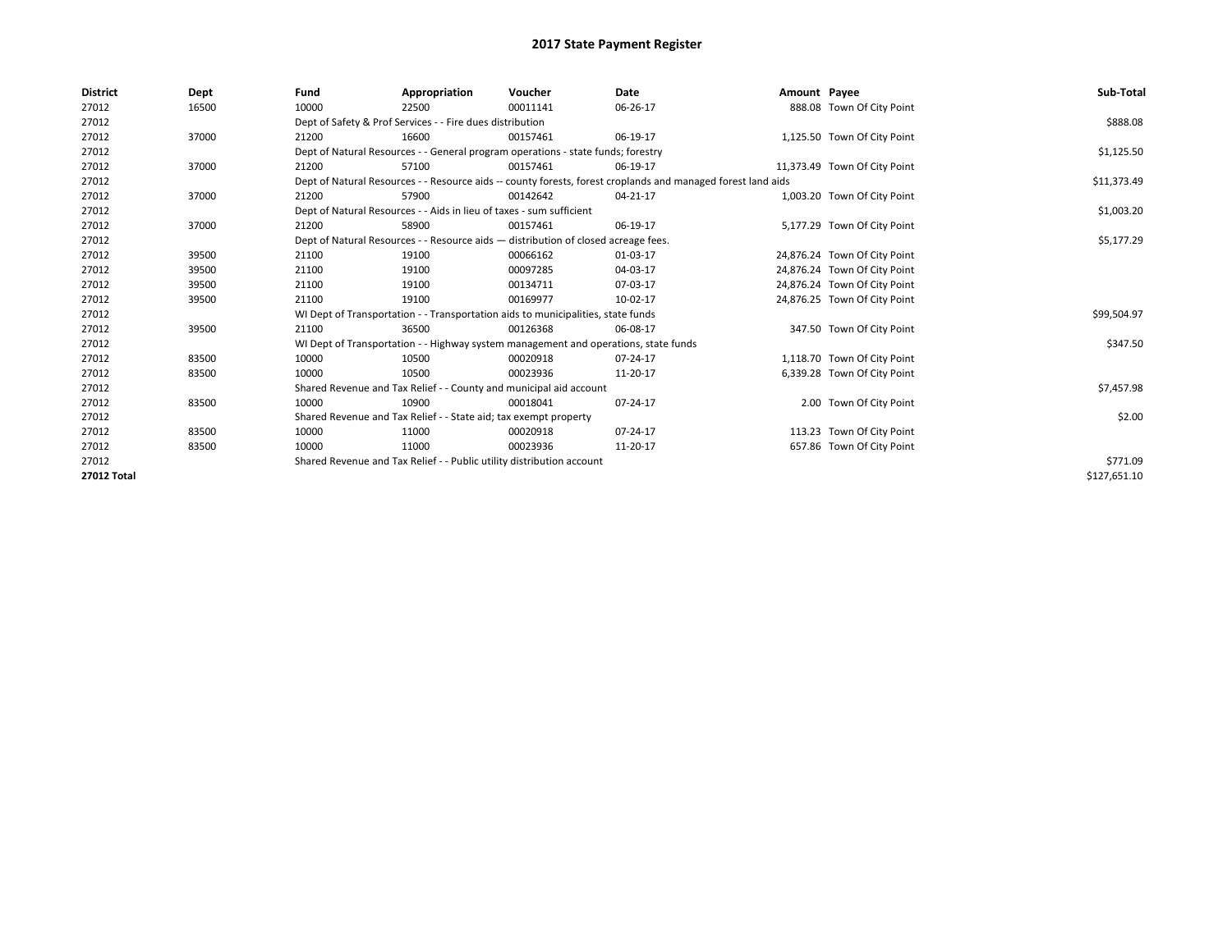# 2017 State Payment Register

| District | Dept | Fund | Appropriation | Voucher | Date | Amount | Payee | Sub-Total |
|---|---|---|---|---|---|---|---|---|
| 27012 | 16500 | 10000 | 22500 | 00011141 | 06-26-17 | 888.08 | Town Of City Point | |
| 27012 | | Dept of Safety & Prof Services - - Fire dues distribution | | | | | | $888.08 |
| 27012 | 37000 | 21200 | 16600 | 00157461 | 06-19-17 | 1,125.50 | Town Of City Point | |
| 27012 | | Dept of Natural Resources - - General program operations - state funds; forestry | | | | | | $1,125.50 |
| 27012 | 37000 | 21200 | 57100 | 00157461 | 06-19-17 | 11,373.49 | Town Of City Point | |
| 27012 | | Dept of Natural Resources - - Resource aids -- county forests, forest croplands and managed forest land aids | | | | | | $11,373.49 |
| 27012 | 37000 | 21200 | 57900 | 00142642 | 04-21-17 | 1,003.20 | Town Of City Point | |
| 27012 | | Dept of Natural Resources - - Aids in lieu of taxes - sum sufficient | | | | | | $1,003.20 |
| 27012 | 37000 | 21200 | 58900 | 00157461 | 06-19-17 | 5,177.29 | Town Of City Point | |
| 27012 | | Dept of Natural Resources - - Resource aids — distribution of closed acreage fees. | | | | | | $5,177.29 |
| 27012 | 39500 | 21100 | 19100 | 00066162 | 01-03-17 | 24,876.24 | Town Of City Point | |
| 27012 | 39500 | 21100 | 19100 | 00097285 | 04-03-17 | 24,876.24 | Town Of City Point | |
| 27012 | 39500 | 21100 | 19100 | 00134711 | 07-03-17 | 24,876.24 | Town Of City Point | |
| 27012 | 39500 | 21100 | 19100 | 00169977 | 10-02-17 | 24,876.25 | Town Of City Point | |
| 27012 | | WI Dept of Transportation - - Transportation aids to municipalities, state funds | | | | | | $99,504.97 |
| 27012 | 39500 | 21100 | 36500 | 00126368 | 06-08-17 | 347.50 | Town Of City Point | |
| 27012 | | WI Dept of Transportation - - Highway system management and operations, state funds | | | | | | $347.50 |
| 27012 | 83500 | 10000 | 10500 | 00020918 | 07-24-17 | 1,118.70 | Town Of City Point | |
| 27012 | 83500 | 10000 | 10500 | 00023936 | 11-20-17 | 6,339.28 | Town Of City Point | |
| 27012 | | Shared Revenue and Tax Relief - - County and municipal aid account | | | | | | $7,457.98 |
| 27012 | 83500 | 10000 | 10900 | 00018041 | 07-24-17 | 2.00 | Town Of City Point | |
| 27012 | | Shared Revenue and Tax Relief - - State aid; tax exempt property | | | | | | $2.00 |
| 27012 | 83500 | 10000 | 11000 | 00020918 | 07-24-17 | 113.23 | Town Of City Point | |
| 27012 | 83500 | 10000 | 11000 | 00023936 | 11-20-17 | 657.86 | Town Of City Point | |
| 27012 | | Shared Revenue and Tax Relief - - Public utility distribution account | | | | | | $771.09 |
| **27012 Total** | | | | | | | | $127,651.10 |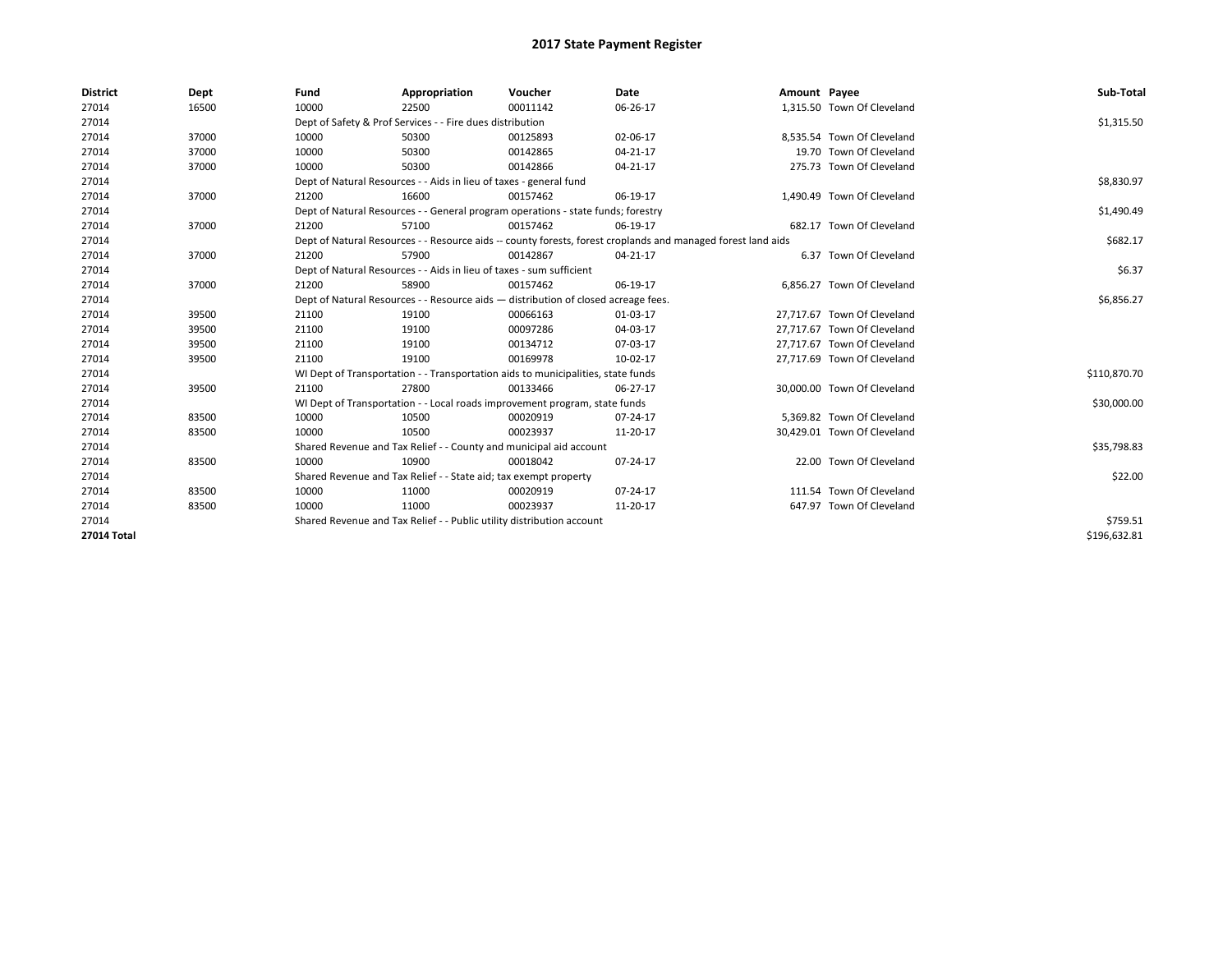# 2017 State Payment Register

| District | Dept | Fund | Appropriation | Voucher | Date | Amount | Payee | Sub-Total |
|---|---|---|---|---|---|---|---|---|
| 27014 | 16500 | 10000 | 22500 | 00011142 | 06-26-17 | 1,315.50 | Town Of Cleveland | |
| 27014 | | Dept of Safety & Prof Services - - Fire dues distribution | | | | | | $1,315.50 |
| 27014 | 37000 | 10000 | 50300 | 00125893 | 02-06-17 | 8,535.54 | Town Of Cleveland | |
| 27014 | 37000 | 10000 | 50300 | 00142865 | 04-21-17 | 19.70 | Town Of Cleveland | |
| 27014 | 37000 | 10000 | 50300 | 00142866 | 04-21-17 | 275.73 | Town Of Cleveland | |
| 27014 | | Dept of Natural Resources - - Aids in lieu of taxes - general fund | | | | | | $8,830.97 |
| 27014 | 37000 | 21200 | 16600 | 00157462 | 06-19-17 | 1,490.49 | Town Of Cleveland | |
| 27014 | | Dept of Natural Resources - - General program operations - state funds; forestry | | | | | | $1,490.49 |
| 27014 | 37000 | 21200 | 57100 | 00157462 | 06-19-17 | 682.17 | Town Of Cleveland | |
| 27014 | | Dept of Natural Resources - - Resource aids -- county forests, forest croplands and managed forest land aids | | | | | | $682.17 |
| 27014 | 37000 | 21200 | 57900 | 00142867 | 04-21-17 | 6.37 | Town Of Cleveland | |
| 27014 | | Dept of Natural Resources - - Aids in lieu of taxes - sum sufficient | | | | | | $6.37 |
| 27014 | 37000 | 21200 | 58900 | 00157462 | 06-19-17 | 6,856.27 | Town Of Cleveland | |
| 27014 | | Dept of Natural Resources - - Resource aids — distribution of closed acreage fees. | | | | | | $6,856.27 |
| 27014 | 39500 | 21100 | 19100 | 00066163 | 01-03-17 | 27,717.67 | Town Of Cleveland | |
| 27014 | 39500 | 21100 | 19100 | 00097286 | 04-03-17 | 27,717.67 | Town Of Cleveland | |
| 27014 | 39500 | 21100 | 19100 | 00134712 | 07-03-17 | 27,717.67 | Town Of Cleveland | |
| 27014 | 39500 | 21100 | 19100 | 00169978 | 10-02-17 | 27,717.69 | Town Of Cleveland | |
| 27014 | | WI Dept of Transportation - - Transportation aids to municipalities, state funds | | | | | | $110,870.70 |
| 27014 | 39500 | 21100 | 27800 | 00133466 | 06-27-17 | 30,000.00 | Town Of Cleveland | |
| 27014 | | WI Dept of Transportation - - Local roads improvement program, state funds | | | | | | $30,000.00 |
| 27014 | 83500 | 10000 | 10500 | 00020919 | 07-24-17 | 5,369.82 | Town Of Cleveland | |
| 27014 | 83500 | 10000 | 10500 | 00023937 | 11-20-17 | 30,429.01 | Town Of Cleveland | |
| 27014 | | Shared Revenue and Tax Relief - - County and municipal aid account | | | | | | $35,798.83 |
| 27014 | 83500 | 10000 | 10900 | 00018042 | 07-24-17 | 22.00 | Town Of Cleveland | |
| 27014 | | Shared Revenue and Tax Relief - - State aid; tax exempt property | | | | | | $22.00 |
| 27014 | 83500 | 10000 | 11000 | 00020919 | 07-24-17 | 111.54 | Town Of Cleveland | |
| 27014 | 83500 | 10000 | 11000 | 00023937 | 11-20-17 | 647.97 | Town Of Cleveland | |
| 27014 | | Shared Revenue and Tax Relief - - Public utility distribution account | | | | | | $759.51 |
| **27014 Total** | | | | | | | | $196,632.81 |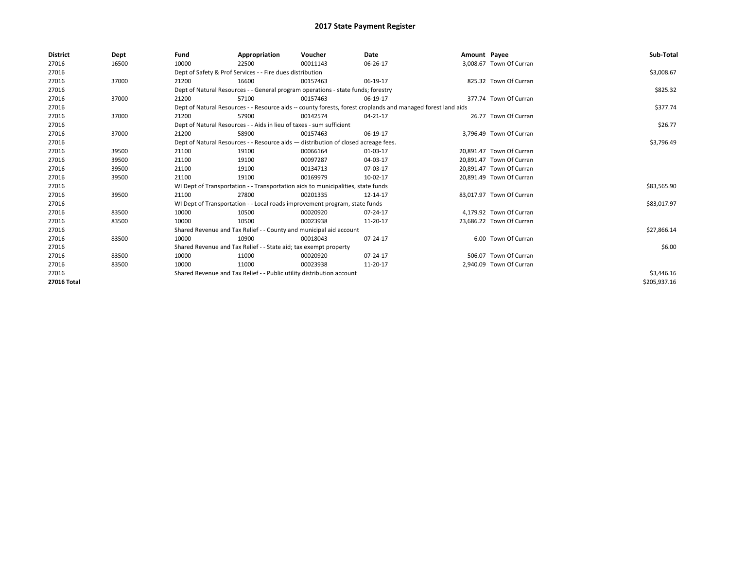# 2017 State Payment Register

| District | Dept | Fund | Appropriation | Voucher | Date | Amount | Payee | Sub-Total |
|---|---|---|---|---|---|---|---|---|
| 27016 | 16500 | 10000 | 22500 | 00011143 | 06-26-17 | 3,008.67 | Town Of Curran | |
| 27016 | | Dept of Safety & Prof Services - - Fire dues distribution | | | | | | $3,008.67 |
| 27016 | 37000 | 21200 | 16600 | 00157463 | 06-19-17 | 825.32 | Town Of Curran | |
| 27016 | | Dept of Natural Resources - - General program operations - state funds; forestry | | | | | | $825.32 |
| 27016 | 37000 | 21200 | 57100 | 00157463 | 06-19-17 | 377.74 | Town Of Curran | |
| 27016 | | Dept of Natural Resources - - Resource aids -- county forests, forest croplands and managed forest land aids | | | | | | $377.74 |
| 27016 | 37000 | 21200 | 57900 | 00142574 | 04-21-17 | 26.77 | Town Of Curran | |
| 27016 | | Dept of Natural Resources - - Aids in lieu of taxes - sum sufficient | | | | | | $26.77 |
| 27016 | 37000 | 21200 | 58900 | 00157463 | 06-19-17 | 3,796.49 | Town Of Curran | |
| 27016 | | Dept of Natural Resources - - Resource aids — distribution of closed acreage fees. | | | | | | $3,796.49 |
| 27016 | 39500 | 21100 | 19100 | 00066164 | 01-03-17 | 20,891.47 | Town Of Curran | |
| 27016 | 39500 | 21100 | 19100 | 00097287 | 04-03-17 | 20,891.47 | Town Of Curran | |
| 27016 | 39500 | 21100 | 19100 | 00134713 | 07-03-17 | 20,891.47 | Town Of Curran | |
| 27016 | 39500 | 21100 | 19100 | 00169979 | 10-02-17 | 20,891.49 | Town Of Curran | |
| 27016 | | WI Dept of Transportation - - Transportation aids to municipalities, state funds | | | | | | $83,565.90 |
| 27016 | 39500 | 21100 | 27800 | 00201335 | 12-14-17 | 83,017.97 | Town Of Curran | |
| 27016 | | WI Dept of Transportation - - Local roads improvement program, state funds | | | | | | $83,017.97 |
| 27016 | 83500 | 10000 | 10500 | 00020920 | 07-24-17 | 4,179.92 | Town Of Curran | |
| 27016 | 83500 | 10000 | 10500 | 00023938 | 11-20-17 | 23,686.22 | Town Of Curran | |
| 27016 | | Shared Revenue and Tax Relief - - County and municipal aid account | | | | | | $27,866.14 |
| 27016 | 83500 | 10000 | 10900 | 00018043 | 07-24-17 | 6.00 | Town Of Curran | |
| 27016 | | Shared Revenue and Tax Relief - - State aid; tax exempt property | | | | | | $6.00 |
| 27016 | 83500 | 10000 | 11000 | 00020920 | 07-24-17 | 506.07 | Town Of Curran | |
| 27016 | 83500 | 10000 | 11000 | 00023938 | 11-20-17 | 2,940.09 | Town Of Curran | |
| 27016 | | Shared Revenue and Tax Relief - - Public utility distribution account | | | | | | $3,446.16 |
| **27016 Total** | | | | | | | | $205,937.16 |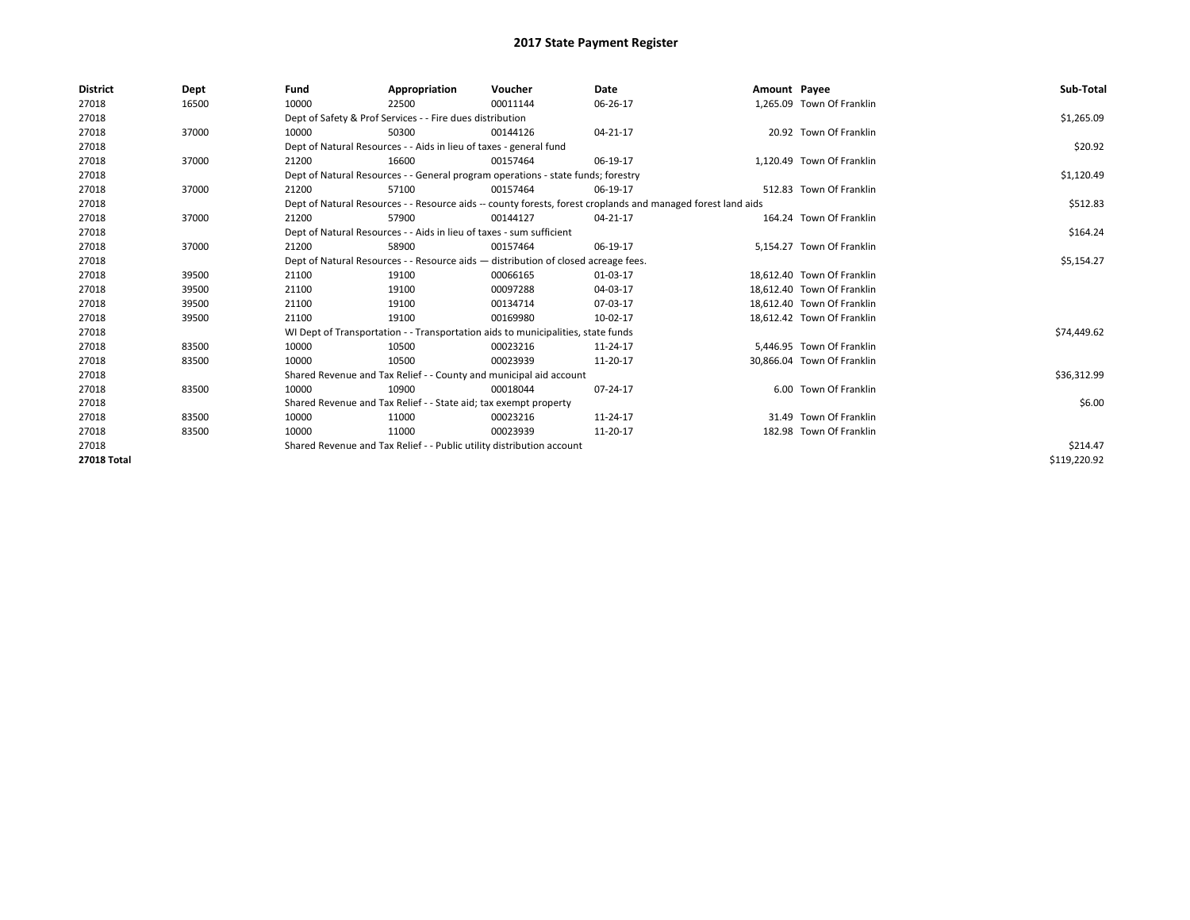# 2017 State Payment Register

| District | Dept | Fund | Appropriation | Voucher | Date | Amount | Payee | Sub-Total |
|---|---|---|---|---|---|---|---|---|
| 27018 | 16500 | 10000 | 22500 | 00011144 | 06-26-17 | 1,265.09 | Town Of Franklin | |
| 27018 | | Dept of Safety & Prof Services - - Fire dues distribution | | | | | | $1,265.09 |
| 27018 | 37000 | 10000 | 50300 | 00144126 | 04-21-17 | 20.92 | Town Of Franklin | |
| 27018 | | Dept of Natural Resources - - Aids in lieu of taxes - general fund | | | | | | $20.92 |
| 27018 | 37000 | 21200 | 16600 | 00157464 | 06-19-17 | 1,120.49 | Town Of Franklin | |
| 27018 | | Dept of Natural Resources - - General program operations - state funds; forestry | | | | | | $1,120.49 |
| 27018 | 37000 | 21200 | 57100 | 00157464 | 06-19-17 | 512.83 | Town Of Franklin | |
| 27018 | | Dept of Natural Resources - - Resource aids -- county forests, forest croplands and managed forest land aids | | | | | | $512.83 |
| 27018 | 37000 | 21200 | 57900 | 00144127 | 04-21-17 | 164.24 | Town Of Franklin | |
| 27018 | | Dept of Natural Resources - - Aids in lieu of taxes - sum sufficient | | | | | | $164.24 |
| 27018 | 37000 | 21200 | 58900 | 00157464 | 06-19-17 | 5,154.27 | Town Of Franklin | |
| 27018 | | Dept of Natural Resources - - Resource aids — distribution of closed acreage fees. | | | | | | $5,154.27 |
| 27018 | 39500 | 21100 | 19100 | 00066165 | 01-03-17 | 18,612.40 | Town Of Franklin | |
| 27018 | 39500 | 21100 | 19100 | 00097288 | 04-03-17 | 18,612.40 | Town Of Franklin | |
| 27018 | 39500 | 21100 | 19100 | 00134714 | 07-03-17 | 18,612.40 | Town Of Franklin | |
| 27018 | 39500 | 21100 | 19100 | 00169980 | 10-02-17 | 18,612.42 | Town Of Franklin | |
| 27018 | | WI Dept of Transportation - - Transportation aids to municipalities, state funds | | | | | | $74,449.62 |
| 27018 | 83500 | 10000 | 10500 | 00023216 | 11-24-17 | 5,446.95 | Town Of Franklin | |
| 27018 | 83500 | 10000 | 10500 | 00023939 | 11-20-17 | 30,866.04 | Town Of Franklin | |
| 27018 | | Shared Revenue and Tax Relief - - County and municipal aid account | | | | | | $36,312.99 |
| 27018 | 83500 | 10000 | 10900 | 00018044 | 07-24-17 | 6.00 | Town Of Franklin | |
| 27018 | | Shared Revenue and Tax Relief - - State aid; tax exempt property | | | | | | $6.00 |
| 27018 | 83500 | 10000 | 11000 | 00023216 | 11-24-17 | 31.49 | Town Of Franklin | |
| 27018 | 83500 | 10000 | 11000 | 00023939 | 11-20-17 | 182.98 | Town Of Franklin | |
| 27018 | | Shared Revenue and Tax Relief - - Public utility distribution account | | | | | | $214.47 |
| **27018 Total** | | | | | | | | $119,220.92 |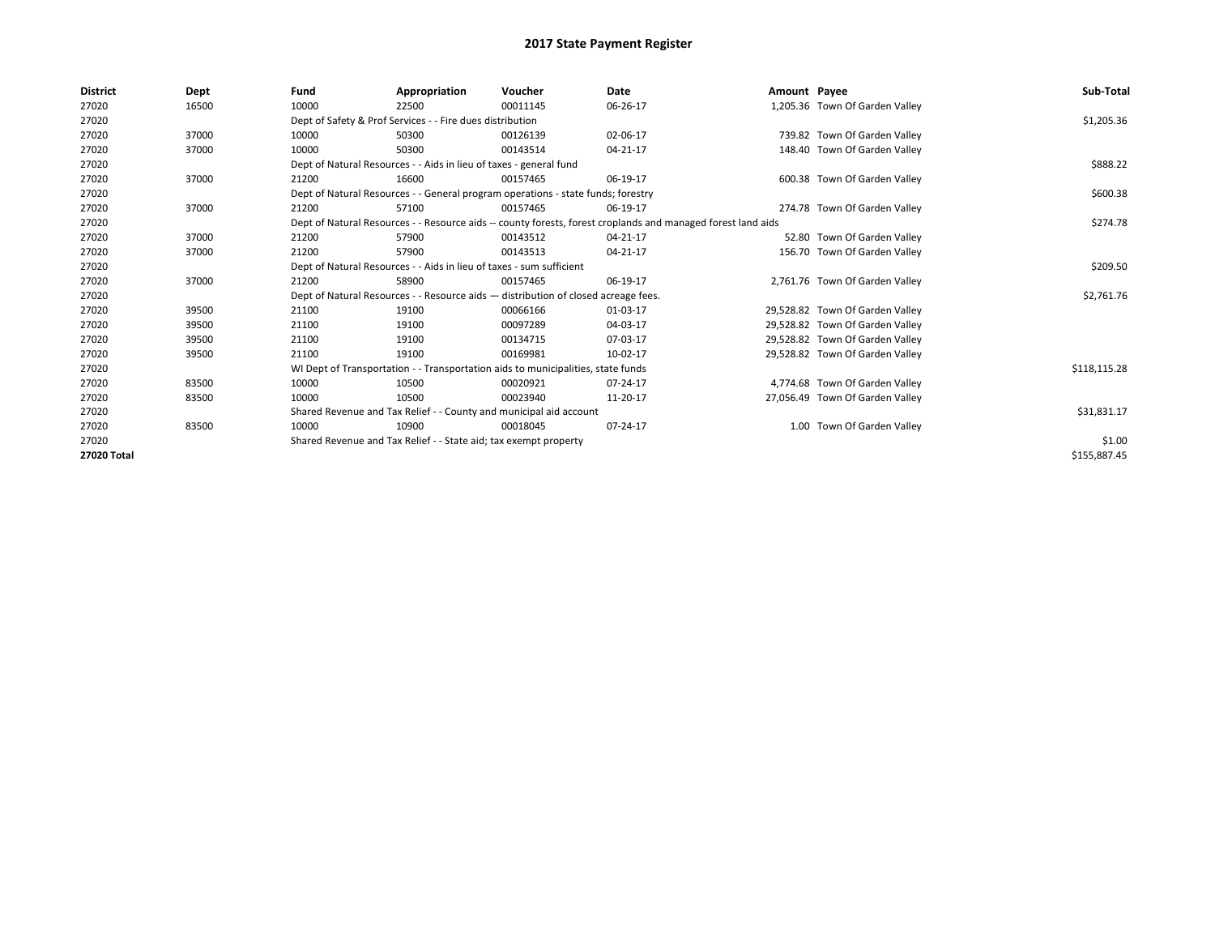# 2017 State Payment Register

| District | Dept | Fund | Appropriation | Voucher | Date | Amount | Payee | Sub-Total |
|---|---|---|---|---|---|---|---|---|
| 27020 | 16500 | 10000 | 22500 | 00011145 | 06-26-17 | 1,205.36 | Town Of Garden Valley | |
| 27020 | | Dept of Safety & Prof Services - - Fire dues distribution | | | | | | $1,205.36 |
| 27020 | 37000 | 10000 | 50300 | 00126139 | 02-06-17 | 739.82 | Town Of Garden Valley | |
| 27020 | 37000 | 10000 | 50300 | 00143514 | 04-21-17 | 148.40 | Town Of Garden Valley | |
| 27020 | | Dept of Natural Resources - - Aids in lieu of taxes - general fund | | | | | | $888.22 |
| 27020 | 37000 | 21200 | 16600 | 00157465 | 06-19-17 | 600.38 | Town Of Garden Valley | |
| 27020 | | Dept of Natural Resources - - General program operations - state funds; forestry | | | | | | $600.38 |
| 27020 | 37000 | 21200 | 57100 | 00157465 | 06-19-17 | 274.78 | Town Of Garden Valley | |
| 27020 | | Dept of Natural Resources - - Resource aids -- county forests, forest croplands and managed forest land aids | | | | | | $274.78 |
| 27020 | 37000 | 21200 | 57900 | 00143512 | 04-21-17 | 52.80 | Town Of Garden Valley | |
| 27020 | 37000 | 21200 | 57900 | 00143513 | 04-21-17 | 156.70 | Town Of Garden Valley | |
| 27020 | | Dept of Natural Resources - - Aids in lieu of taxes - sum sufficient | | | | | | $209.50 |
| 27020 | 37000 | 21200 | 58900 | 00157465 | 06-19-17 | 2,761.76 | Town Of Garden Valley | |
| 27020 | | Dept of Natural Resources - - Resource aids — distribution of closed acreage fees. | | | | | | $2,761.76 |
| 27020 | 39500 | 21100 | 19100 | 00066166 | 01-03-17 | 29,528.82 | Town Of Garden Valley | |
| 27020 | 39500 | 21100 | 19100 | 00097289 | 04-03-17 | 29,528.82 | Town Of Garden Valley | |
| 27020 | 39500 | 21100 | 19100 | 00134715 | 07-03-17 | 29,528.82 | Town Of Garden Valley | |
| 27020 | 39500 | 21100 | 19100 | 00169981 | 10-02-17 | 29,528.82 | Town Of Garden Valley | |
| 27020 | | WI Dept of Transportation - - Transportation aids to municipalities, state funds | | | | | | $118,115.28 |
| 27020 | 83500 | 10000 | 10500 | 00020921 | 07-24-17 | 4,774.68 | Town Of Garden Valley | |
| 27020 | 83500 | 10000 | 10500 | 00023940 | 11-20-17 | 27,056.49 | Town Of Garden Valley | |
| 27020 | | Shared Revenue and Tax Relief - - County and municipal aid account | | | | | | $31,831.17 |
| 27020 | 83500 | 10000 | 10900 | 00018045 | 07-24-17 | 1.00 | Town Of Garden Valley | |
| 27020 | | Shared Revenue and Tax Relief - - State aid; tax exempt property | | | | | | $1.00 |
| **27020 Total** | | | | | | | | $155,887.45 |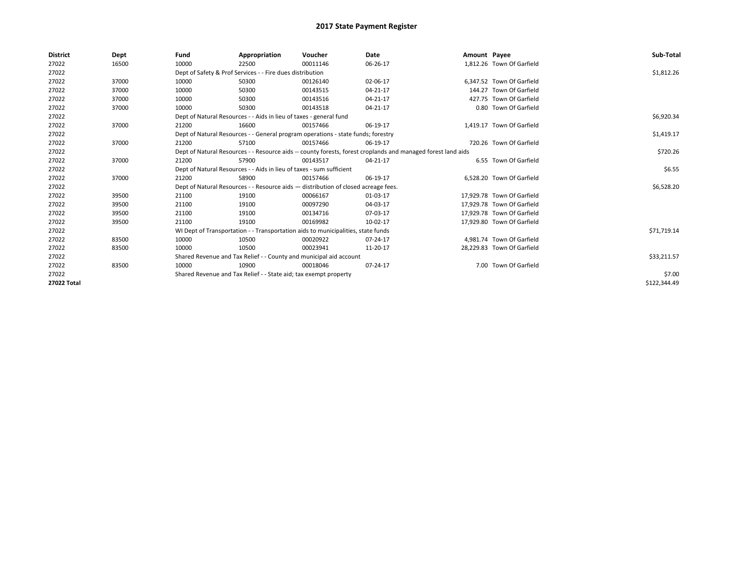# 2017 State Payment Register

| District | Dept | Fund | Appropriation | Voucher | Date | Amount | Payee | Sub-Total |
|---|---|---|---|---|---|---|---|---|
| 27022 | 16500 | 10000 | 22500 | 00011146 | 06-26-17 | 1,812.26 | Town Of Garfield | |
| 27022 | | Dept of Safety & Prof Services - - Fire dues distribution | | | | | | $1,812.26 |
| 27022 | 37000 | 10000 | 50300 | 00126140 | 02-06-17 | 6,347.52 | Town Of Garfield | |
| 27022 | 37000 | 10000 | 50300 | 00143515 | 04-21-17 | 144.27 | Town Of Garfield | |
| 27022 | 37000 | 10000 | 50300 | 00143516 | 04-21-17 | 427.75 | Town Of Garfield | |
| 27022 | 37000 | 10000 | 50300 | 00143518 | 04-21-17 | 0.80 | Town Of Garfield | |
| 27022 | | Dept of Natural Resources - - Aids in lieu of taxes - general fund | | | | | | $6,920.34 |
| 27022 | 37000 | 21200 | 16600 | 00157466 | 06-19-17 | 1,419.17 | Town Of Garfield | |
| 27022 | | Dept of Natural Resources - - General program operations - state funds; forestry | | | | | | $1,419.17 |
| 27022 | 37000 | 21200 | 57100 | 00157466 | 06-19-17 | 720.26 | Town Of Garfield | |
| 27022 | | Dept of Natural Resources - - Resource aids -- county forests, forest croplands and managed forest land aids | | | | | | $720.26 |
| 27022 | 37000 | 21200 | 57900 | 00143517 | 04-21-17 | 6.55 | Town Of Garfield | |
| 27022 | | Dept of Natural Resources - - Aids in lieu of taxes - sum sufficient | | | | | | $6.55 |
| 27022 | 37000 | 21200 | 58900 | 00157466 | 06-19-17 | 6,528.20 | Town Of Garfield | |
| 27022 | | Dept of Natural Resources - - Resource aids — distribution of closed acreage fees. | | | | | | $6,528.20 |
| 27022 | 39500 | 21100 | 19100 | 00066167 | 01-03-17 | 17,929.78 | Town Of Garfield | |
| 27022 | 39500 | 21100 | 19100 | 00097290 | 04-03-17 | 17,929.78 | Town Of Garfield | |
| 27022 | 39500 | 21100 | 19100 | 00134716 | 07-03-17 | 17,929.78 | Town Of Garfield | |
| 27022 | 39500 | 21100 | 19100 | 00169982 | 10-02-17 | 17,929.80 | Town Of Garfield | |
| 27022 | | WI Dept of Transportation - - Transportation aids to municipalities, state funds | | | | | | $71,719.14 |
| 27022 | 83500 | 10000 | 10500 | 00020922 | 07-24-17 | 4,981.74 | Town Of Garfield | |
| 27022 | 83500 | 10000 | 10500 | 00023941 | 11-20-17 | 28,229.83 | Town Of Garfield | |
| 27022 | | Shared Revenue and Tax Relief - - County and municipal aid account | | | | | | $33,211.57 |
| 27022 | 83500 | 10000 | 10900 | 00018046 | 07-24-17 | 7.00 | Town Of Garfield | |
| 27022 | | Shared Revenue and Tax Relief - - State aid; tax exempt property | | | | | | $7.00 |
| **27022 Total** | | | | | | | | $122,344.49 |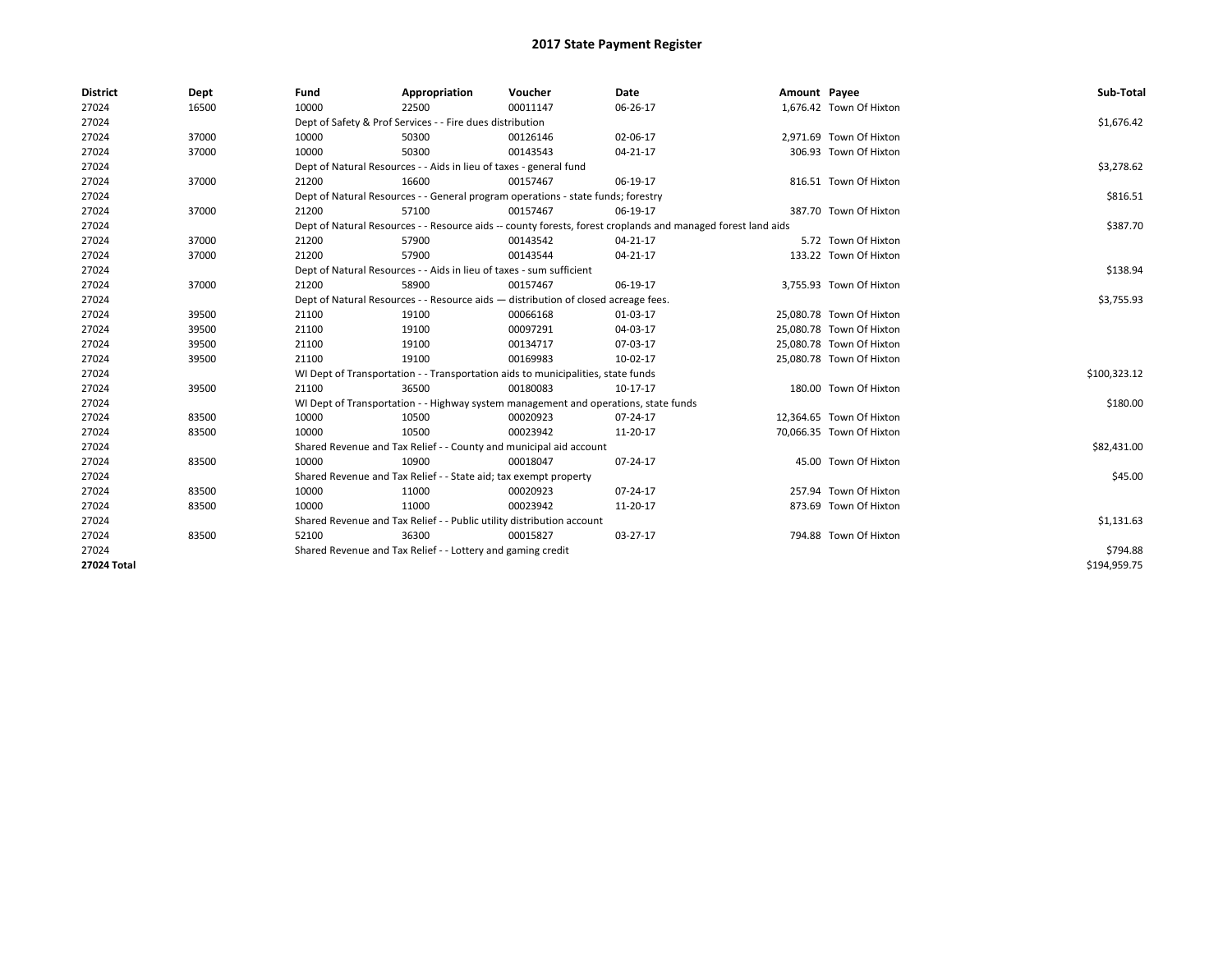# 2017 State Payment Register

| District | Dept | Fund | Appropriation | Voucher | Date | Amount | Payee | Sub-Total |
|---|---|---|---|---|---|---|---|---|
| 27024 | 16500 | 10000 | 22500 | 00011147 | 06-26-17 | 1,676.42 | Town Of Hixton | |
| 27024 | | Dept of Safety & Prof Services - - Fire dues distribution | | | | | | $1,676.42 |
| 27024 | 37000 | 10000 | 50300 | 00126146 | 02-06-17 | 2,971.69 | Town Of Hixton | |
| 27024 | 37000 | 10000 | 50300 | 00143543 | 04-21-17 | 306.93 | Town Of Hixton | |
| 27024 | | Dept of Natural Resources - - Aids in lieu of taxes - general fund | | | | | | $3,278.62 |
| 27024 | 37000 | 21200 | 16600 | 00157467 | 06-19-17 | 816.51 | Town Of Hixton | |
| 27024 | | Dept of Natural Resources - - General program operations - state funds; forestry | | | | | | $816.51 |
| 27024 | 37000 | 21200 | 57100 | 00157467 | 06-19-17 | 387.70 | Town Of Hixton | |
| 27024 | | Dept of Natural Resources - - Resource aids -- county forests, forest croplands and managed forest land aids | | | | | | $387.70 |
| 27024 | 37000 | 21200 | 57900 | 00143542 | 04-21-17 | 5.72 | Town Of Hixton | |
| 27024 | 37000 | 21200 | 57900 | 00143544 | 04-21-17 | 133.22 | Town Of Hixton | |
| 27024 | | Dept of Natural Resources - - Aids in lieu of taxes - sum sufficient | | | | | | $138.94 |
| 27024 | 37000 | 21200 | 58900 | 00157467 | 06-19-17 | 3,755.93 | Town Of Hixton | |
| 27024 | | Dept of Natural Resources - - Resource aids — distribution of closed acreage fees. | | | | | | $3,755.93 |
| 27024 | 39500 | 21100 | 19100 | 00066168 | 01-03-17 | 25,080.78 | Town Of Hixton | |
| 27024 | 39500 | 21100 | 19100 | 00097291 | 04-03-17 | 25,080.78 | Town Of Hixton | |
| 27024 | 39500 | 21100 | 19100 | 00134717 | 07-03-17 | 25,080.78 | Town Of Hixton | |
| 27024 | 39500 | 21100 | 19100 | 00169983 | 10-02-17 | 25,080.78 | Town Of Hixton | |
| 27024 | | WI Dept of Transportation - - Transportation aids to municipalities, state funds | | | | | | $100,323.12 |
| 27024 | 39500 | 21100 | 36500 | 00180083 | 10-17-17 | 180.00 | Town Of Hixton | |
| 27024 | | WI Dept of Transportation - - Highway system management and operations, state funds | | | | | | $180.00 |
| 27024 | 83500 | 10000 | 10500 | 00020923 | 07-24-17 | 12,364.65 | Town Of Hixton | |
| 27024 | 83500 | 10000 | 10500 | 00023942 | 11-20-17 | 70,066.35 | Town Of Hixton | |
| 27024 | | Shared Revenue and Tax Relief - - County and municipal aid account | | | | | | $82,431.00 |
| 27024 | 83500 | 10000 | 10900 | 00018047 | 07-24-17 | 45.00 | Town Of Hixton | |
| 27024 | | Shared Revenue and Tax Relief - - State aid; tax exempt property | | | | | | $45.00 |
| 27024 | 83500 | 10000 | 11000 | 00020923 | 07-24-17 | 257.94 | Town Of Hixton | |
| 27024 | 83500 | 10000 | 11000 | 00023942 | 11-20-17 | 873.69 | Town Of Hixton | |
| 27024 | | Shared Revenue and Tax Relief - - Public utility distribution account | | | | | | $1,131.63 |
| 27024 | 83500 | 52100 | 36300 | 00015827 | 03-27-17 | 794.88 | Town Of Hixton | |
| 27024 | | Shared Revenue and Tax Relief - - Lottery and gaming credit | | | | | | $794.88 |
| **27024 Total** | | | | | | | | $194,959.75 |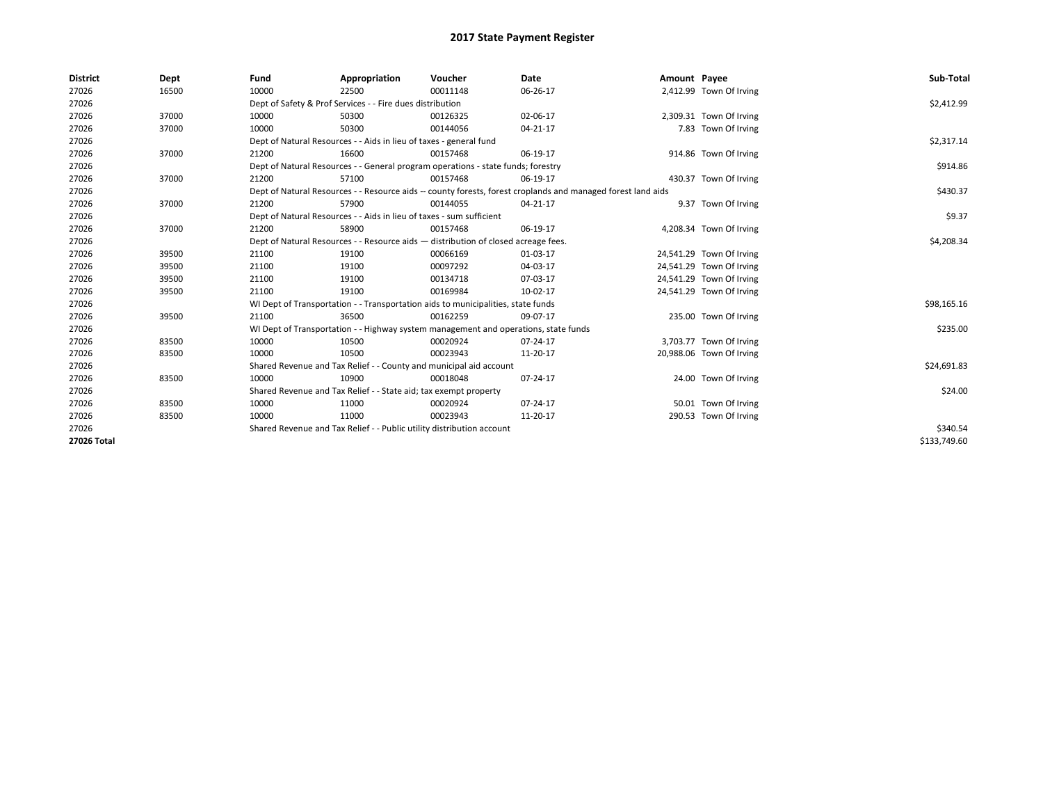# 2017 State Payment Register

| District | Dept | Fund | Appropriation | Voucher | Date | Amount | Payee | Sub-Total |
|---|---|---|---|---|---|---|---|---|
| 27026 | 16500 | 10000 | 22500 | 00011148 | 06-26-17 | 2,412.99 | Town Of Irving | |
| 27026 | | Dept of Safety & Prof Services - - Fire dues distribution | | | | | | $2,412.99 |
| 27026 | 37000 | 10000 | 50300 | 00126325 | 02-06-17 | 2,309.31 | Town Of Irving | |
| 27026 | 37000 | 10000 | 50300 | 00144056 | 04-21-17 | 7.83 | Town Of Irving | |
| 27026 | | Dept of Natural Resources - - Aids in lieu of taxes - general fund | | | | | | $2,317.14 |
| 27026 | 37000 | 21200 | 16600 | 00157468 | 06-19-17 | 914.86 | Town Of Irving | |
| 27026 | | Dept of Natural Resources - - General program operations - state funds; forestry | | | | | | $914.86 |
| 27026 | 37000 | 21200 | 57100 | 00157468 | 06-19-17 | 430.37 | Town Of Irving | |
| 27026 | | Dept of Natural Resources - - Resource aids -- county forests, forest croplands and managed forest land aids | | | | | | $430.37 |
| 27026 | 37000 | 21200 | 57900 | 00144055 | 04-21-17 | 9.37 | Town Of Irving | |
| 27026 | | Dept of Natural Resources - - Aids in lieu of taxes - sum sufficient | | | | | | $9.37 |
| 27026 | 37000 | 21200 | 58900 | 00157468 | 06-19-17 | 4,208.34 | Town Of Irving | |
| 27026 | | Dept of Natural Resources - - Resource aids — distribution of closed acreage fees. | | | | | | $4,208.34 |
| 27026 | 39500 | 21100 | 19100 | 00066169 | 01-03-17 | 24,541.29 | Town Of Irving | |
| 27026 | 39500 | 21100 | 19100 | 00097292 | 04-03-17 | 24,541.29 | Town Of Irving | |
| 27026 | 39500 | 21100 | 19100 | 00134718 | 07-03-17 | 24,541.29 | Town Of Irving | |
| 27026 | 39500 | 21100 | 19100 | 00169984 | 10-02-17 | 24,541.29 | Town Of Irving | |
| 27026 | | WI Dept of Transportation - - Transportation aids to municipalities, state funds | | | | | | $98,165.16 |
| 27026 | 39500 | 21100 | 36500 | 00162259 | 09-07-17 | 235.00 | Town Of Irving | |
| 27026 | | WI Dept of Transportation - - Highway system management and operations, state funds | | | | | | $235.00 |
| 27026 | 83500 | 10000 | 10500 | 00020924 | 07-24-17 | 3,703.77 | Town Of Irving | |
| 27026 | 83500 | 10000 | 10500 | 00023943 | 11-20-17 | 20,988.06 | Town Of Irving | |
| 27026 | | Shared Revenue and Tax Relief - - County and municipal aid account | | | | | | $24,691.83 |
| 27026 | 83500 | 10000 | 10900 | 00018048 | 07-24-17 | 24.00 | Town Of Irving | |
| 27026 | | Shared Revenue and Tax Relief - - State aid; tax exempt property | | | | | | $24.00 |
| 27026 | 83500 | 10000 | 11000 | 00020924 | 07-24-17 | 50.01 | Town Of Irving | |
| 27026 | 83500 | 10000 | 11000 | 00023943 | 11-20-17 | 290.53 | Town Of Irving | |
| 27026 | | Shared Revenue and Tax Relief - - Public utility distribution account | | | | | | $340.54 |
| **27026 Total** | | | | | | | | $133,749.60 |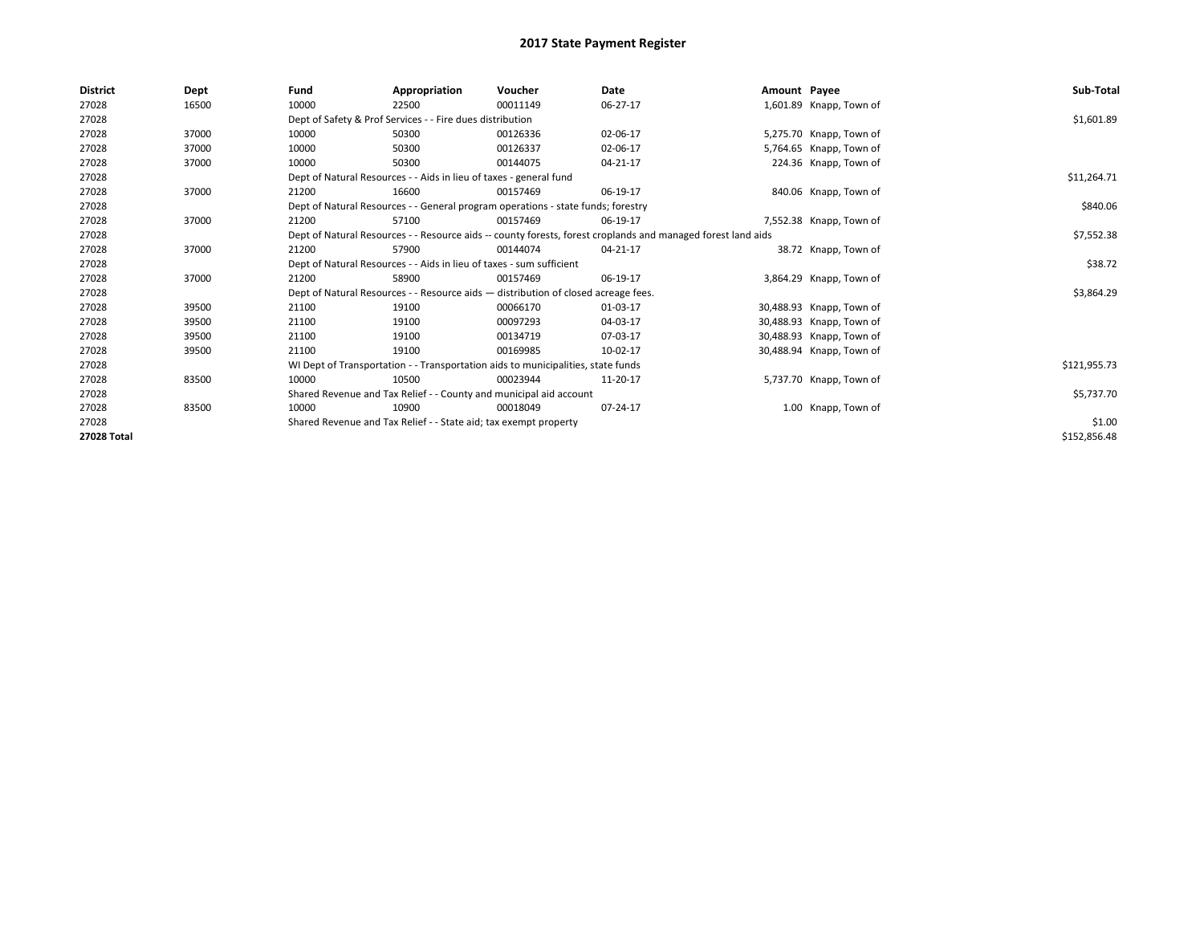# 2017 State Payment Register

| District | Dept | Fund | Appropriation | Voucher | Date | Amount | Payee | Sub-Total |
|---|---|---|---|---|---|---|---|---|
| 27028 | 16500 | 10000 | 22500 | 00011149 | 06-27-17 | 1,601.89 | Knapp, Town of | |
| 27028 | | Dept of Safety & Prof Services - - Fire dues distribution | | | | | | $1,601.89 |
| 27028 | 37000 | 10000 | 50300 | 00126336 | 02-06-17 | 5,275.70 | Knapp, Town of | |
| 27028 | 37000 | 10000 | 50300 | 00126337 | 02-06-17 | 5,764.65 | Knapp, Town of | |
| 27028 | 37000 | 10000 | 50300 | 00144075 | 04-21-17 | 224.36 | Knapp, Town of | |
| 27028 | | Dept of Natural Resources - - Aids in lieu of taxes - general fund | | | | | | $11,264.71 |
| 27028 | 37000 | 21200 | 16600 | 00157469 | 06-19-17 | 840.06 | Knapp, Town of | |
| 27028 | | Dept of Natural Resources - - General program operations - state funds; forestry | | | | | | $840.06 |
| 27028 | 37000 | 21200 | 57100 | 00157469 | 06-19-17 | 7,552.38 | Knapp, Town of | |
| 27028 | | Dept of Natural Resources - - Resource aids -- county forests, forest croplands and managed forest land aids | | | | | | $7,552.38 |
| 27028 | 37000 | 21200 | 57900 | 00144074 | 04-21-17 | 38.72 | Knapp, Town of | |
| 27028 | | Dept of Natural Resources - - Aids in lieu of taxes - sum sufficient | | | | | | $38.72 |
| 27028 | 37000 | 21200 | 58900 | 00157469 | 06-19-17 | 3,864.29 | Knapp, Town of | |
| 27028 | | Dept of Natural Resources - - Resource aids — distribution of closed acreage fees. | | | | | | $3,864.29 |
| 27028 | 39500 | 21100 | 19100 | 00066170 | 01-03-17 | 30,488.93 | Knapp, Town of | |
| 27028 | 39500 | 21100 | 19100 | 00097293 | 04-03-17 | 30,488.93 | Knapp, Town of | |
| 27028 | 39500 | 21100 | 19100 | 00134719 | 07-03-17 | 30,488.93 | Knapp, Town of | |
| 27028 | 39500 | 21100 | 19100 | 00169985 | 10-02-17 | 30,488.94 | Knapp, Town of | |
| 27028 | | WI Dept of Transportation - - Transportation aids to municipalities, state funds | | | | | | $121,955.73 |
| 27028 | 83500 | 10000 | 10500 | 00023944 | 11-20-17 | 5,737.70 | Knapp, Town of | |
| 27028 | | Shared Revenue and Tax Relief - - County and municipal aid account | | | | | | $5,737.70 |
| 27028 | 83500 | 10000 | 10900 | 00018049 | 07-24-17 | 1.00 | Knapp, Town of | |
| 27028 | | Shared Revenue and Tax Relief - - State aid; tax exempt property | | | | | | $1.00 |
| **27028 Total** | | | | | | | | $152,856.48 |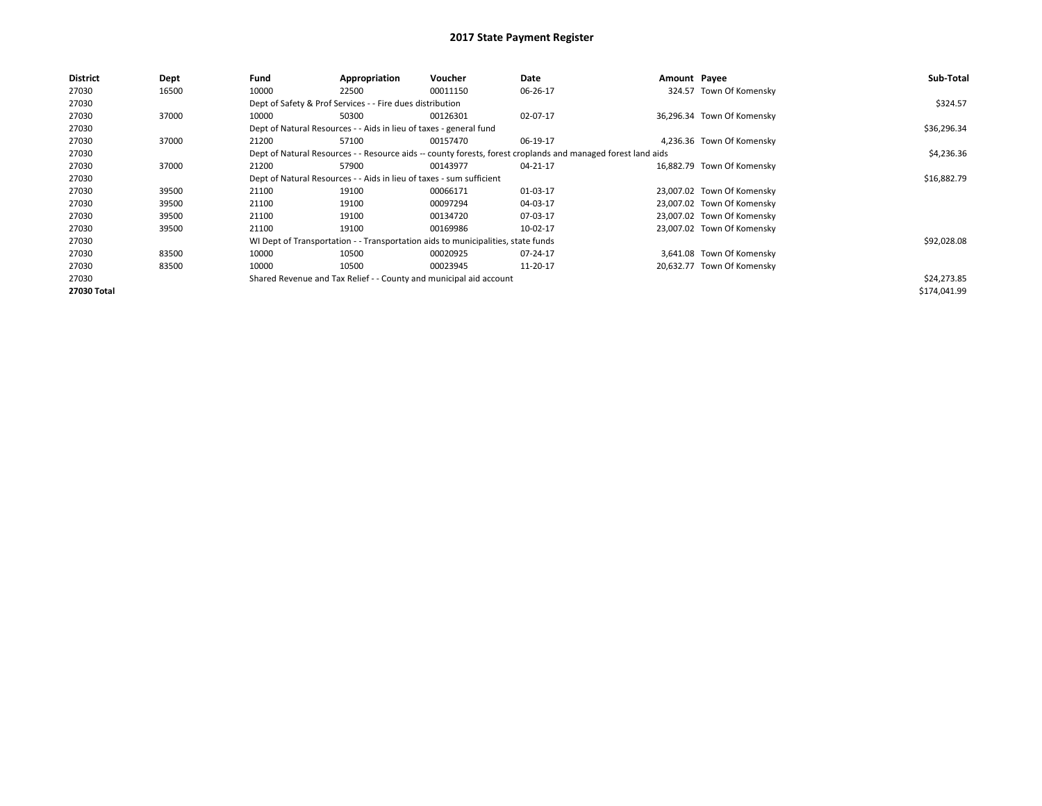# 2017 State Payment Register

| District | Dept | Fund | Appropriation | Voucher | Date | Amount | Payee | Sub-Total |
|---|---|---|---|---|---|---|---|---|
| 27030 | 16500 | 10000 | 22500 | 00011150 | 06-26-17 | 324.57 | Town Of Komensky | |
| 27030 | | Dept of Safety & Prof Services - - Fire dues distribution | | | | | | $324.57 |
| 27030 | 37000 | 10000 | 50300 | 00126301 | 02-07-17 | 36,296.34 | Town Of Komensky | |
| 27030 | | Dept of Natural Resources - - Aids in lieu of taxes - general fund | | | | | | $36,296.34 |
| 27030 | 37000 | 21200 | 57100 | 00157470 | 06-19-17 | 4,236.36 | Town Of Komensky | |
| 27030 | | Dept of Natural Resources - - Resource aids -- county forests, forest croplands and managed forest land aids | | | | | | $4,236.36 |
| 27030 | 37000 | 21200 | 57900 | 00143977 | 04-21-17 | 16,882.79 | Town Of Komensky | |
| 27030 | | Dept of Natural Resources - - Aids in lieu of taxes - sum sufficient | | | | | | $16,882.79 |
| 27030 | 39500 | 21100 | 19100 | 00066171 | 01-03-17 | 23,007.02 | Town Of Komensky | |
| 27030 | 39500 | 21100 | 19100 | 00097294 | 04-03-17 | 23,007.02 | Town Of Komensky | |
| 27030 | 39500 | 21100 | 19100 | 00134720 | 07-03-17 | 23,007.02 | Town Of Komensky | |
| 27030 | 39500 | 21100 | 19100 | 00169986 | 10-02-17 | 23,007.02 | Town Of Komensky | |
| 27030 | | WI Dept of Transportation - - Transportation aids to municipalities, state funds | | | | | | $92,028.08 |
| 27030 | 83500 | 10000 | 10500 | 00020925 | 07-24-17 | 3,641.08 | Town Of Komensky | |
| 27030 | 83500 | 10000 | 10500 | 00023945 | 11-20-17 | 20,632.77 | Town Of Komensky | |
| 27030 | | Shared Revenue and Tax Relief - - County and municipal aid account | | | | | | $24,273.85 |
| **27030 Total** | | | | | | | | $174,041.99 |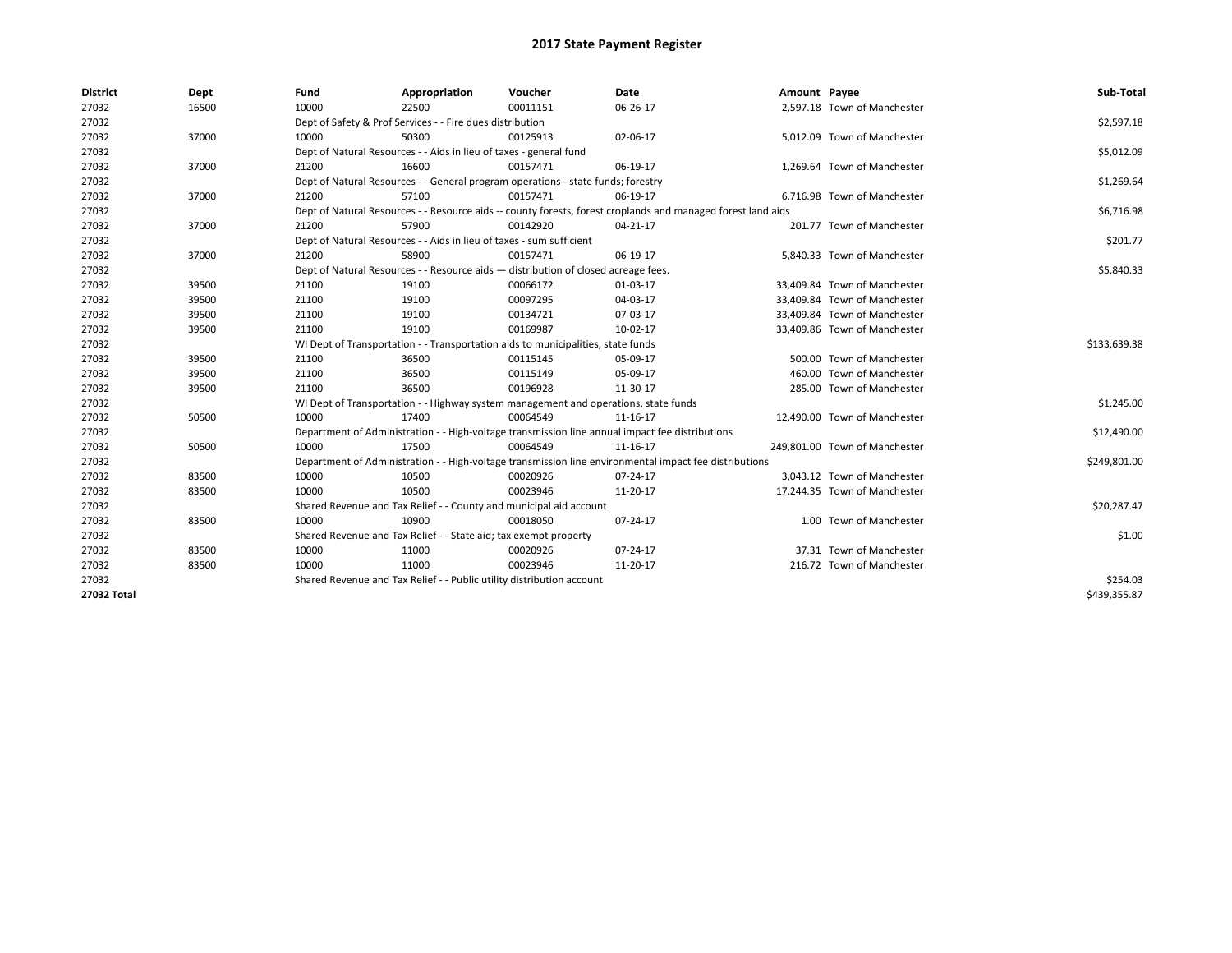# 2017 State Payment Register

| District | Dept | Fund | Appropriation | Voucher | Date | Amount | Payee | Sub-Total |
|---|---|---|---|---|---|---|---|---|
| 27032 | 16500 | 10000 | 22500 | 00011151 | 06-26-17 | 2,597.18 | Town of Manchester | |
| 27032 | | Dept of Safety & Prof Services - - Fire dues distribution | | | | | | $2,597.18 |
| 27032 | 37000 | 10000 | 50300 | 00125913 | 02-06-17 | 5,012.09 | Town of Manchester | |
| 27032 | | Dept of Natural Resources - - Aids in lieu of taxes - general fund | | | | | | $5,012.09 |
| 27032 | 37000 | 21200 | 16600 | 00157471 | 06-19-17 | 1,269.64 | Town of Manchester | |
| 27032 | | Dept of Natural Resources - - General program operations - state funds; forestry | | | | | | $1,269.64 |
| 27032 | 37000 | 21200 | 57100 | 00157471 | 06-19-17 | 6,716.98 | Town of Manchester | |
| 27032 | | Dept of Natural Resources - - Resource aids -- county forests, forest croplands and managed forest land aids | | | | | | $6,716.98 |
| 27032 | 37000 | 21200 | 57900 | 00142920 | 04-21-17 | 201.77 | Town of Manchester | |
| 27032 | | Dept of Natural Resources - - Aids in lieu of taxes - sum sufficient | | | | | | $201.77 |
| 27032 | 37000 | 21200 | 58900 | 00157471 | 06-19-17 | 5,840.33 | Town of Manchester | |
| 27032 | | Dept of Natural Resources - - Resource aids — distribution of closed acreage fees. | | | | | | $5,840.33 |
| 27032 | 39500 | 21100 | 19100 | 00066172 | 01-03-17 | 33,409.84 | Town of Manchester | |
| 27032 | 39500 | 21100 | 19100 | 00097295 | 04-03-17 | 33,409.84 | Town of Manchester | |
| 27032 | 39500 | 21100 | 19100 | 00134721 | 07-03-17 | 33,409.84 | Town of Manchester | |
| 27032 | 39500 | 21100 | 19100 | 00169987 | 10-02-17 | 33,409.86 | Town of Manchester | |
| 27032 | | WI Dept of Transportation - - Transportation aids to municipalities, state funds | | | | | | $133,639.38 |
| 27032 | 39500 | 21100 | 36500 | 00115145 | 05-09-17 | 500.00 | Town of Manchester | |
| 27032 | 39500 | 21100 | 36500 | 00115149 | 05-09-17 | 460.00 | Town of Manchester | |
| 27032 | 39500 | 21100 | 36500 | 00196928 | 11-30-17 | 285.00 | Town of Manchester | |
| 27032 | | WI Dept of Transportation - - Highway system management and operations, state funds | | | | | | $1,245.00 |
| 27032 | 50500 | 10000 | 17400 | 00064549 | 11-16-17 | 12,490.00 | Town of Manchester | |
| 27032 | | Department of Administration - - High-voltage transmission line annual impact fee distributions | | | | | | $12,490.00 |
| 27032 | 50500 | 10000 | 17500 | 00064549 | 11-16-17 | 249,801.00 | Town of Manchester | |
| 27032 | | Department of Administration - - High-voltage transmission line environmental impact fee distributions | | | | | | $249,801.00 |
| 27032 | 83500 | 10000 | 10500 | 00020926 | 07-24-17 | 3,043.12 | Town of Manchester | |
| 27032 | 83500 | 10000 | 10500 | 00023946 | 11-20-17 | 17,244.35 | Town of Manchester | |
| 27032 | | Shared Revenue and Tax Relief - - County and municipal aid account | | | | | | $20,287.47 |
| 27032 | 83500 | 10000 | 10900 | 00018050 | 07-24-17 | 1.00 | Town of Manchester | |
| 27032 | | Shared Revenue and Tax Relief - - State aid; tax exempt property | | | | | | $1.00 |
| 27032 | 83500 | 10000 | 11000 | 00020926 | 07-24-17 | 37.31 | Town of Manchester | |
| 27032 | 83500 | 10000 | 11000 | 00023946 | 11-20-17 | 216.72 | Town of Manchester | |
| 27032 | | Shared Revenue and Tax Relief - - Public utility distribution account | | | | | | $254.03 |
| **27032 Total** | | | | | | | | $439,355.87 |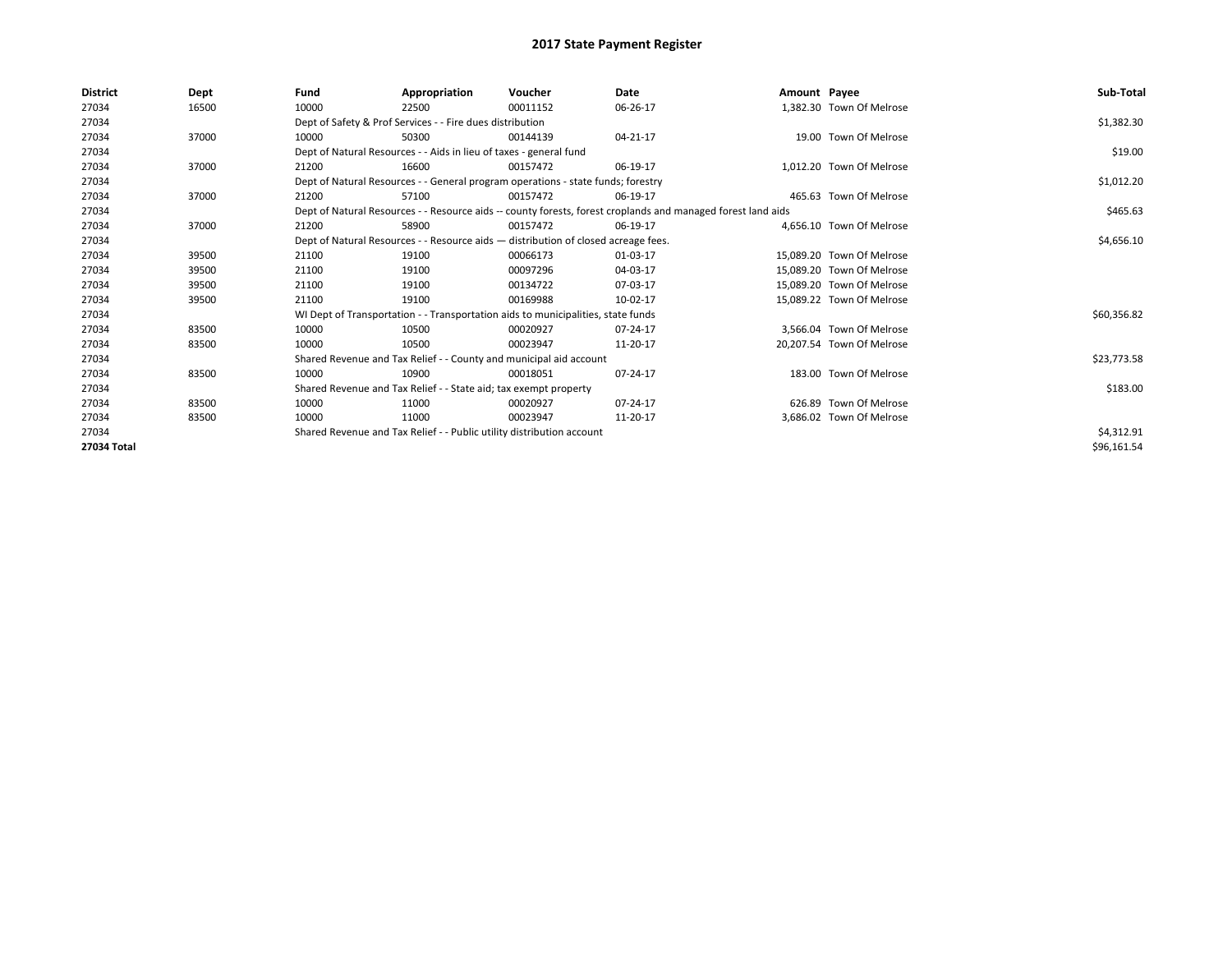# 2017 State Payment Register

| District | Dept | Fund | Appropriation | Voucher | Date | Amount | Payee | Sub-Total |
|---|---|---|---|---|---|---|---|---|
| 27034 | 16500 | 10000 | 22500 | 00011152 | 06-26-17 | 1,382.30 | Town Of Melrose | |
| 27034 | | Dept of Safety & Prof Services - - Fire dues distribution | | | | | | $1,382.30 |
| 27034 | 37000 | 10000 | 50300 | 00144139 | 04-21-17 | 19.00 | Town Of Melrose | |
| 27034 | | Dept of Natural Resources - - Aids in lieu of taxes - general fund | | | | | | $19.00 |
| 27034 | 37000 | 21200 | 16600 | 00157472 | 06-19-17 | 1,012.20 | Town Of Melrose | |
| 27034 | | Dept of Natural Resources - - General program operations - state funds; forestry | | | | | | $1,012.20 |
| 27034 | 37000 | 21200 | 57100 | 00157472 | 06-19-17 | 465.63 | Town Of Melrose | |
| 27034 | | Dept of Natural Resources - - Resource aids -- county forests, forest croplands and managed forest land aids | | | | | | $465.63 |
| 27034 | 37000 | 21200 | 58900 | 00157472 | 06-19-17 | 4,656.10 | Town Of Melrose | |
| 27034 | | Dept of Natural Resources - - Resource aids — distribution of closed acreage fees. | | | | | | $4,656.10 |
| 27034 | 39500 | 21100 | 19100 | 00066173 | 01-03-17 | 15,089.20 | Town Of Melrose | |
| 27034 | 39500 | 21100 | 19100 | 00097296 | 04-03-17 | 15,089.20 | Town Of Melrose | |
| 27034 | 39500 | 21100 | 19100 | 00134722 | 07-03-17 | 15,089.20 | Town Of Melrose | |
| 27034 | 39500 | 21100 | 19100 | 00169988 | 10-02-17 | 15,089.22 | Town Of Melrose | |
| 27034 | | WI Dept of Transportation - - Transportation aids to municipalities, state funds | | | | | | $60,356.82 |
| 27034 | 83500 | 10000 | 10500 | 00020927 | 07-24-17 | 3,566.04 | Town Of Melrose | |
| 27034 | 83500 | 10000 | 10500 | 00023947 | 11-20-17 | 20,207.54 | Town Of Melrose | |
| 27034 | | Shared Revenue and Tax Relief - - County and municipal aid account | | | | | | $23,773.58 |
| 27034 | 83500 | 10000 | 10900 | 00018051 | 07-24-17 | 183.00 | Town Of Melrose | |
| 27034 | | Shared Revenue and Tax Relief - - State aid; tax exempt property | | | | | | $183.00 |
| 27034 | 83500 | 10000 | 11000 | 00020927 | 07-24-17 | 626.89 | Town Of Melrose | |
| 27034 | 83500 | 10000 | 11000 | 00023947 | 11-20-17 | 3,686.02 | Town Of Melrose | |
| 27034 | | Shared Revenue and Tax Relief - - Public utility distribution account | | | | | | $4,312.91 |
| **27034 Total** | | | | | | | | $96,161.54 |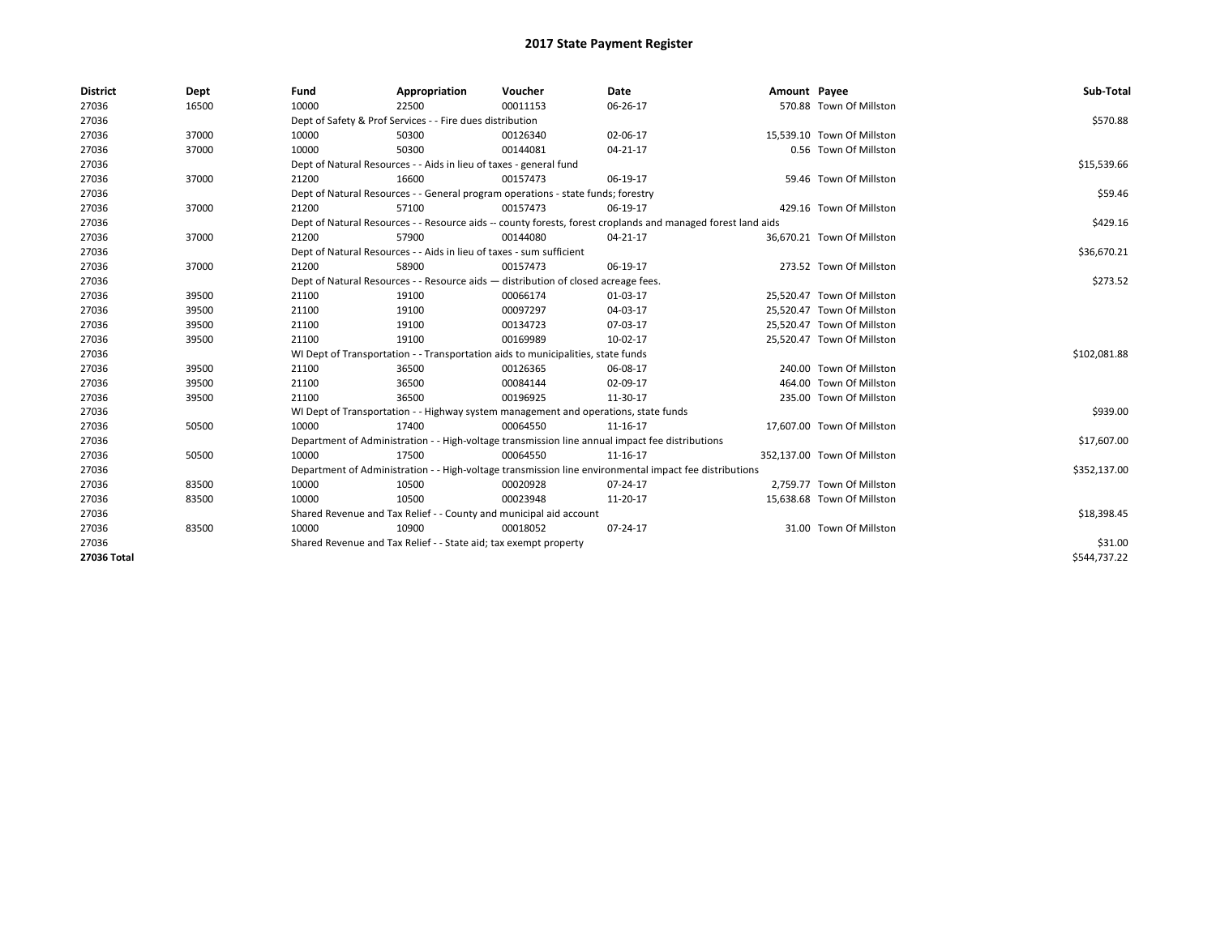# 2017 State Payment Register

| District | Dept | Fund | Appropriation | Voucher | Date | Amount | Payee | Sub-Total |
|---|---|---|---|---|---|---|---|---|
| 27036 | 16500 | 10000 | 22500 | 00011153 | 06-26-17 | 570.88 | Town Of Millston | |
| 27036 | | Dept of Safety & Prof Services - - Fire dues distribution | | | | | | $570.88 |
| 27036 | 37000 | 10000 | 50300 | 00126340 | 02-06-17 | 15,539.10 | Town Of Millston | |
| 27036 | 37000 | 10000 | 50300 | 00144081 | 04-21-17 | 0.56 | Town Of Millston | |
| 27036 | | Dept of Natural Resources - - Aids in lieu of taxes - general fund | | | | | | $15,539.66 |
| 27036 | 37000 | 21200 | 16600 | 00157473 | 06-19-17 | 59.46 | Town Of Millston | |
| 27036 | | Dept of Natural Resources - - General program operations - state funds; forestry | | | | | | $59.46 |
| 27036 | 37000 | 21200 | 57100 | 00157473 | 06-19-17 | 429.16 | Town Of Millston | |
| 27036 | | Dept of Natural Resources - - Resource aids -- county forests, forest croplands and managed forest land aids | | | | | | $429.16 |
| 27036 | 37000 | 21200 | 57900 | 00144080 | 04-21-17 | 36,670.21 | Town Of Millston | |
| 27036 | | Dept of Natural Resources - - Aids in lieu of taxes - sum sufficient | | | | | | $36,670.21 |
| 27036 | 37000 | 21200 | 58900 | 00157473 | 06-19-17 | 273.52 | Town Of Millston | |
| 27036 | | Dept of Natural Resources - - Resource aids — distribution of closed acreage fees. | | | | | | $273.52 |
| 27036 | 39500 | 21100 | 19100 | 00066174 | 01-03-17 | 25,520.47 | Town Of Millston | |
| 27036 | 39500 | 21100 | 19100 | 00097297 | 04-03-17 | 25,520.47 | Town Of Millston | |
| 27036 | 39500 | 21100 | 19100 | 00134723 | 07-03-17 | 25,520.47 | Town Of Millston | |
| 27036 | 39500 | 21100 | 19100 | 00169989 | 10-02-17 | 25,520.47 | Town Of Millston | |
| 27036 | | WI Dept of Transportation - - Transportation aids to municipalities, state funds | | | | | | $102,081.88 |
| 27036 | 39500 | 21100 | 36500 | 00126365 | 06-08-17 | 240.00 | Town Of Millston | |
| 27036 | 39500 | 21100 | 36500 | 00084144 | 02-09-17 | 464.00 | Town Of Millston | |
| 27036 | 39500 | 21100 | 36500 | 00196925 | 11-30-17 | 235.00 | Town Of Millston | |
| 27036 | | WI Dept of Transportation - - Highway system management and operations, state funds | | | | | | $939.00 |
| 27036 | 50500 | 10000 | 17400 | 00064550 | 11-16-17 | 17,607.00 | Town Of Millston | |
| 27036 | | Department of Administration - - High-voltage transmission line annual impact fee distributions | | | | | | $17,607.00 |
| 27036 | 50500 | 10000 | 17500 | 00064550 | 11-16-17 | 352,137.00 | Town Of Millston | |
| 27036 | | Department of Administration - - High-voltage transmission line environmental impact fee distributions | | | | | | $352,137.00 |
| 27036 | 83500 | 10000 | 10500 | 00020928 | 07-24-17 | 2,759.77 | Town Of Millston | |
| 27036 | 83500 | 10000 | 10500 | 00023948 | 11-20-17 | 15,638.68 | Town Of Millston | |
| 27036 | | Shared Revenue and Tax Relief - - County and municipal aid account | | | | | | $18,398.45 |
| 27036 | 83500 | 10000 | 10900 | 00018052 | 07-24-17 | 31.00 | Town Of Millston | |
| 27036 | | Shared Revenue and Tax Relief - - State aid; tax exempt property | | | | | | $31.00 |
| **27036 Total** | | | | | | | | $544,737.22 |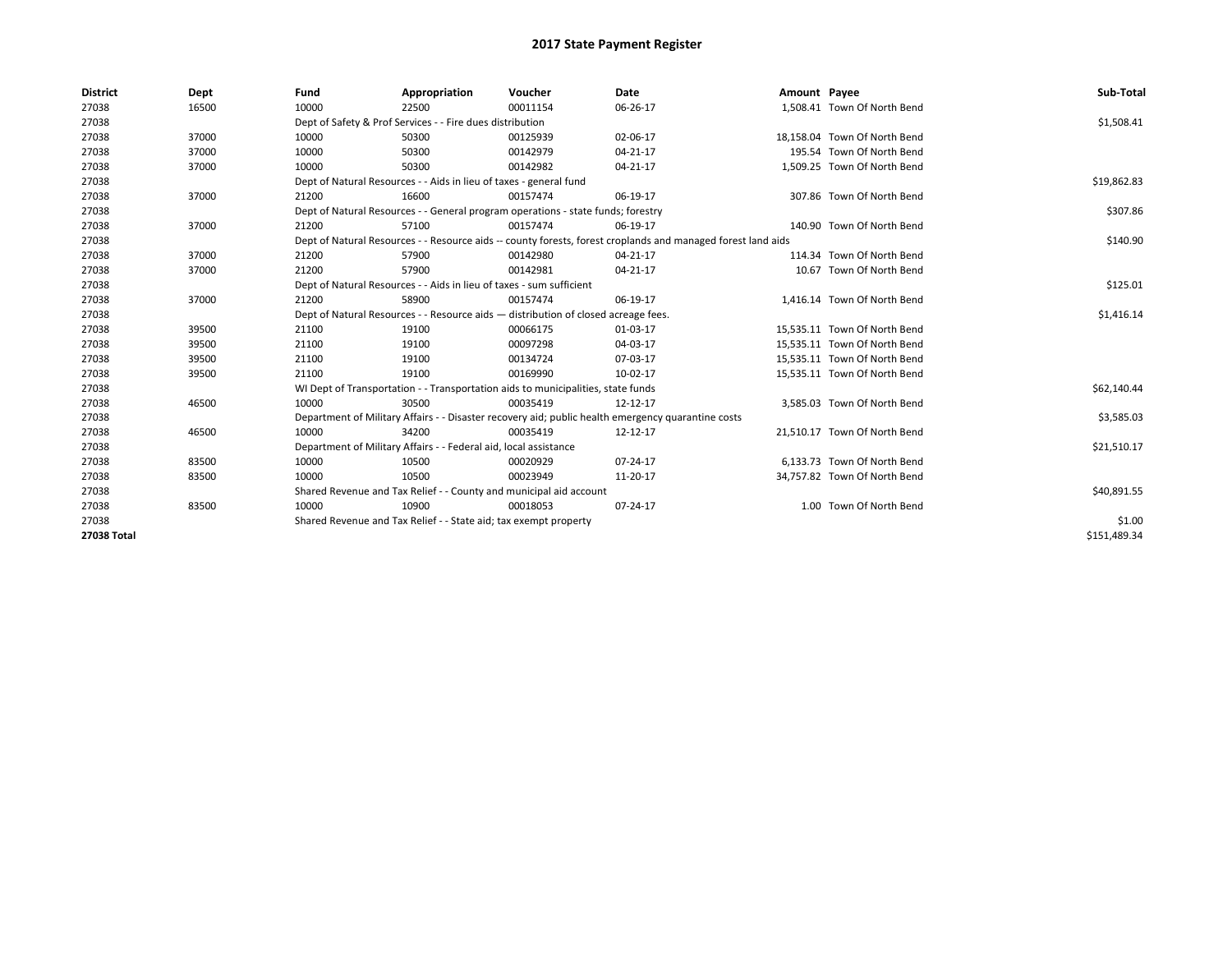# 2017 State Payment Register

| District | Dept | Fund | Appropriation | Voucher | Date | Amount | Payee | Sub-Total |
|---|---|---|---|---|---|---|---|---|
| 27038 | 16500 | 10000 | 22500 | 00011154 | 06-26-17 | 1,508.41 | Town Of North Bend | |
| 27038 | | Dept of Safety & Prof Services - - Fire dues distribution | | | | | | $1,508.41 |
| 27038 | 37000 | 10000 | 50300 | 00125939 | 02-06-17 | 18,158.04 | Town Of North Bend | |
| 27038 | 37000 | 10000 | 50300 | 00142979 | 04-21-17 | 195.54 | Town Of North Bend | |
| 27038 | 37000 | 10000 | 50300 | 00142982 | 04-21-17 | 1,509.25 | Town Of North Bend | |
| 27038 | | Dept of Natural Resources - - Aids in lieu of taxes - general fund | | | | | | $19,862.83 |
| 27038 | 37000 | 21200 | 16600 | 00157474 | 06-19-17 | 307.86 | Town Of North Bend | |
| 27038 | | Dept of Natural Resources - - General program operations - state funds; forestry | | | | | | $307.86 |
| 27038 | 37000 | 21200 | 57100 | 00157474 | 06-19-17 | 140.90 | Town Of North Bend | |
| 27038 | | Dept of Natural Resources - - Resource aids -- county forests, forest croplands and managed forest land aids | | | | | | $140.90 |
| 27038 | 37000 | 21200 | 57900 | 00142980 | 04-21-17 | 114.34 | Town Of North Bend | |
| 27038 | 37000 | 21200 | 57900 | 00142981 | 04-21-17 | 10.67 | Town Of North Bend | |
| 27038 | | Dept of Natural Resources - - Aids in lieu of taxes - sum sufficient | | | | | | $125.01 |
| 27038 | 37000 | 21200 | 58900 | 00157474 | 06-19-17 | 1,416.14 | Town Of North Bend | |
| 27038 | | Dept of Natural Resources - - Resource aids — distribution of closed acreage fees. | | | | | | $1,416.14 |
| 27038 | 39500 | 21100 | 19100 | 00066175 | 01-03-17 | 15,535.11 | Town Of North Bend | |
| 27038 | 39500 | 21100 | 19100 | 00097298 | 04-03-17 | 15,535.11 | Town Of North Bend | |
| 27038 | 39500 | 21100 | 19100 | 00134724 | 07-03-17 | 15,535.11 | Town Of North Bend | |
| 27038 | 39500 | 21100 | 19100 | 00169990 | 10-02-17 | 15,535.11 | Town Of North Bend | |
| 27038 | | WI Dept of Transportation - - Transportation aids to municipalities, state funds | | | | | | $62,140.44 |
| 27038 | 46500 | 10000 | 30500 | 00035419 | 12-12-17 | 3,585.03 | Town Of North Bend | |
| 27038 | | Department of Military Affairs - - Disaster recovery aid; public health emergency quarantine costs | | | | | | $3,585.03 |
| 27038 | 46500 | 10000 | 34200 | 00035419 | 12-12-17 | 21,510.17 | Town Of North Bend | |
| 27038 | | Department of Military Affairs - - Federal aid, local assistance | | | | | | $21,510.17 |
| 27038 | 83500 | 10000 | 10500 | 00020929 | 07-24-17 | 6,133.73 | Town Of North Bend | |
| 27038 | 83500 | 10000 | 10500 | 00023949 | 11-20-17 | 34,757.82 | Town Of North Bend | |
| 27038 | | Shared Revenue and Tax Relief - - County and municipal aid account | | | | | | $40,891.55 |
| 27038 | 83500 | 10000 | 10900 | 00018053 | 07-24-17 | 1.00 | Town Of North Bend | |
| 27038 | | Shared Revenue and Tax Relief - - State aid; tax exempt property | | | | | | $1.00 |
| **27038 Total** | | | | | | | | $151,489.34 |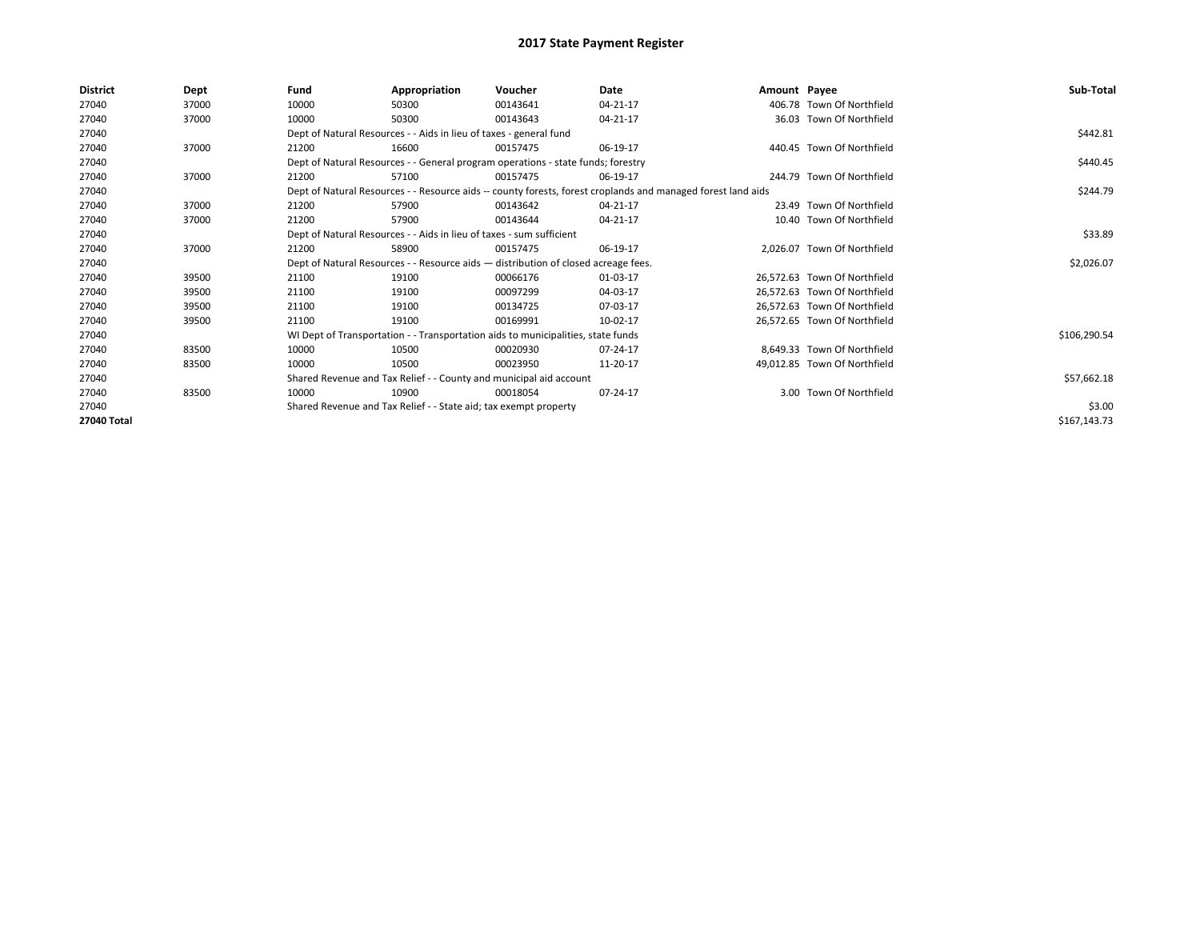# 2017 State Payment Register

| District | Dept | Fund | Appropriation | Voucher | Date | Amount | Payee | Sub-Total |
|---|---|---|---|---|---|---|---|---|
| 27040 | 37000 | 10000 | 50300 | 00143641 | 04-21-17 | 406.78 | Town Of Northfield | |
| 27040 | 37000 | 10000 | 50300 | 00143643 | 04-21-17 | 36.03 | Town Of Northfield | |
| 27040 | | Dept of Natural Resources - - Aids in lieu of taxes - general fund | | | | | | $442.81 |
| 27040 | 37000 | 21200 | 16600 | 00157475 | 06-19-17 | 440.45 | Town Of Northfield | |
| 27040 | | Dept of Natural Resources - - General program operations - state funds; forestry | | | | | | $440.45 |
| 27040 | 37000 | 21200 | 57100 | 00157475 | 06-19-17 | 244.79 | Town Of Northfield | |
| 27040 | | Dept of Natural Resources - - Resource aids -- county forests, forest croplands and managed forest land aids | | | | | | $244.79 |
| 27040 | 37000 | 21200 | 57900 | 00143642 | 04-21-17 | 23.49 | Town Of Northfield | |
| 27040 | 37000 | 21200 | 57900 | 00143644 | 04-21-17 | 10.40 | Town Of Northfield | |
| 27040 | | Dept of Natural Resources - - Aids in lieu of taxes - sum sufficient | | | | | | $33.89 |
| 27040 | 37000 | 21200 | 58900 | 00157475 | 06-19-17 | 2,026.07 | Town Of Northfield | |
| 27040 | | Dept of Natural Resources - - Resource aids — distribution of closed acreage fees. | | | | | | $2,026.07 |
| 27040 | 39500 | 21100 | 19100 | 00066176 | 01-03-17 | 26,572.63 | Town Of Northfield | |
| 27040 | 39500 | 21100 | 19100 | 00097299 | 04-03-17 | 26,572.63 | Town Of Northfield | |
| 27040 | 39500 | 21100 | 19100 | 00134725 | 07-03-17 | 26,572.63 | Town Of Northfield | |
| 27040 | 39500 | 21100 | 19100 | 00169991 | 10-02-17 | 26,572.65 | Town Of Northfield | |
| 27040 | | WI Dept of Transportation - - Transportation aids to municipalities, state funds | | | | | | $106,290.54 |
| 27040 | 83500 | 10000 | 10500 | 00020930 | 07-24-17 | 8,649.33 | Town Of Northfield | |
| 27040 | 83500 | 10000 | 10500 | 00023950 | 11-20-17 | 49,012.85 | Town Of Northfield | |
| 27040 | | Shared Revenue and Tax Relief - - County and municipal aid account | | | | | | $57,662.18 |
| 27040 | 83500 | 10000 | 10900 | 00018054 | 07-24-17 | 3.00 | Town Of Northfield | |
| 27040 | | Shared Revenue and Tax Relief - - State aid; tax exempt property | | | | | | $3.00 |
| 27040 Total | | | | | | | | $167,143.73 |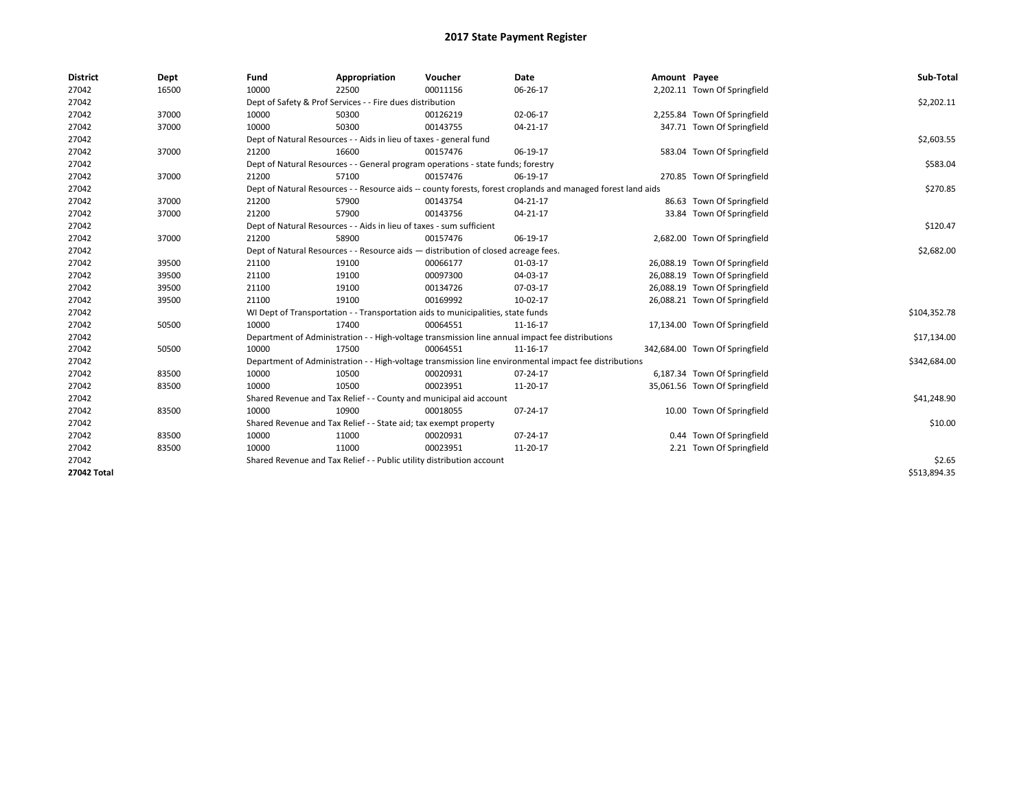# 2017 State Payment Register

| District | Dept | Fund | Appropriation | Voucher | Date | Amount | Payee | Sub-Total |
|---|---|---|---|---|---|---|---|---|
| 27042 | 16500 | 10000 | 22500 | 00011156 | 06-26-17 | 2,202.11 | Town Of Springfield | |
| 27042 | | Dept of Safety & Prof Services - - Fire dues distribution | | | | | | $2,202.11 |
| 27042 | 37000 | 10000 | 50300 | 00126219 | 02-06-17 | 2,255.84 | Town Of Springfield | |
| 27042 | 37000 | 10000 | 50300 | 00143755 | 04-21-17 | 347.71 | Town Of Springfield | |
| 27042 | | Dept of Natural Resources - - Aids in lieu of taxes - general fund | | | | | | $2,603.55 |
| 27042 | 37000 | 21200 | 16600 | 00157476 | 06-19-17 | 583.04 | Town Of Springfield | |
| 27042 | | Dept of Natural Resources - - General program operations - state funds; forestry | | | | | | $583.04 |
| 27042 | 37000 | 21200 | 57100 | 00157476 | 06-19-17 | 270.85 | Town Of Springfield | |
| 27042 | | Dept of Natural Resources - - Resource aids -- county forests, forest croplands and managed forest land aids | | | | | | $270.85 |
| 27042 | 37000 | 21200 | 57900 | 00143754 | 04-21-17 | 86.63 | Town Of Springfield | |
| 27042 | 37000 | 21200 | 57900 | 00143756 | 04-21-17 | 33.84 | Town Of Springfield | |
| 27042 | | Dept of Natural Resources - - Aids in lieu of taxes - sum sufficient | | | | | | $120.47 |
| 27042 | 37000 | 21200 | 58900 | 00157476 | 06-19-17 | 2,682.00 | Town Of Springfield | |
| 27042 | | Dept of Natural Resources - - Resource aids — distribution of closed acreage fees. | | | | | | $2,682.00 |
| 27042 | 39500 | 21100 | 19100 | 00066177 | 01-03-17 | 26,088.19 | Town Of Springfield | |
| 27042 | 39500 | 21100 | 19100 | 00097300 | 04-03-17 | 26,088.19 | Town Of Springfield | |
| 27042 | 39500 | 21100 | 19100 | 00134726 | 07-03-17 | 26,088.19 | Town Of Springfield | |
| 27042 | 39500 | 21100 | 19100 | 00169992 | 10-02-17 | 26,088.21 | Town Of Springfield | |
| 27042 | | WI Dept of Transportation - - Transportation aids to municipalities, state funds | | | | | | $104,352.78 |
| 27042 | 50500 | 10000 | 17400 | 00064551 | 11-16-17 | 17,134.00 | Town Of Springfield | |
| 27042 | | Department of Administration - - High-voltage transmission line annual impact fee distributions | | | | | | $17,134.00 |
| 27042 | 50500 | 10000 | 17500 | 00064551 | 11-16-17 | 342,684.00 | Town Of Springfield | |
| 27042 | | Department of Administration - - High-voltage transmission line environmental impact fee distributions | | | | | | $342,684.00 |
| 27042 | 83500 | 10000 | 10500 | 00020931 | 07-24-17 | 6,187.34 | Town Of Springfield | |
| 27042 | 83500 | 10000 | 10500 | 00023951 | 11-20-17 | 35,061.56 | Town Of Springfield | |
| 27042 | | Shared Revenue and Tax Relief - - County and municipal aid account | | | | | | $41,248.90 |
| 27042 | 83500 | 10000 | 10900 | 00018055 | 07-24-17 | 10.00 | Town Of Springfield | |
| 27042 | | Shared Revenue and Tax Relief - - State aid; tax exempt property | | | | | | $10.00 |
| 27042 | 83500 | 10000 | 11000 | 00020931 | 07-24-17 | 0.44 | Town Of Springfield | |
| 27042 | 83500 | 10000 | 11000 | 00023951 | 11-20-17 | 2.21 | Town Of Springfield | |
| 27042 | | Shared Revenue and Tax Relief - - Public utility distribution account | | | | | | $2.65 |
| **27042 Total** | | | | | | | | $513,894.35 |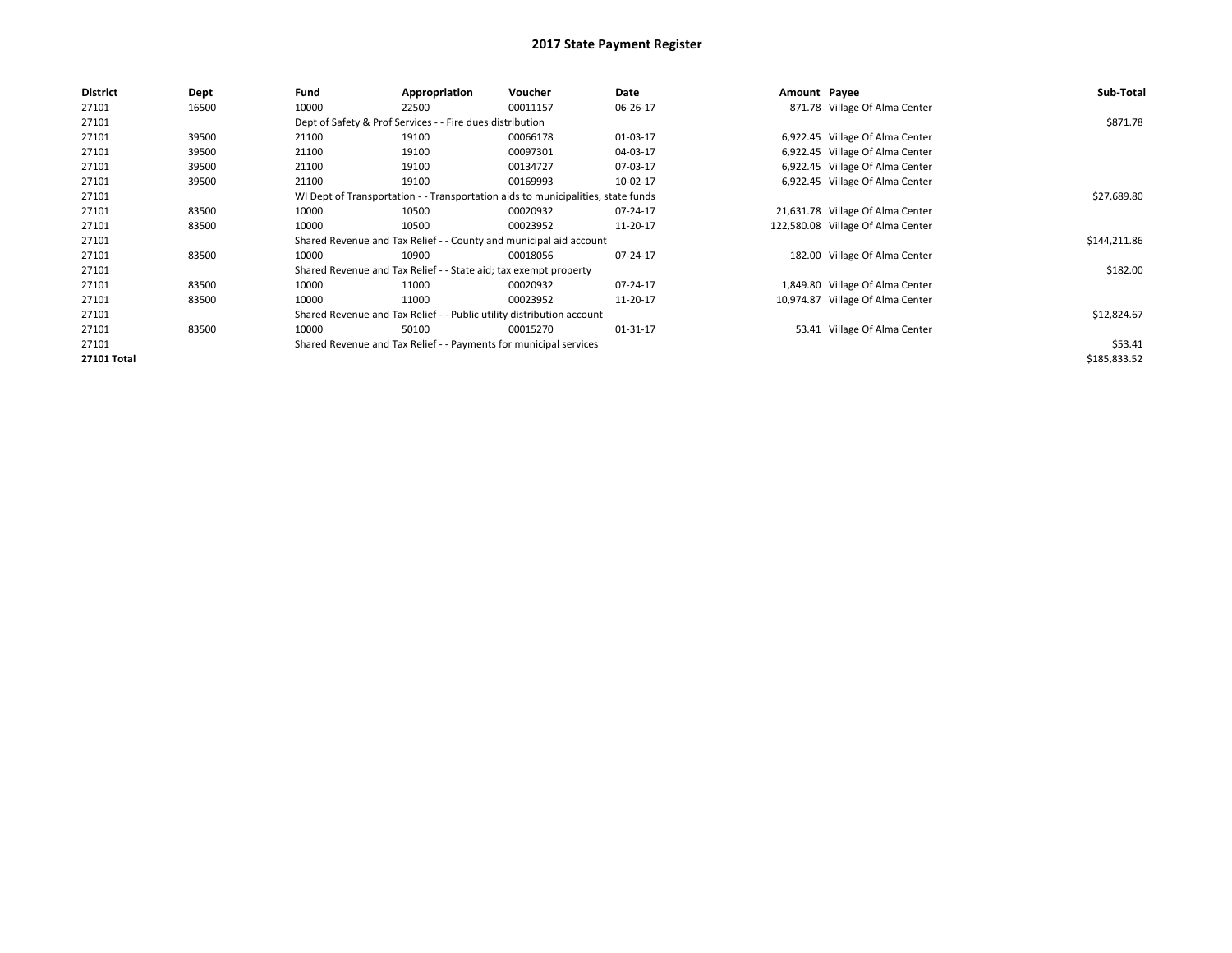# 2017 State Payment Register

| District | Dept | Fund | Appropriation | Voucher | Date | Amount | Payee | Sub-Total |
|---|---|---|---|---|---|---|---|---|
| 27101 | 16500 | 10000 | 22500 | 00011157 | 06-26-17 | 871.78 | Village Of Alma Center | |
| 27101 | | Dept of Safety & Prof Services - - Fire dues distribution | | | | | | $871.78 |
| 27101 | 39500 | 21100 | 19100 | 00066178 | 01-03-17 | 6,922.45 | Village Of Alma Center | |
| 27101 | 39500 | 21100 | 19100 | 00097301 | 04-03-17 | 6,922.45 | Village Of Alma Center | |
| 27101 | 39500 | 21100 | 19100 | 00134727 | 07-03-17 | 6,922.45 | Village Of Alma Center | |
| 27101 | 39500 | 21100 | 19100 | 00169993 | 10-02-17 | 6,922.45 | Village Of Alma Center | |
| 27101 | | WI Dept of Transportation - - Transportation aids to municipalities, state funds | | | | | | $27,689.80 |
| 27101 | 83500 | 10000 | 10500 | 00020932 | 07-24-17 | 21,631.78 | Village Of Alma Center | |
| 27101 | 83500 | 10000 | 10500 | 00023952 | 11-20-17 | 122,580.08 | Village Of Alma Center | |
| 27101 | | Shared Revenue and Tax Relief - - County and municipal aid account | | | | | | $144,211.86 |
| 27101 | 83500 | 10000 | 10900 | 00018056 | 07-24-17 | 182.00 | Village Of Alma Center | |
| 27101 | | Shared Revenue and Tax Relief - - State aid; tax exempt property | | | | | | $182.00 |
| 27101 | 83500 | 10000 | 11000 | 00020932 | 07-24-17 | 1,849.80 | Village Of Alma Center | |
| 27101 | 83500 | 10000 | 11000 | 00023952 | 11-20-17 | 10,974.87 | Village Of Alma Center | |
| 27101 | | Shared Revenue and Tax Relief - - Public utility distribution account | | | | | | $12,824.67 |
| 27101 | 83500 | 10000 | 50100 | 00015270 | 01-31-17 | 53.41 | Village Of Alma Center | |
| 27101 | | Shared Revenue and Tax Relief - - Payments for municipal services | | | | | | $53.41 |
| **27101 Total** | | | | | | | | $185,833.52 |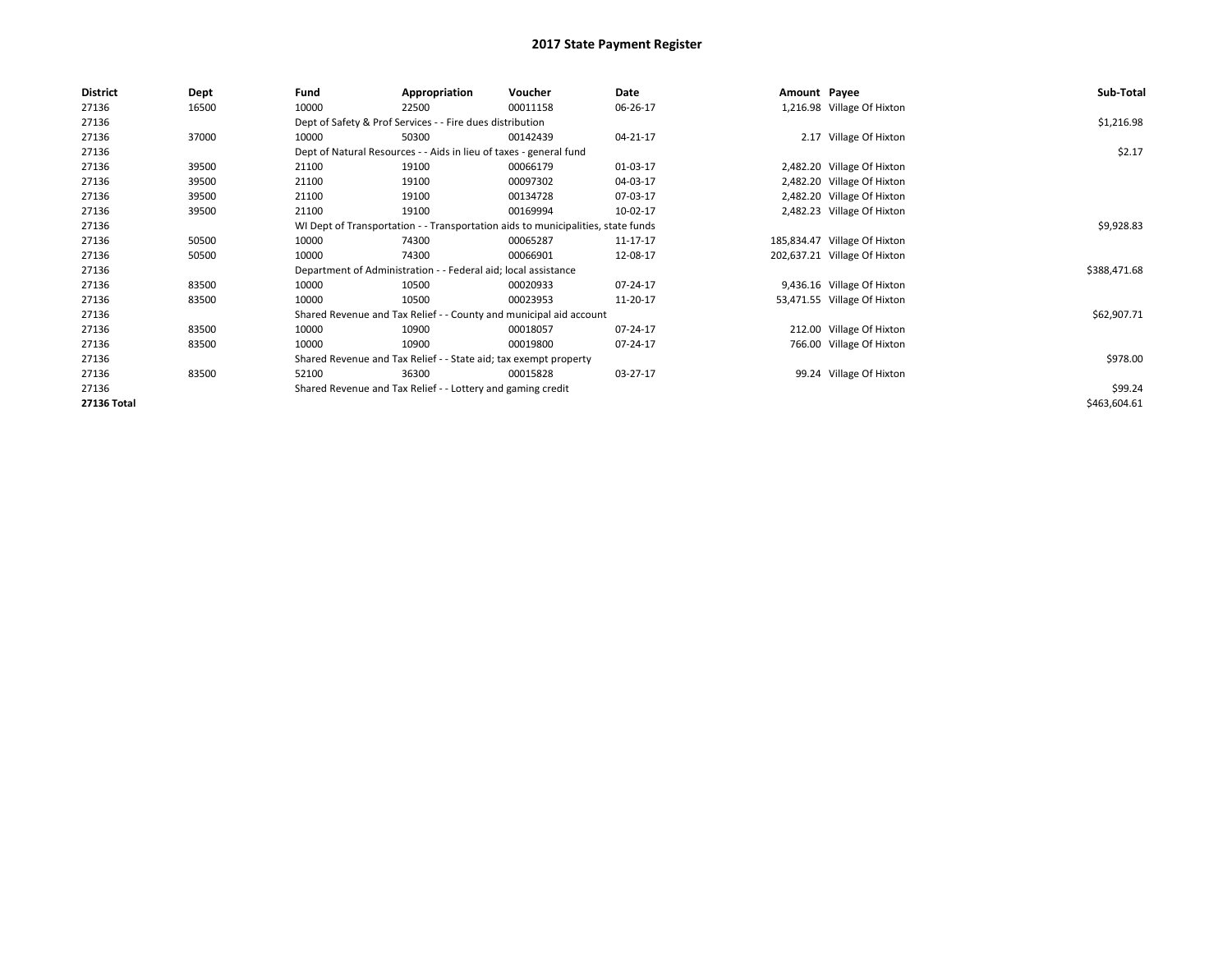# 2017 State Payment Register

| District | Dept | Fund | Appropriation | Voucher | Date | Amount | Payee | Sub-Total |
|---|---|---|---|---|---|---|---|---|
| 27136 | 16500 | 10000 | 22500 | 00011158 | 06-26-17 | 1,216.98 | Village Of Hixton | |
| 27136 | | Dept of Safety & Prof Services - - Fire dues distribution | | | | | | $1,216.98 |
| 27136 | 37000 | 10000 | 50300 | 00142439 | 04-21-17 | 2.17 | Village Of Hixton | |
| 27136 | | Dept of Natural Resources - - Aids in lieu of taxes - general fund | | | | | | $2.17 |
| 27136 | 39500 | 21100 | 19100 | 00066179 | 01-03-17 | 2,482.20 | Village Of Hixton | |
| 27136 | 39500 | 21100 | 19100 | 00097302 | 04-03-17 | 2,482.20 | Village Of Hixton | |
| 27136 | 39500 | 21100 | 19100 | 00134728 | 07-03-17 | 2,482.20 | Village Of Hixton | |
| 27136 | 39500 | 21100 | 19100 | 00169994 | 10-02-17 | 2,482.23 | Village Of Hixton | |
| 27136 | | WI Dept of Transportation - - Transportation aids to municipalities, state funds | | | | | | $9,928.83 |
| 27136 | 50500 | 10000 | 74300 | 00065287 | 11-17-17 | 185,834.47 | Village Of Hixton | |
| 27136 | 50500 | 10000 | 74300 | 00066901 | 12-08-17 | 202,637.21 | Village Of Hixton | |
| 27136 | | Department of Administration - - Federal aid; local assistance | | | | | | $388,471.68 |
| 27136 | 83500 | 10000 | 10500 | 00020933 | 07-24-17 | 9,436.16 | Village Of Hixton | |
| 27136 | 83500 | 10000 | 10500 | 00023953 | 11-20-17 | 53,471.55 | Village Of Hixton | |
| 27136 | | Shared Revenue and Tax Relief - - County and municipal aid account | | | | | | $62,907.71 |
| 27136 | 83500 | 10000 | 10900 | 00018057 | 07-24-17 | 212.00 | Village Of Hixton | |
| 27136 | 83500 | 10000 | 10900 | 00019800 | 07-24-17 | 766.00 | Village Of Hixton | |
| 27136 | | Shared Revenue and Tax Relief - - State aid; tax exempt property | | | | | | $978.00 |
| 27136 | 83500 | 52100 | 36300 | 00015828 | 03-27-17 | 99.24 | Village Of Hixton | |
| 27136 | | Shared Revenue and Tax Relief - - Lottery and gaming credit | | | | | | $99.24 |
| **27136 Total** | | | | | | | | $463,604.61 |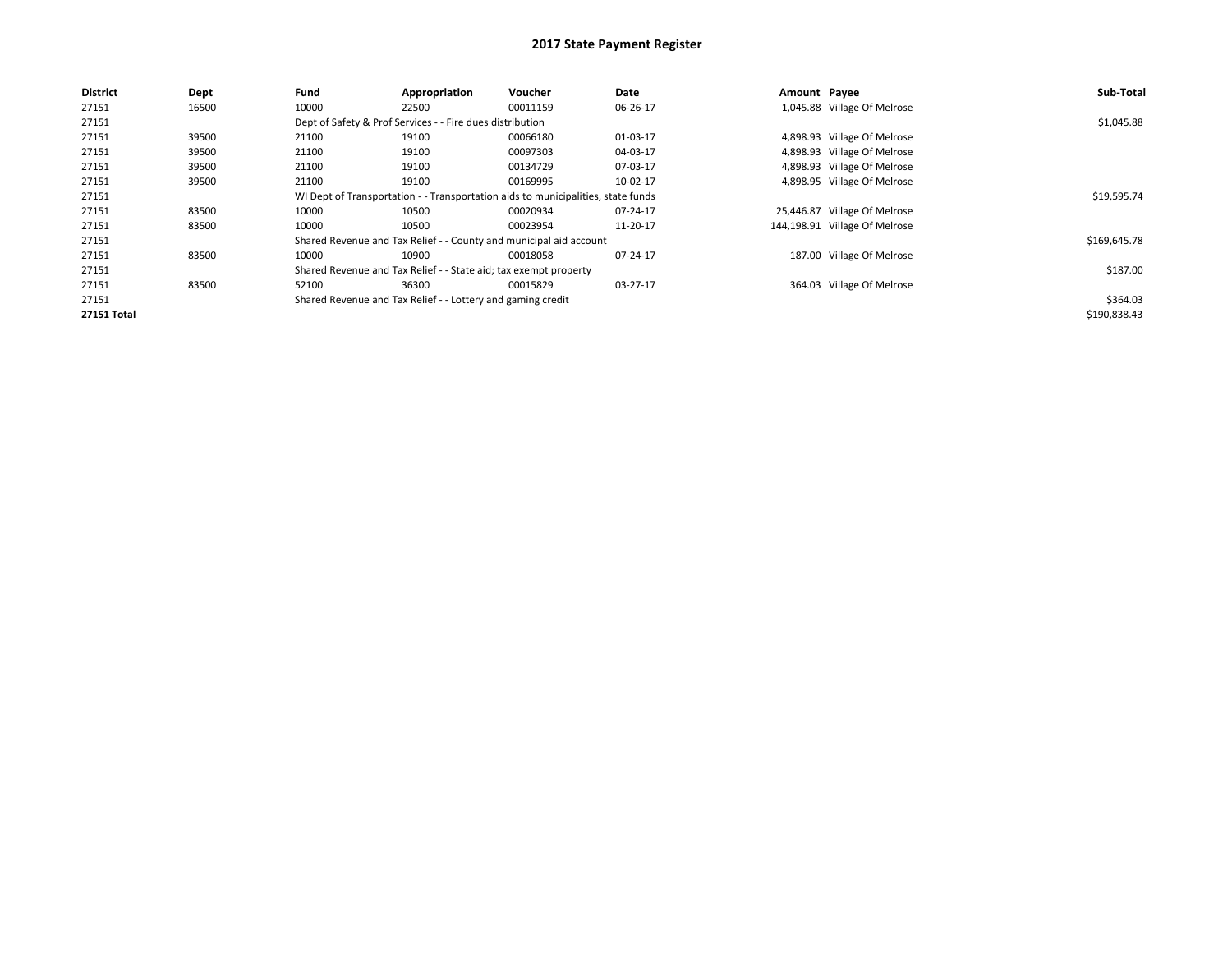# 2017 State Payment Register

| District | Dept | Fund | Appropriation | Voucher | Date | Amount | Payee | Sub-Total |
|---|---|---|---|---|---|---|---|---|
| 27151 | 16500 | 10000 | 22500 | 00011159 | 06-26-17 | 1,045.88 | Village Of Melrose | |
| 27151 | | Dept of Safety & Prof Services - - Fire dues distribution | | | | | | $1,045.88 |
| 27151 | 39500 | 21100 | 19100 | 00066180 | 01-03-17 | 4,898.93 | Village Of Melrose | |
| 27151 | 39500 | 21100 | 19100 | 00097303 | 04-03-17 | 4,898.93 | Village Of Melrose | |
| 27151 | 39500 | 21100 | 19100 | 00134729 | 07-03-17 | 4,898.93 | Village Of Melrose | |
| 27151 | 39500 | 21100 | 19100 | 00169995 | 10-02-17 | 4,898.95 | Village Of Melrose | |
| 27151 | | WI Dept of Transportation - - Transportation aids to municipalities, state funds | | | | | | $19,595.74 |
| 27151 | 83500 | 10000 | 10500 | 00020934 | 07-24-17 | 25,446.87 | Village Of Melrose | |
| 27151 | 83500 | 10000 | 10500 | 00023954 | 11-20-17 | 144,198.91 | Village Of Melrose | |
| 27151 | | Shared Revenue and Tax Relief - - County and municipal aid account | | | | | | $169,645.78 |
| 27151 | 83500 | 10000 | 10900 | 00018058 | 07-24-17 | 187.00 | Village Of Melrose | |
| 27151 | | Shared Revenue and Tax Relief - - State aid; tax exempt property | | | | | | $187.00 |
| 27151 | 83500 | 52100 | 36300 | 00015829 | 03-27-17 | 364.03 | Village Of Melrose | |
| 27151 | | Shared Revenue and Tax Relief - - Lottery and gaming credit | | | | | | $364.03 |
| **27151 Total** | | | | | | | | $190,838.43 |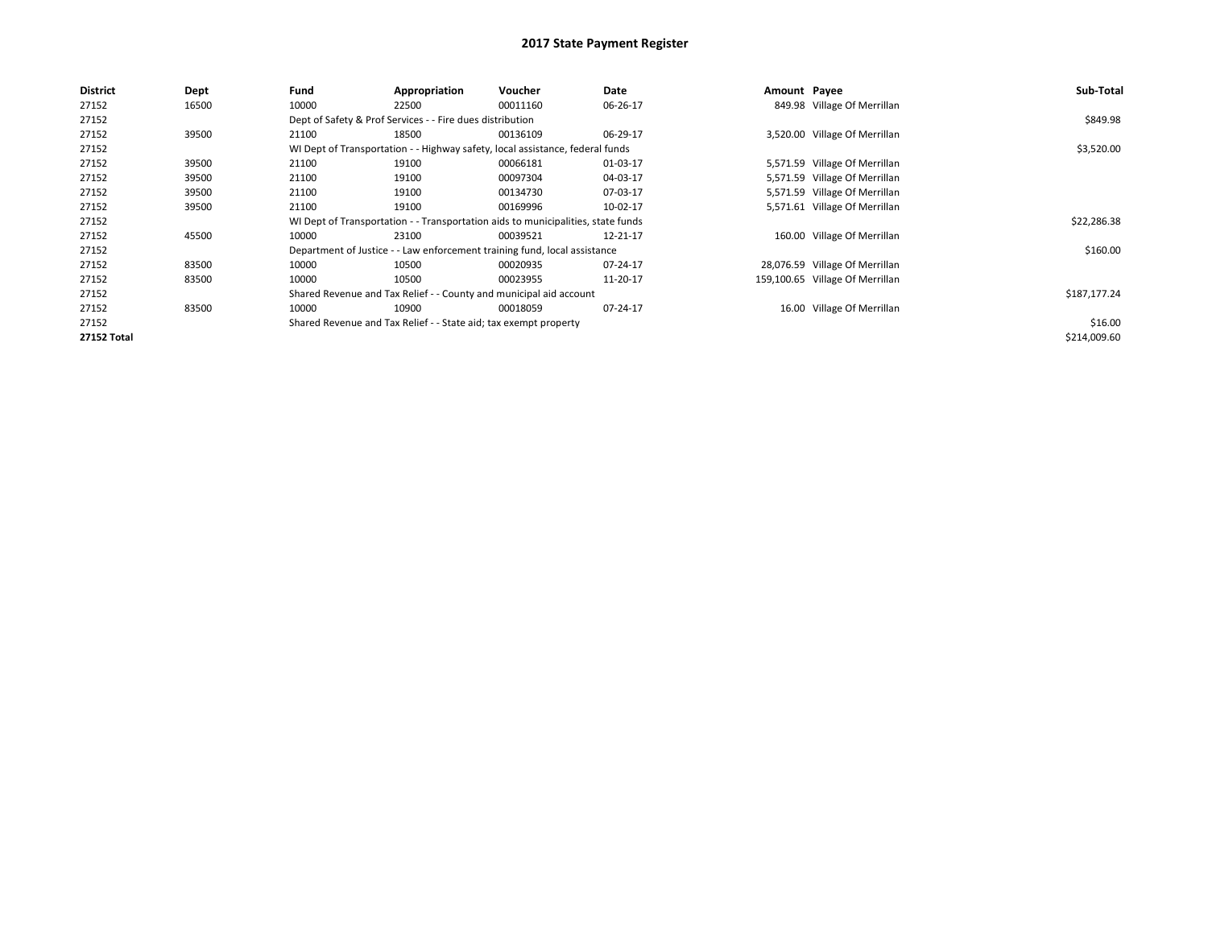# 2017 State Payment Register

| District | Dept | Fund | Appropriation | Voucher | Date | Amount | Payee | Sub-Total |
|---|---|---|---|---|---|---|---|---|
| 27152 | 16500 | 10000 | 22500 | 00011160 | 06-26-17 | 849.98 | Village Of Merrillan | |
| 27152 | | Dept of Safety & Prof Services - - Fire dues distribution | | | | | | $849.98 |
| 27152 | 39500 | 21100 | 18500 | 00136109 | 06-29-17 | 3,520.00 | Village Of Merrillan | |
| 27152 | | WI Dept of Transportation - - Highway safety, local assistance, federal funds | | | | | | $3,520.00 |
| 27152 | 39500 | 21100 | 19100 | 00066181 | 01-03-17 | 5,571.59 | Village Of Merrillan | |
| 27152 | 39500 | 21100 | 19100 | 00097304 | 04-03-17 | 5,571.59 | Village Of Merrillan | |
| 27152 | 39500 | 21100 | 19100 | 00134730 | 07-03-17 | 5,571.59 | Village Of Merrillan | |
| 27152 | 39500 | 21100 | 19100 | 00169996 | 10-02-17 | 5,571.61 | Village Of Merrillan | |
| 27152 | | WI Dept of Transportation - - Transportation aids to municipalities, state funds | | | | | | $22,286.38 |
| 27152 | 45500 | 10000 | 23100 | 00039521 | 12-21-17 | 160.00 | Village Of Merrillan | |
| 27152 | | Department of Justice - - Law enforcement training fund, local assistance | | | | | | $160.00 |
| 27152 | 83500 | 10000 | 10500 | 00020935 | 07-24-17 | 28,076.59 | Village Of Merrillan | |
| 27152 | 83500 | 10000 | 10500 | 00023955 | 11-20-17 | 159,100.65 | Village Of Merrillan | |
| 27152 | | Shared Revenue and Tax Relief - - County and municipal aid account | | | | | | $187,177.24 |
| 27152 | 83500 | 10000 | 10900 | 00018059 | 07-24-17 | 16.00 | Village Of Merrillan | |
| 27152 | | Shared Revenue and Tax Relief - - State aid; tax exempt property | | | | | | $16.00 |
| **27152 Total** | | | | | | | | $214,009.60 |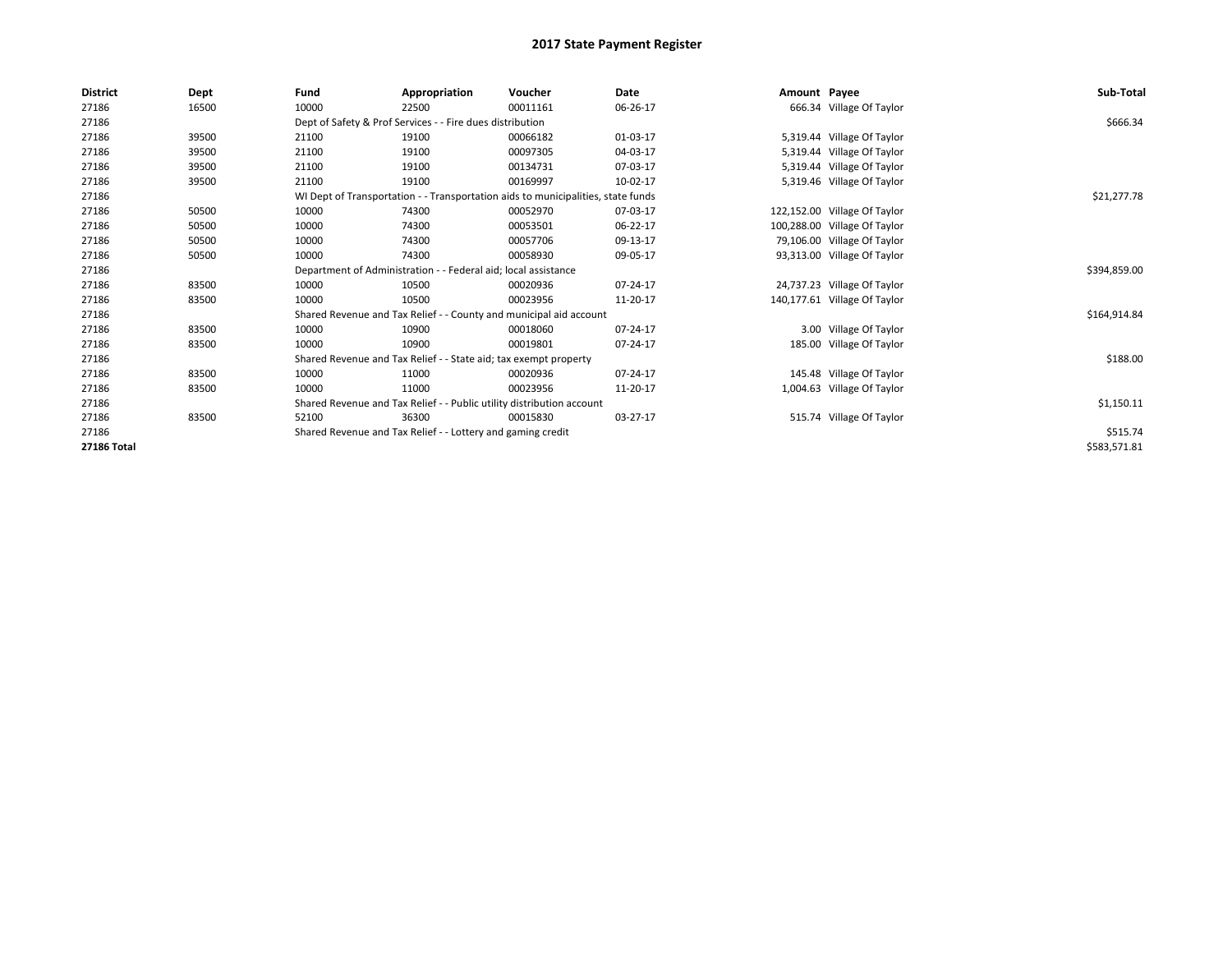# 2017 State Payment Register

| District | Dept | Fund | Appropriation | Voucher | Date | Amount | Payee | Sub-Total |
|---|---|---|---|---|---|---|---|---|
| 27186 | 16500 | 10000 | 22500 | 00011161 | 06-26-17 | 666.34 | Village Of Taylor | |
| 27186 | | Dept of Safety & Prof Services - - Fire dues distribution | | | | | | $666.34 |
| 27186 | 39500 | 21100 | 19100 | 00066182 | 01-03-17 | 5,319.44 | Village Of Taylor | |
| 27186 | 39500 | 21100 | 19100 | 00097305 | 04-03-17 | 5,319.44 | Village Of Taylor | |
| 27186 | 39500 | 21100 | 19100 | 00134731 | 07-03-17 | 5,319.44 | Village Of Taylor | |
| 27186 | 39500 | 21100 | 19100 | 00169997 | 10-02-17 | 5,319.46 | Village Of Taylor | |
| 27186 | | WI Dept of Transportation - - Transportation aids to municipalities, state funds | | | | | | $21,277.78 |
| 27186 | 50500 | 10000 | 74300 | 00052970 | 07-03-17 | 122,152.00 | Village Of Taylor | |
| 27186 | 50500 | 10000 | 74300 | 00053501 | 06-22-17 | 100,288.00 | Village Of Taylor | |
| 27186 | 50500 | 10000 | 74300 | 00057706 | 09-13-17 | 79,106.00 | Village Of Taylor | |
| 27186 | 50500 | 10000 | 74300 | 00058930 | 09-05-17 | 93,313.00 | Village Of Taylor | |
| 27186 | | Department of Administration - - Federal aid; local assistance | | | | | | $394,859.00 |
| 27186 | 83500 | 10000 | 10500 | 00020936 | 07-24-17 | 24,737.23 | Village Of Taylor | |
| 27186 | 83500 | 10000 | 10500 | 00023956 | 11-20-17 | 140,177.61 | Village Of Taylor | |
| 27186 | | Shared Revenue and Tax Relief - - County and municipal aid account | | | | | | $164,914.84 |
| 27186 | 83500 | 10000 | 10900 | 00018060 | 07-24-17 | 3.00 | Village Of Taylor | |
| 27186 | 83500 | 10000 | 10900 | 00019801 | 07-24-17 | 185.00 | Village Of Taylor | |
| 27186 | | Shared Revenue and Tax Relief - - State aid; tax exempt property | | | | | | $188.00 |
| 27186 | 83500 | 10000 | 11000 | 00020936 | 07-24-17 | 145.48 | Village Of Taylor | |
| 27186 | 83500 | 10000 | 11000 | 00023956 | 11-20-17 | 1,004.63 | Village Of Taylor | |
| 27186 | | Shared Revenue and Tax Relief - - Public utility distribution account | | | | | | $1,150.11 |
| 27186 | 83500 | 52100 | 36300 | 00015830 | 03-27-17 | 515.74 | Village Of Taylor | |
| 27186 | | Shared Revenue and Tax Relief - - Lottery and gaming credit | | | | | | $515.74 |
| **27186 Total** | | | | | | | | $583,571.81 |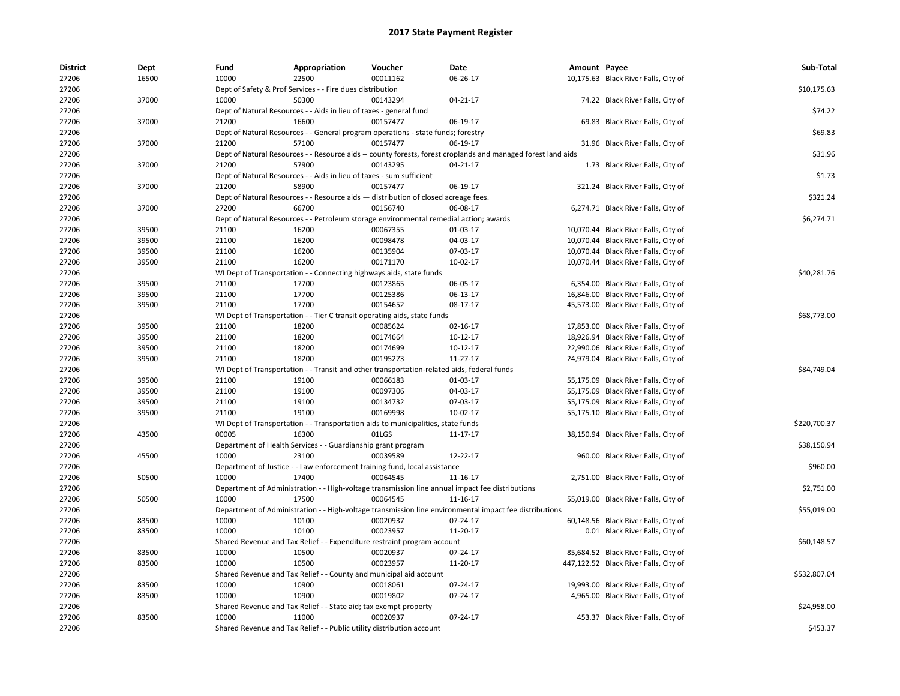# 2017 State Payment Register

| District | Dept | Fund | Appropriation | Voucher | Date | Amount | Payee | Sub-Total |
|---|---|---|---|---|---|---|---|---|
| 27206 | 16500 | 10000 | 22500 | 00011162 | 06-26-17 | 10,175.63 | Black River Falls, City of | |
| 27206 | | Dept of Safety & Prof Services - - Fire dues distribution | | | | | | $10,175.63 |
| 27206 | 37000 | 10000 | 50300 | 00143294 | 04-21-17 | 74.22 | Black River Falls, City of | |
| 27206 | | Dept of Natural Resources - - Aids in lieu of taxes - general fund | | | | | | $74.22 |
| 27206 | 37000 | 21200 | 16600 | 00157477 | 06-19-17 | 69.83 | Black River Falls, City of | |
| 27206 | | Dept of Natural Resources - - General program operations - state funds; forestry | | | | | | $69.83 |
| 27206 | 37000 | 21200 | 57100 | 00157477 | 06-19-17 | 31.96 | Black River Falls, City of | |
| 27206 | | Dept of Natural Resources - - Resource aids -- county forests, forest croplands and managed forest land aids | | | | | | $31.96 |
| 27206 | 37000 | 21200 | 57900 | 00143295 | 04-21-17 | 1.73 | Black River Falls, City of | |
| 27206 | | Dept of Natural Resources - - Aids in lieu of taxes - sum sufficient | | | | | | $1.73 |
| 27206 | 37000 | 21200 | 58900 | 00157477 | 06-19-17 | 321.24 | Black River Falls, City of | |
| 27206 | | Dept of Natural Resources - - Resource aids — distribution of closed acreage fees. | | | | | | $321.24 |
| 27206 | 37000 | 27200 | 66700 | 00156740 | 06-08-17 | 6,274.71 | Black River Falls, City of | |
| 27206 | | Dept of Natural Resources - - Petroleum storage environmental remedial action; awards | | | | | | $6,274.71 |
| 27206 | 39500 | 21100 | 16200 | 00067355 | 01-03-17 | 10,070.44 | Black River Falls, City of | |
| 27206 | 39500 | 21100 | 16200 | 00098478 | 04-03-17 | 10,070.44 | Black River Falls, City of | |
| 27206 | 39500 | 21100 | 16200 | 00135904 | 07-03-17 | 10,070.44 | Black River Falls, City of | |
| 27206 | 39500 | 21100 | 16200 | 00171170 | 10-02-17 | 10,070.44 | Black River Falls, City of | |
| 27206 | | WI Dept of Transportation - - Connecting highways aids, state funds | | | | | | $40,281.76 |
| 27206 | 39500 | 21100 | 17700 | 00123865 | 06-05-17 | 6,354.00 | Black River Falls, City of | |
| 27206 | 39500 | 21100 | 17700 | 00125386 | 06-13-17 | 16,846.00 | Black River Falls, City of | |
| 27206 | 39500 | 21100 | 17700 | 00154652 | 08-17-17 | 45,573.00 | Black River Falls, City of | |
| 27206 | | WI Dept of Transportation - - Tier C transit operating aids, state funds | | | | | | $68,773.00 |
| 27206 | 39500 | 21100 | 18200 | 00085624 | 02-16-17 | 17,853.00 | Black River Falls, City of | |
| 27206 | 39500 | 21100 | 18200 | 00174664 | 10-12-17 | 18,926.94 | Black River Falls, City of | |
| 27206 | 39500 | 21100 | 18200 | 00174699 | 10-12-17 | 22,990.06 | Black River Falls, City of | |
| 27206 | 39500 | 21100 | 18200 | 00195273 | 11-27-17 | 24,979.04 | Black River Falls, City of | |
| 27206 | | WI Dept of Transportation - - Transit and other transportation-related aids, federal funds | | | | | | $84,749.04 |
| 27206 | 39500 | 21100 | 19100 | 00066183 | 01-03-17 | 55,175.09 | Black River Falls, City of | |
| 27206 | 39500 | 21100 | 19100 | 00097306 | 04-03-17 | 55,175.09 | Black River Falls, City of | |
| 27206 | 39500 | 21100 | 19100 | 00134732 | 07-03-17 | 55,175.09 | Black River Falls, City of | |
| 27206 | 39500 | 21100 | 19100 | 00169998 | 10-02-17 | 55,175.10 | Black River Falls, City of | |
| 27206 | | WI Dept of Transportation - - Transportation aids to municipalities, state funds | | | | | | $220,700.37 |
| 27206 | 43500 | 00005 | 16300 | 01LGS | 11-17-17 | 38,150.94 | Black River Falls, City of | |
| 27206 | | Department of Health Services - - Guardianship grant program | | | | | | $38,150.94 |
| 27206 | 45500 | 10000 | 23100 | 00039589 | 12-22-17 | 960.00 | Black River Falls, City of | |
| 27206 | | Department of Justice - - Law enforcement training fund, local assistance | | | | | | $960.00 |
| 27206 | 50500 | 10000 | 17400 | 00064545 | 11-16-17 | 2,751.00 | Black River Falls, City of | |
| 27206 | | Department of Administration - - High-voltage transmission line annual impact fee distributions | | | | | | $2,751.00 |
| 27206 | 50500 | 10000 | 17500 | 00064545 | 11-16-17 | 55,019.00 | Black River Falls, City of | |
| 27206 | | Department of Administration - - High-voltage transmission line environmental impact fee distributions | | | | | | $55,019.00 |
| 27206 | 83500 | 10000 | 10100 | 00020937 | 07-24-17 | 60,148.56 | Black River Falls, City of | |
| 27206 | 83500 | 10000 | 10100 | 00023957 | 11-20-17 | 0.01 | Black River Falls, City of | |
| 27206 | | Shared Revenue and Tax Relief - - Expenditure restraint program account | | | | | | $60,148.57 |
| 27206 | 83500 | 10000 | 10500 | 00020937 | 07-24-17 | 85,684.52 | Black River Falls, City of | |
| 27206 | 83500 | 10000 | 10500 | 00023957 | 11-20-17 | 447,122.52 | Black River Falls, City of | |
| 27206 | | Shared Revenue and Tax Relief - - County and municipal aid account | | | | | | $532,807.04 |
| 27206 | 83500 | 10000 | 10900 | 00018061 | 07-24-17 | 19,993.00 | Black River Falls, City of | |
| 27206 | 83500 | 10000 | 10900 | 00019802 | 07-24-17 | 4,965.00 | Black River Falls, City of | |
| 27206 | | Shared Revenue and Tax Relief - - State aid; tax exempt property | | | | | | $24,958.00 |
| 27206 | 83500 | 10000 | 11000 | 00020937 | 07-24-17 | 453.37 | Black River Falls, City of | |
| 27206 | | Shared Revenue and Tax Relief - - Public utility distribution account | | | | | | $453.37 |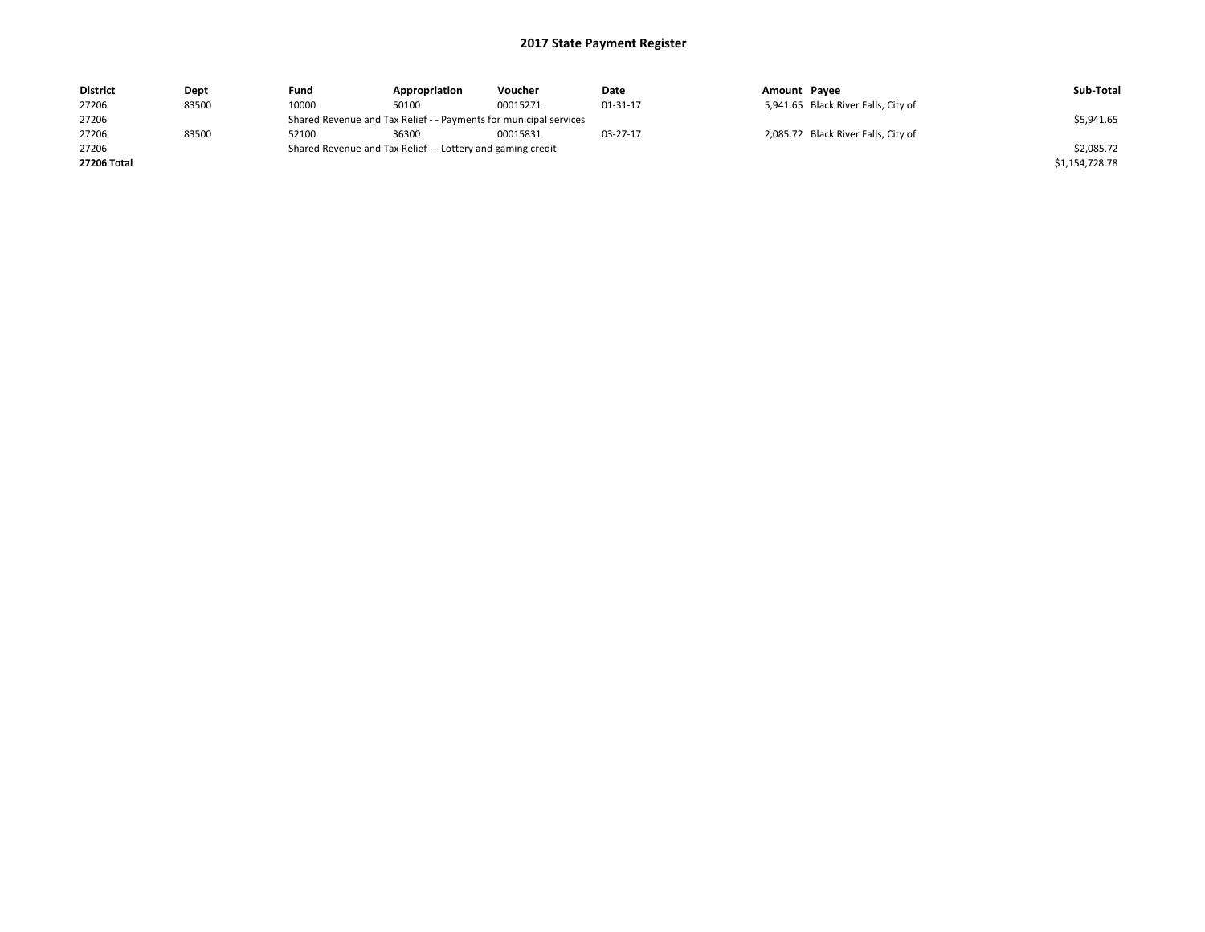# 2017 State Payment Register

| District | Dept | Fund | Appropriation | Voucher | Date | Amount | Payee | Sub-Total |
|---|---|---|---|---|---|---|---|---|
| 27206 | 83500 | 10000 | 50100 | 00015271 | 01-31-17 | 5,941.65 | Black River Falls, City of | |
| 27206 | | Shared Revenue and Tax Relief - - Payments for municipal services | | | | | | $5,941.65 |
| 27206 | 83500 | 52100 | 36300 | 00015831 | 03-27-17 | 2,085.72 | Black River Falls, City of | |
| 27206 | | Shared Revenue and Tax Relief - - Lottery and gaming credit | | | | | | $2,085.72 |
| **27206 Total** | | | | | | | | $1,154,728.78 |